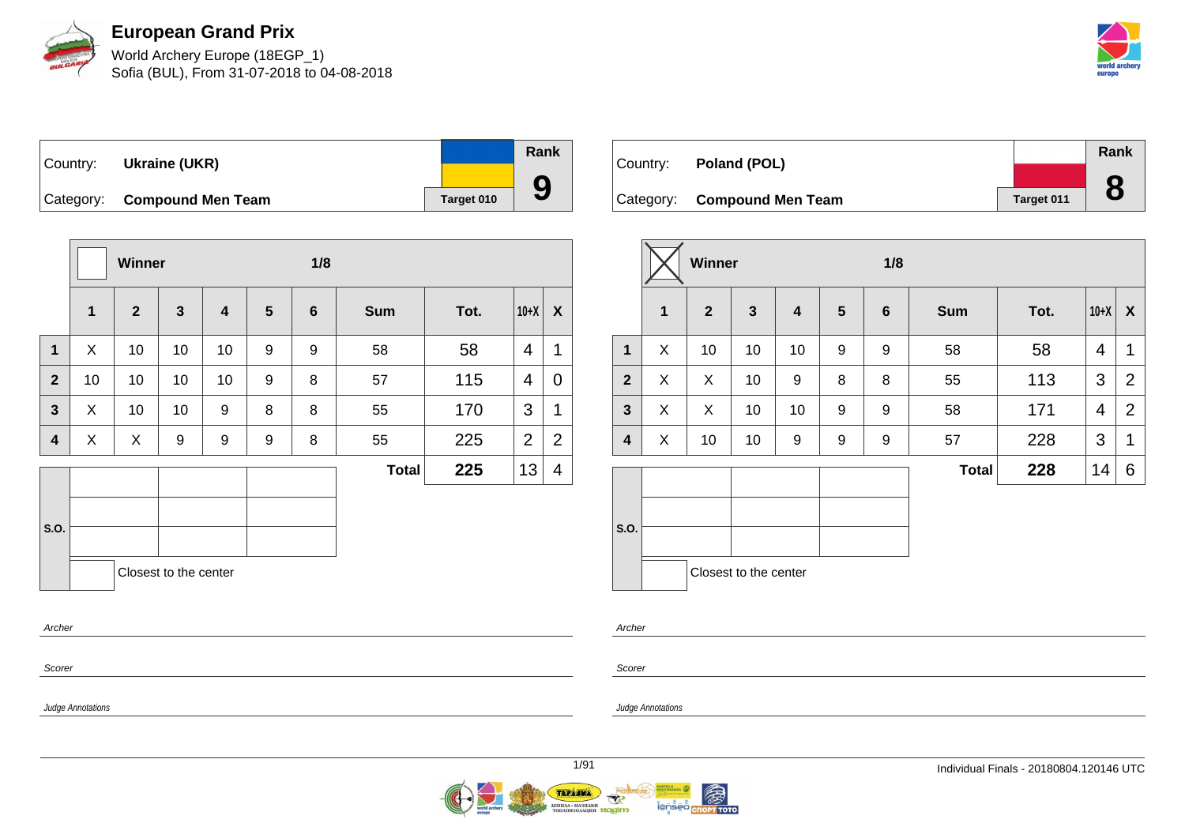# European Grand Prix

World Archery Europe (18EGP_1)
Sofia (BUL), From 31-07-2018 to 04-08-2018

| Country: | Ukraine (UKR) | | Rank |
|---|---|---|---|
| Category: | Compound Men Team | Target 010 | 9 |

| | Winner | | | | | 1/8 | | | | |
|---|---|---|---|---|---|---|---|---|---|---|
| | 1 | 2 | 3 | 4 | 5 | 6 | Sum | Tot. | 10+X | X |
| 1 | X | 10 | 10 | 10 | 9 | 9 | 58 | 58 | 4 | 1 |
| 2 | 10 | 10 | 10 | 10 | 9 | 8 | 57 | 115 | 4 | 0 |
| 3 | X | 10 | 10 | 9 | 8 | 8 | 55 | 170 | 3 | 1 |
| 4 | X | X | 9 | 9 | 9 | 8 | 55 | 225 | 2 | 2 |
| | | | | | | | Total | 225 | 13 | 4 |

S.O.

Closest to the center

Archer

Scorer

Judge Annotations

| Country: | Poland (POL) | | Rank |
|---|---|---|---|
| Category: | Compound Men Team | Target 011 | 8 |

| | Winner (X) | | | | | 1/8 | | | | |
|---|---|---|---|---|---|---|---|---|---|---|
| | 1 | 2 | 3 | 4 | 5 | 6 | Sum | Tot. | 10+X | X |
| 1 | X | 10 | 10 | 10 | 9 | 9 | 58 | 58 | 4 | 1 |
| 2 | X | X | 10 | 9 | 8 | 8 | 55 | 113 | 3 | 2 |
| 3 | X | X | 10 | 10 | 9 | 9 | 58 | 171 | 4 | 2 |
| 4 | X | 10 | 10 | 9 | 9 | 9 | 57 | 228 | 3 | 1 |
| | | | | | | | Total | 228 | 14 | 6 |

S.O.

Closest to the center

Archer

Scorer

Judge Annotations

Individual Finals - 20180804.120146 UTC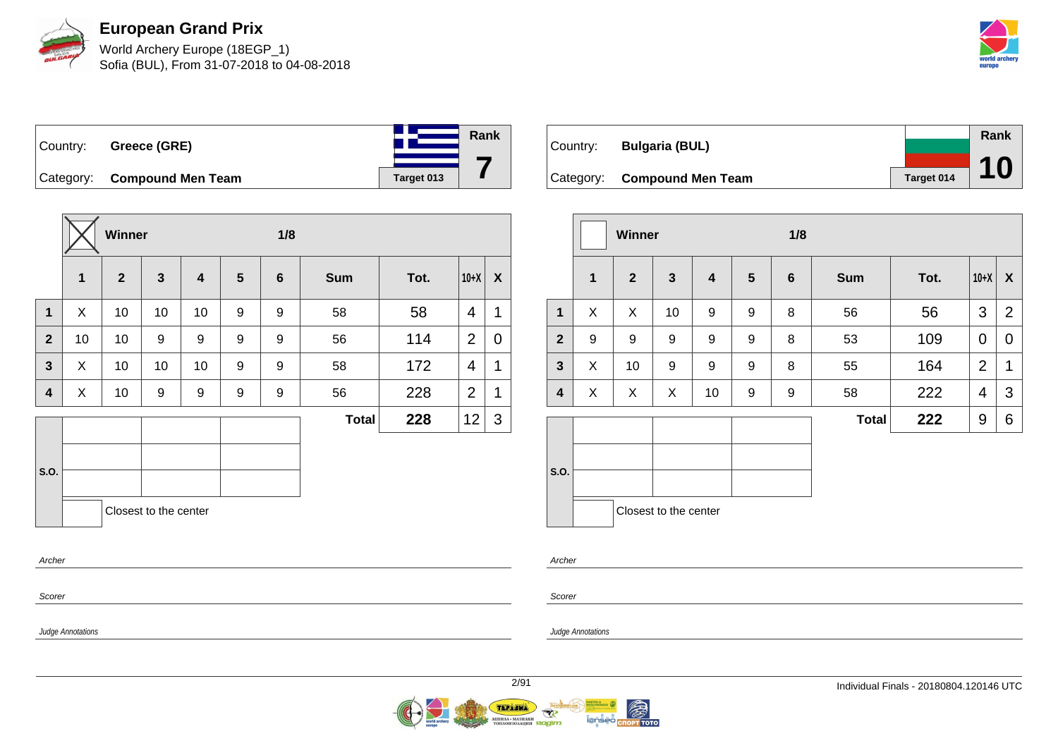# European Grand Prix

World Archery Europe (18EGP_1)
Sofia (BUL), From 31-07-2018 to 04-08-2018

Country: **Greece (GRE)**
Category: **Compound Men Team**
Target 013
Rank **7**

| | Winner ☒ | | | | | 1/8 | | | | |
|---|---|---|---|---|---|---|---|---|---|---|
| | **1** | **2** | **3** | **4** | **5** | **6** | **Sum** | **Tot.** | **10+X** | **X** |
| **1** | X | 10 | 10 | 10 | 9 | 9 | 58 | 58 | 4 | 1 |
| **2** | 10 | 10 | 9 | 9 | 9 | 9 | 56 | 114 | 2 | 0 |
| **3** | X | 10 | 10 | 10 | 9 | 9 | 58 | 172 | 4 | 1 |
| **4** | X | 10 | 9 | 9 | 9 | 9 | 56 | 228 | 2 | 1 |
| | | | | | | | **Total** | **228** | 12 | 3 |

S.O.

Closest to the center

*Archer*

*Scorer*

*Judge Annotations*

Country: **Bulgaria (BUL)**
Category: **Compound Men Team**
Target 014
Rank **10**

| | Winner ☐ | | | | | 1/8 | | | | |
|---|---|---|---|---|---|---|---|---|---|---|
| | **1** | **2** | **3** | **4** | **5** | **6** | **Sum** | **Tot.** | **10+X** | **X** |
| **1** | X | X | 10 | 9 | 9 | 8 | 56 | 56 | 3 | 2 |
| **2** | 9 | 9 | 9 | 9 | 9 | 8 | 53 | 109 | 0 | 0 |
| **3** | X | 10 | 9 | 9 | 9 | 8 | 55 | 164 | 2 | 1 |
| **4** | X | X | X | 10 | 9 | 9 | 58 | 222 | 4 | 3 |
| | | | | | | | **Total** | **222** | 9 | 6 |

S.O.

Closest to the center

*Archer*

*Scorer*

*Judge Annotations*

Individual Finals - 20180804.120146 UTC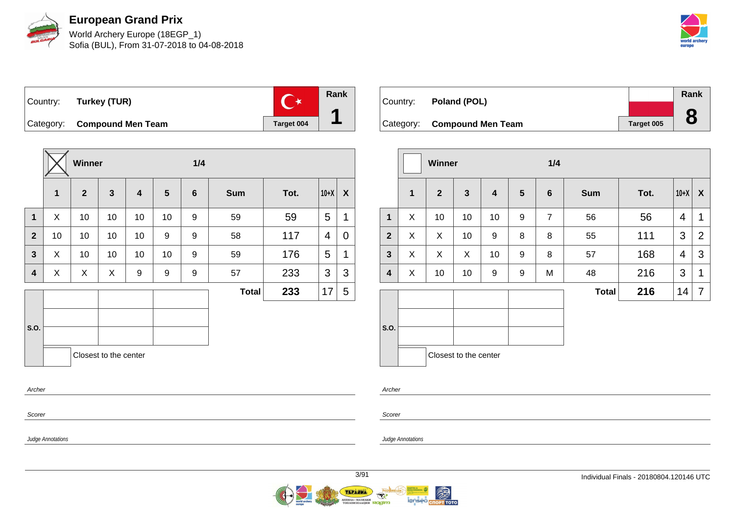# European Grand Prix

World Archery Europe (18EGP_1)
Sofia (BUL), From 31-07-2018 to 04-08-2018

| Country: | Turkey (TUR) | Target 004 | Rank |
|---|---|---|---|
| Category: | Compound Men Team | | 1 |

| | Winner (X) | | | | | 1/4 | | | | |
|---|---|---|---|---|---|---|---|---|---|---|
| | 1 | 2 | 3 | 4 | 5 | 6 | Sum | Tot. | 10+X | X |
| 1 | X | 10 | 10 | 10 | 10 | 9 | 59 | 59 | 5 | 1 |
| 2 | 10 | 10 | 10 | 10 | 9 | 9 | 58 | 117 | 4 | 0 |
| 3 | X | 10 | 10 | 10 | 10 | 9 | 59 | 176 | 5 | 1 |
| 4 | X | X | X | 9 | 9 | 9 | 57 | 233 | 3 | 3 |
| | | | | | | | Total | 233 | 17 | 5 |

S.O.

Closest to the center

Archer

Scorer

*Judge Annotations*

| Country: | Poland (POL) | Target 005 | Rank |
|---|---|---|---|
| Category: | Compound Men Team | | 8 |

| | Winner | | | | | 1/4 | | | | |
|---|---|---|---|---|---|---|---|---|---|---|
| | 1 | 2 | 3 | 4 | 5 | 6 | Sum | Tot. | 10+X | X |
| 1 | X | 10 | 10 | 10 | 9 | 7 | 56 | 56 | 4 | 1 |
| 2 | X | X | 10 | 9 | 8 | 8 | 55 | 111 | 3 | 2 |
| 3 | X | X | X | 10 | 9 | 8 | 57 | 168 | 4 | 3 |
| 4 | X | 10 | 10 | 9 | 9 | M | 48 | 216 | 3 | 1 |
| | | | | | | | Total | 216 | 14 | 7 |

S.O.

Closest to the center

Archer

Scorer

*Judge Annotations*

Individual Finals - 20180804.120146 UTC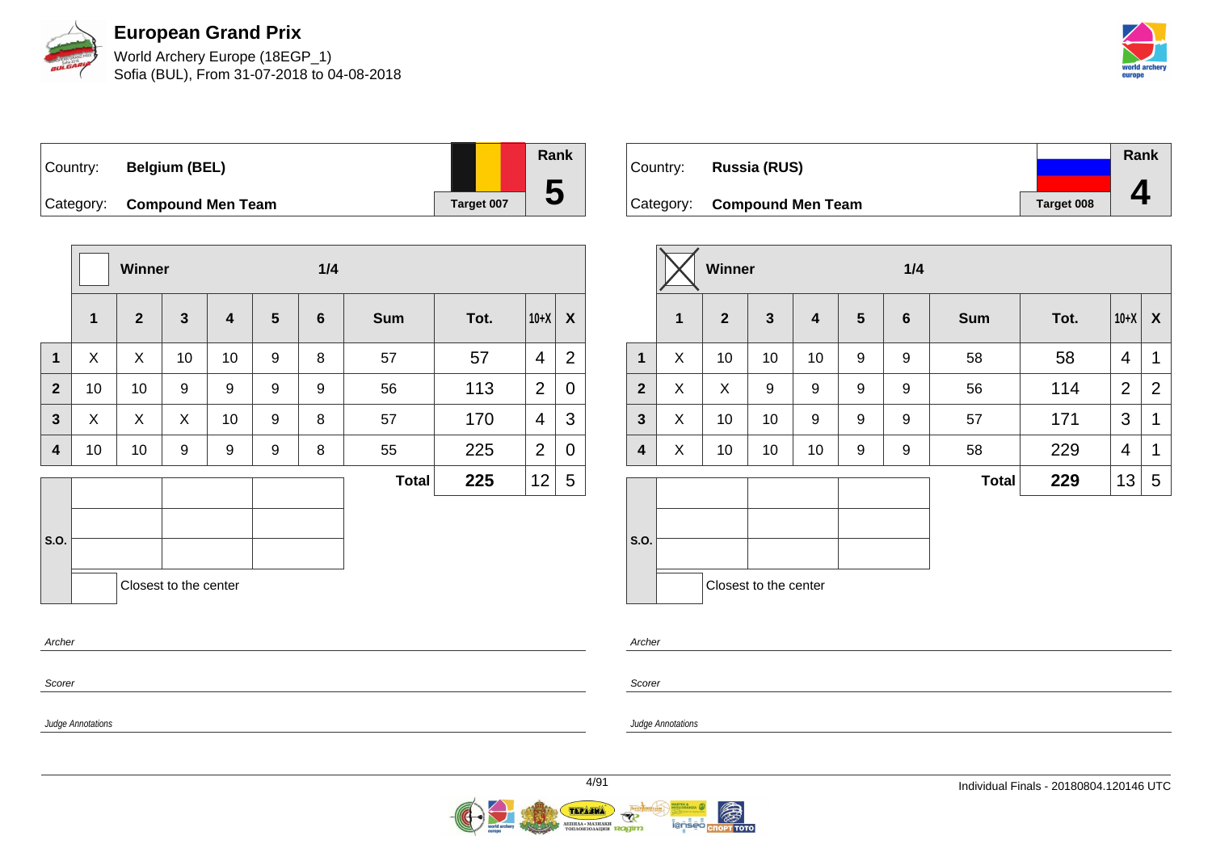# European Grand Prix

World Archery Europe (18EGP_1)
Sofia (BUL), From 31-07-2018 to 04-08-2018

Country: **Belgium (BEL)**
Category: **Compound Men Team**
Target 007
Rank **5**

| | Winner | | | | | 1/4 | | | | |
|---|---|---|---|---|---|---|---|---|---|---|
| | 1 | 2 | 3 | 4 | 5 | 6 | Sum | Tot. | 10+X | X |
| 1 | X | X | 10 | 10 | 9 | 8 | 57 | 57 | 4 | 2 |
| 2 | 10 | 10 | 9 | 9 | 9 | 9 | 56 | 113 | 2 | 0 |
| 3 | X | X | X | 10 | 9 | 8 | 57 | 170 | 4 | 3 |
| 4 | 10 | 10 | 9 | 9 | 9 | 8 | 55 | 225 | 2 | 0 |
| | | | | | | | Total | 225 | 12 | 5 |

S.O.

Closest to the center

Archer

Scorer

Judge Annotations

Country: **Russia (RUS)**
Category: **Compound Men Team**
Target 008
Rank **4**

| | Winner (X) | | | | | 1/4 | | | | |
|---|---|---|---|---|---|---|---|---|---|---|
| | 1 | 2 | 3 | 4 | 5 | 6 | Sum | Tot. | 10+X | X |
| 1 | X | 10 | 10 | 10 | 9 | 9 | 58 | 58 | 4 | 1 |
| 2 | X | X | 9 | 9 | 9 | 9 | 56 | 114 | 2 | 2 |
| 3 | X | 10 | 10 | 9 | 9 | 9 | 57 | 171 | 3 | 1 |
| 4 | X | 10 | 10 | 10 | 9 | 9 | 58 | 229 | 4 | 1 |
| | | | | | | | Total | 229 | 13 | 5 |

S.O.

Closest to the center

Archer

Scorer

Judge Annotations

Individual Finals - 20180804.120146 UTC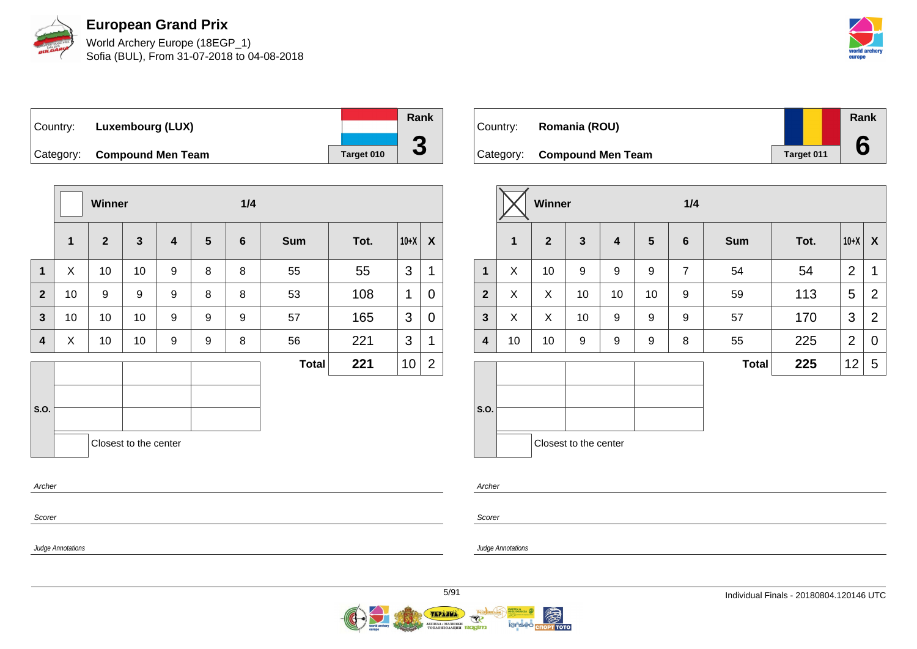# European Grand Prix

World Archery Europe (18EGP_1)
Sofia (BUL), From 31-07-2018 to 04-08-2018

| Country: | **Luxembourg (LUX)** | Rank |
|---|---|---|
| Category: | **Compound Men Team** | **3** |
| | Target 010 | |

| | Winner ☐ | | | | | 1/4 | | | | |
|---|---|---|---|---|---|---|---|---|---|---|
| | **1** | **2** | **3** | **4** | **5** | **6** | **Sum** | **Tot.** | **10+X** | **X** |
| **1** | X | 10 | 10 | 9 | 8 | 8 | 55 | 55 | 3 | 1 |
| **2** | 10 | 9 | 9 | 9 | 8 | 8 | 53 | 108 | 1 | 0 |
| **3** | 10 | 10 | 10 | 9 | 9 | 9 | 57 | 165 | 3 | 0 |
| **4** | X | 10 | 10 | 9 | 9 | 8 | 56 | 221 | 3 | 1 |
| | | | | | | | **Total** | **221** | 10 | 2 |

S.O.

Closest to the center

*Archer*

*Scorer*

*Judge Annotations*

| Country: | **Romania (ROU)** | Rank |
|---|---|---|
| Category: | **Compound Men Team** | **6** |
| | Target 011 | |

| | Winner ☒ | | | | | 1/4 | | | | |
|---|---|---|---|---|---|---|---|---|---|---|
| | **1** | **2** | **3** | **4** | **5** | **6** | **Sum** | **Tot.** | **10+X** | **X** |
| **1** | X | 10 | 9 | 9 | 9 | 7 | 54 | 54 | 2 | 1 |
| **2** | X | X | 10 | 10 | 10 | 9 | 59 | 113 | 5 | 2 |
| **3** | X | X | 10 | 9 | 9 | 9 | 57 | 170 | 3 | 2 |
| **4** | 10 | 10 | 9 | 9 | 9 | 8 | 55 | 225 | 2 | 0 |
| | | | | | | | **Total** | **225** | 12 | 5 |

S.O.

Closest to the center

*Archer*

*Scorer*

*Judge Annotations*

Individual Finals - 20180804.120146 UTC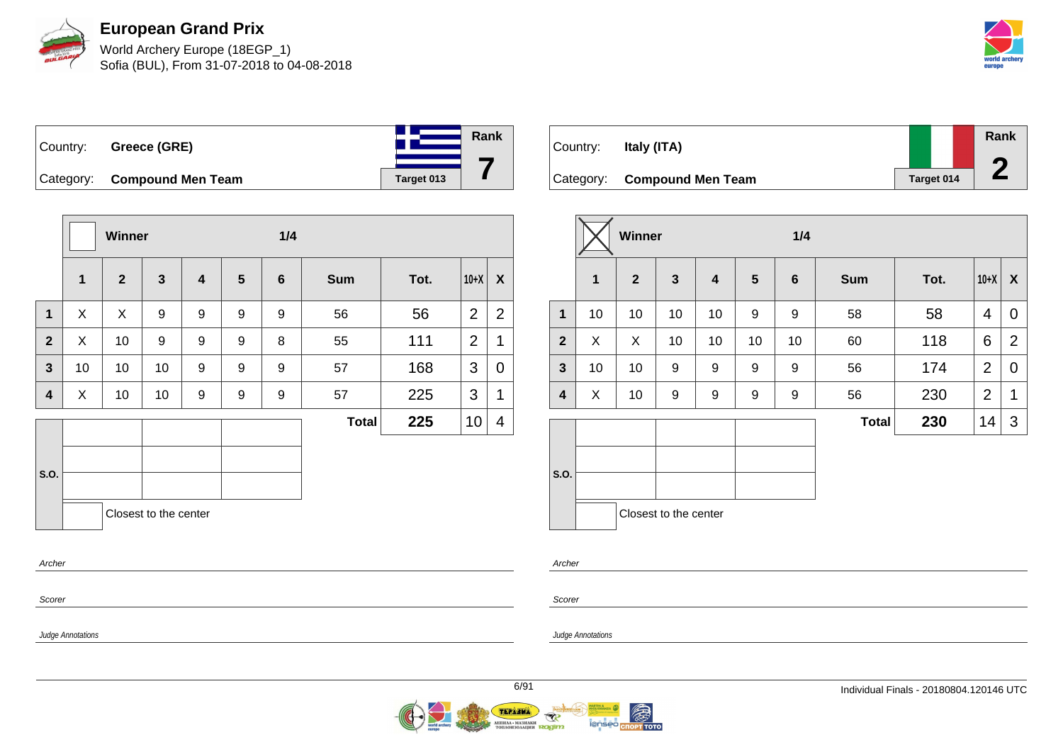# European Grand Prix

World Archery Europe (18EGP_1)
Sofia (BUL), From 31-07-2018 to 04-08-2018

| Country: | Greece (GRE) | Rank |
|---|---|---|
| Category: | Compound Men Team | 7 |
| | Target 013 | |

| | Winner | | | 1/4 | | | | | | |
|---|---|---|---|---|---|---|---|---|---|---|
| | 1 | 2 | 3 | 4 | 5 | 6 | Sum | Tot. | 10+X | X |
| 1 | X | X | 9 | 9 | 9 | 9 | 56 | 56 | 2 | 2 |
| 2 | X | 10 | 9 | 9 | 9 | 8 | 55 | 111 | 2 | 1 |
| 3 | 10 | 10 | 10 | 9 | 9 | 9 | 57 | 168 | 3 | 0 |
| 4 | X | 10 | 10 | 9 | 9 | 9 | 57 | 225 | 3 | 1 |
| | | | | | | | Total | 225 | 10 | 4 |

S.O.

Closest to the center

Archer

Scorer

Judge Annotations

| Country: | Italy (ITA) | Rank |
|---|---|---|
| Category: | Compound Men Team | 2 |
| | Target 014 | |

| | Winner ☒ | | | 1/4 | | | | | | |
|---|---|---|---|---|---|---|---|---|---|---|
| | 1 | 2 | 3 | 4 | 5 | 6 | Sum | Tot. | 10+X | X |
| 1 | 10 | 10 | 10 | 10 | 9 | 9 | 58 | 58 | 4 | 0 |
| 2 | X | X | 10 | 10 | 10 | 10 | 60 | 118 | 6 | 2 |
| 3 | 10 | 10 | 9 | 9 | 9 | 9 | 56 | 174 | 2 | 0 |
| 4 | X | 10 | 9 | 9 | 9 | 9 | 56 | 230 | 2 | 1 |
| | | | | | | | Total | 230 | 14 | 3 |

S.O.

Closest to the center

Archer

Scorer

Judge Annotations

Individual Finals - 20180804.120146 UTC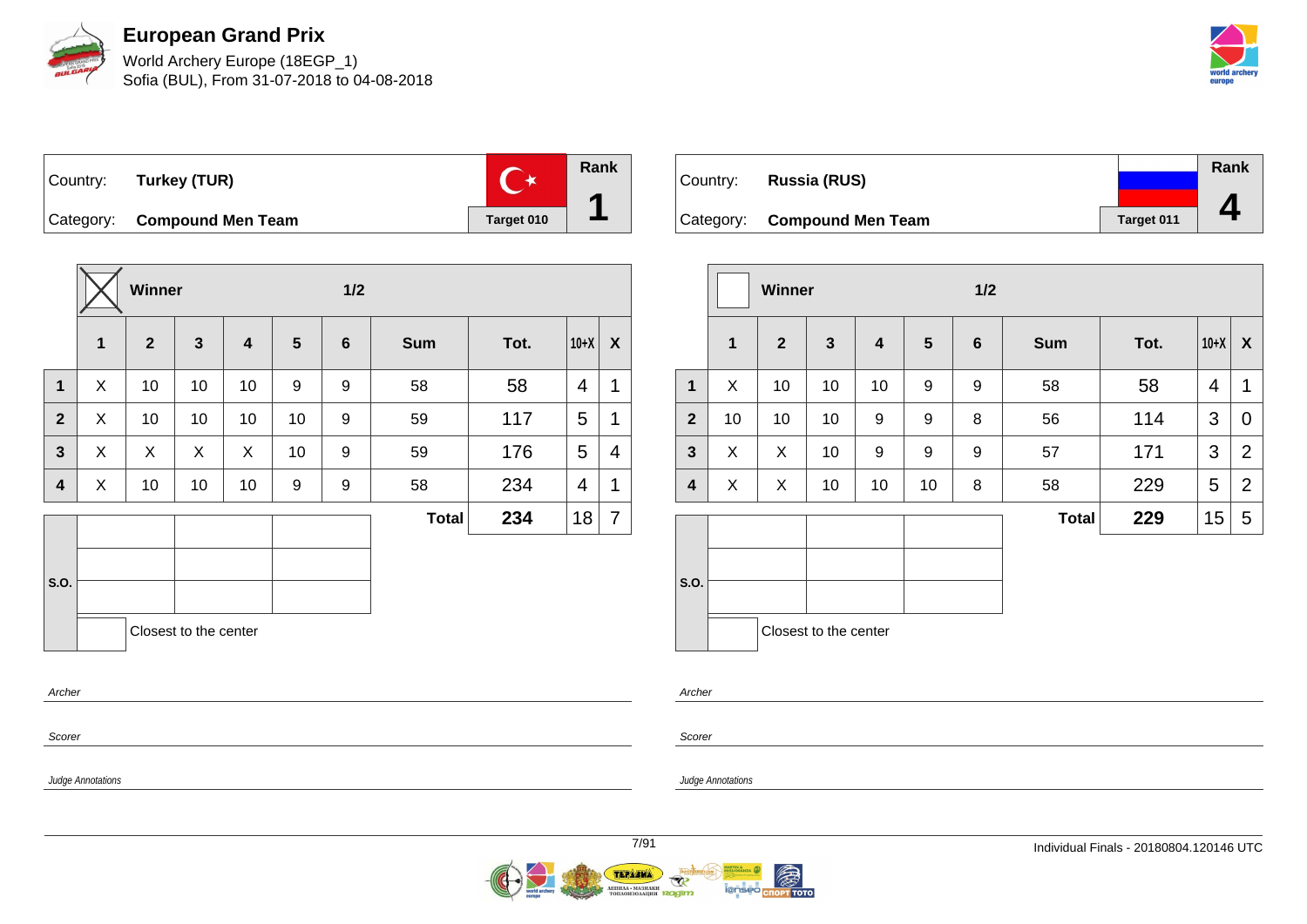# European Grand Prix

World Archery Europe (18EGP_1)
Sofia (BUL), From 31-07-2018 to 04-08-2018

| Country: | Turkey (TUR) | | Rank |
|---|---|---|---|
| Category: | Compound Men Team | Target 010 | 1 |

| | Winner (X) | | | | 1/2 | | | | | |
|---|---|---|---|---|---|---|---|---|---|---|
| | 1 | 2 | 3 | 4 | 5 | 6 | Sum | Tot. | 10+X | X |
| 1 | X | 10 | 10 | 10 | 9 | 9 | 58 | 58 | 4 | 1 |
| 2 | X | 10 | 10 | 10 | 10 | 9 | 59 | 117 | 5 | 1 |
| 3 | X | X | X | X | 10 | 9 | 59 | 176 | 5 | 4 |
| 4 | X | 10 | 10 | 10 | 9 | 9 | 58 | 234 | 4 | 1 |
| | | | | | | | Total | 234 | 18 | 7 |

S.O.

Closest to the center

Archer

Scorer

Judge Annotations

| Country: | Russia (RUS) | | Rank |
|---|---|---|---|
| Category: | Compound Men Team | Target 011 | 4 |

| | Winner | | | | 1/2 | | | | | |
|---|---|---|---|---|---|---|---|---|---|---|
| | 1 | 2 | 3 | 4 | 5 | 6 | Sum | Tot. | 10+X | X |
| 1 | X | 10 | 10 | 10 | 9 | 9 | 58 | 58 | 4 | 1 |
| 2 | 10 | 10 | 10 | 9 | 9 | 8 | 56 | 114 | 3 | 0 |
| 3 | X | X | 10 | 9 | 9 | 9 | 57 | 171 | 3 | 2 |
| 4 | X | X | 10 | 10 | 10 | 8 | 58 | 229 | 5 | 2 |
| | | | | | | | Total | 229 | 15 | 5 |

S.O.

Closest to the center

Archer

Scorer

Judge Annotations

Individual Finals - 20180804.120146 UTC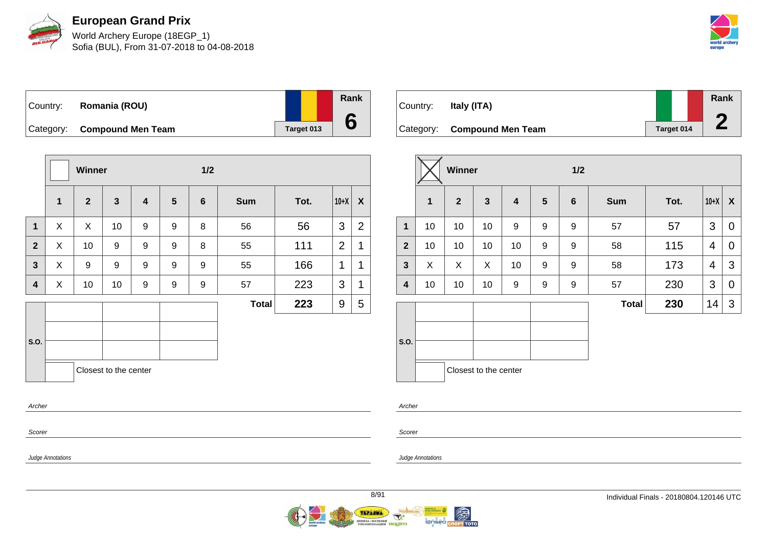# European Grand Prix

World Archery Europe (18EGP_1)
Sofia (BUL), From 31-07-2018 to 04-08-2018

| Country: | Romania (ROU) | Rank |
|---|---|---|
| Category: | Compound Men Team | 6 |
| | Target 013 | |

| | Winner | | | | | 1/2 | | | | |
|---|---|---|---|---|---|---|---|---|---|---|
| | 1 | 2 | 3 | 4 | 5 | 6 | Sum | Tot. | 10+X | X |
| 1 | X | X | 10 | 9 | 9 | 8 | 56 | 56 | 3 | 2 |
| 2 | X | 10 | 9 | 9 | 9 | 8 | 55 | 111 | 2 | 1 |
| 3 | X | 9 | 9 | 9 | 9 | 9 | 55 | 166 | 1 | 1 |
| 4 | X | 10 | 10 | 9 | 9 | 9 | 57 | 223 | 3 | 1 |
| | | | | | | | Total | 223 | 9 | 5 |

S.O.

Closest to the center

*Archer*

*Scorer*

*Judge Annotations*

| Country: | Italy (ITA) | Rank |
|---|---|---|
| Category: | Compound Men Team | 2 |
| | Target 014 | |

| | Winner (X) | | | | | 1/2 | | | | |
|---|---|---|---|---|---|---|---|---|---|---|
| | 1 | 2 | 3 | 4 | 5 | 6 | Sum | Tot. | 10+X | X |
| 1 | 10 | 10 | 10 | 9 | 9 | 9 | 57 | 57 | 3 | 0 |
| 2 | 10 | 10 | 10 | 10 | 9 | 9 | 58 | 115 | 4 | 0 |
| 3 | X | X | X | 10 | 9 | 9 | 58 | 173 | 4 | 3 |
| 4 | 10 | 10 | 10 | 9 | 9 | 9 | 57 | 230 | 3 | 0 |
| | | | | | | | Total | 230 | 14 | 3 |

S.O.

Closest to the center

*Archer*

*Scorer*

*Judge Annotations*

Individual Finals - 20180804.120146 UTC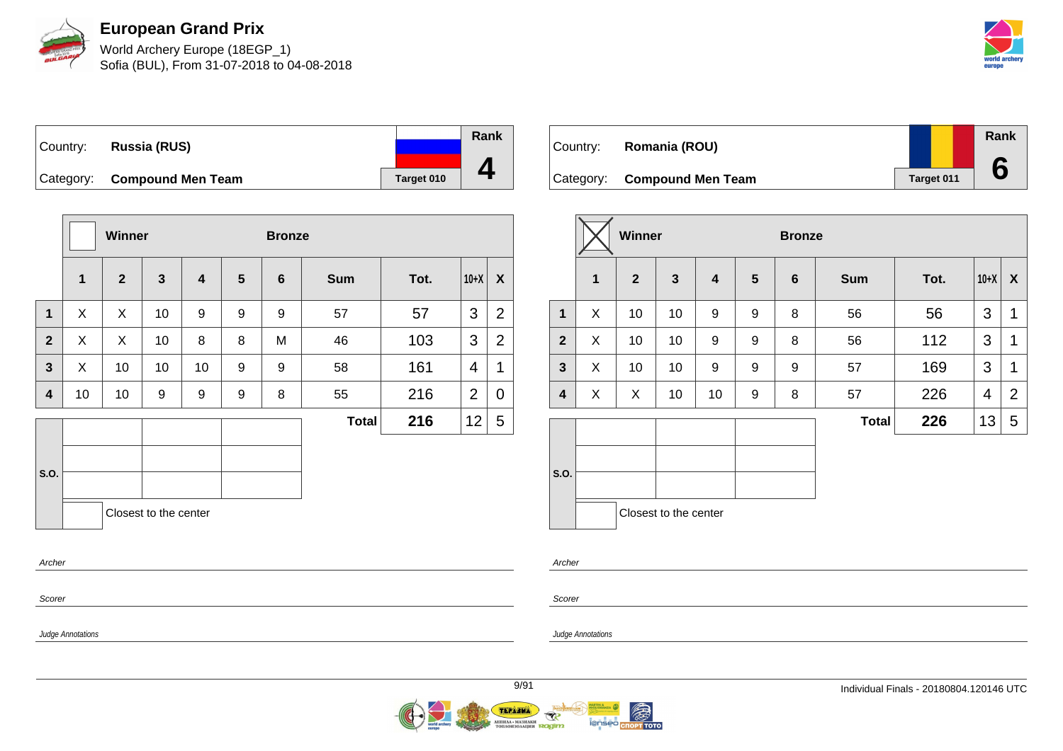# European Grand Prix

World Archery Europe (18EGP_1)
Sofia (BUL), From 31-07-2018 to 04-08-2018

| Country: | Russia (RUS) | Rank |
|---|---|---|
| Category: | Compound Men Team | Target 010 — **4** |

Winner: ☐ | Bronze

| | 1 | 2 | 3 | 4 | 5 | 6 | Sum | Tot. | 10+X | X |
|---|---|---|---|---|---|---|---|---|---|---|
| 1 | X | X | 10 | 9 | 9 | 9 | 57 | 57 | 3 | 2 |
| 2 | X | X | 10 | 8 | 8 | M | 46 | 103 | 3 | 2 |
| 3 | X | 10 | 10 | 10 | 9 | 9 | 58 | 161 | 4 | 1 |
| 4 | 10 | 10 | 9 | 9 | 9 | 8 | 55 | 216 | 2 | 0 |
| | | | | | | | **Total** | **216** | 12 | 5 |

S.O.

Closest to the center

*Archer*

*Scorer*

*Judge Annotations*

| Country: | Romania (ROU) | Rank |
|---|---|---|
| Category: | Compound Men Team | Target 011 — **6** |

Winner: ☒ | Bronze

| | 1 | 2 | 3 | 4 | 5 | 6 | Sum | Tot. | 10+X | X |
|---|---|---|---|---|---|---|---|---|---|---|
| 1 | X | 10 | 10 | 9 | 9 | 8 | 56 | 56 | 3 | 1 |
| 2 | X | 10 | 10 | 9 | 9 | 8 | 56 | 112 | 3 | 1 |
| 3 | X | 10 | 10 | 9 | 9 | 9 | 57 | 169 | 3 | 1 |
| 4 | X | X | 10 | 10 | 9 | 8 | 57 | 226 | 4 | 2 |
| | | | | | | | **Total** | **226** | 13 | 5 |

S.O.

Closest to the center

*Archer*

*Scorer*

*Judge Annotations*

Individual Finals - 20180804.120146 UTC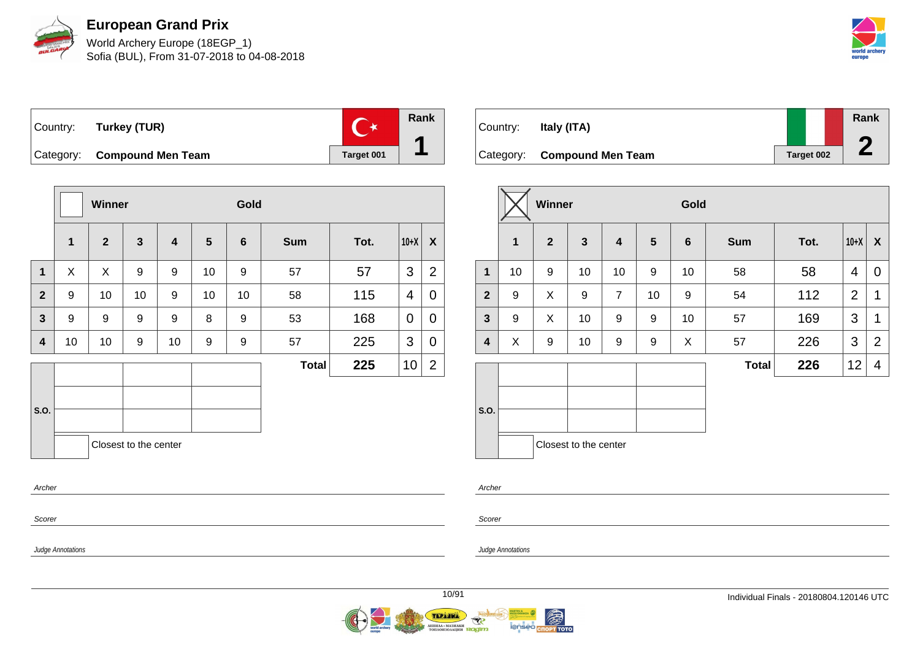# European Grand Prix

World Archery Europe (18EGP_1)
Sofia (BUL), From 31-07-2018 to 04-08-2018

| Country: | Turkey (TUR) | Rank |
|---|---|---|
| Category: | Compound Men Team | 1 |
| | Target 001 | |

| | Winner | | | | | Gold | | | | |
|---|---|---|---|---|---|---|---|---|---|---|
| | 1 | 2 | 3 | 4 | 5 | 6 | Sum | Tot. | 10+X | X |
| 1 | X | X | 9 | 9 | 10 | 9 | 57 | 57 | 3 | 2 |
| 2 | 9 | 10 | 10 | 9 | 10 | 10 | 58 | 115 | 4 | 0 |
| 3 | 9 | 9 | 9 | 9 | 8 | 9 | 53 | 168 | 0 | 0 |
| 4 | 10 | 10 | 9 | 10 | 9 | 9 | 57 | 225 | 3 | 0 |
| | | | | | | | Total | 225 | 10 | 2 |

S.O.

Closest to the center

*Archer*

*Scorer*

*Judge Annotations*

| Country: | Italy (ITA) | Rank |
|---|---|---|
| Category: | Compound Men Team | 2 |
| | Target 002 | |

| | Winner (X) | | | | | Gold | | | | |
|---|---|---|---|---|---|---|---|---|---|---|
| | 1 | 2 | 3 | 4 | 5 | 6 | Sum | Tot. | 10+X | X |
| 1 | 10 | 9 | 10 | 10 | 9 | 10 | 58 | 58 | 4 | 0 |
| 2 | 9 | X | 9 | 7 | 10 | 9 | 54 | 112 | 2 | 1 |
| 3 | 9 | X | 10 | 9 | 9 | 10 | 57 | 169 | 3 | 1 |
| 4 | X | 9 | 10 | 9 | 9 | X | 57 | 226 | 3 | 2 |
| | | | | | | | Total | 226 | 12 | 4 |

S.O.

Closest to the center

*Archer*

*Scorer*

*Judge Annotations*

Individual Finals - 20180804.120146 UTC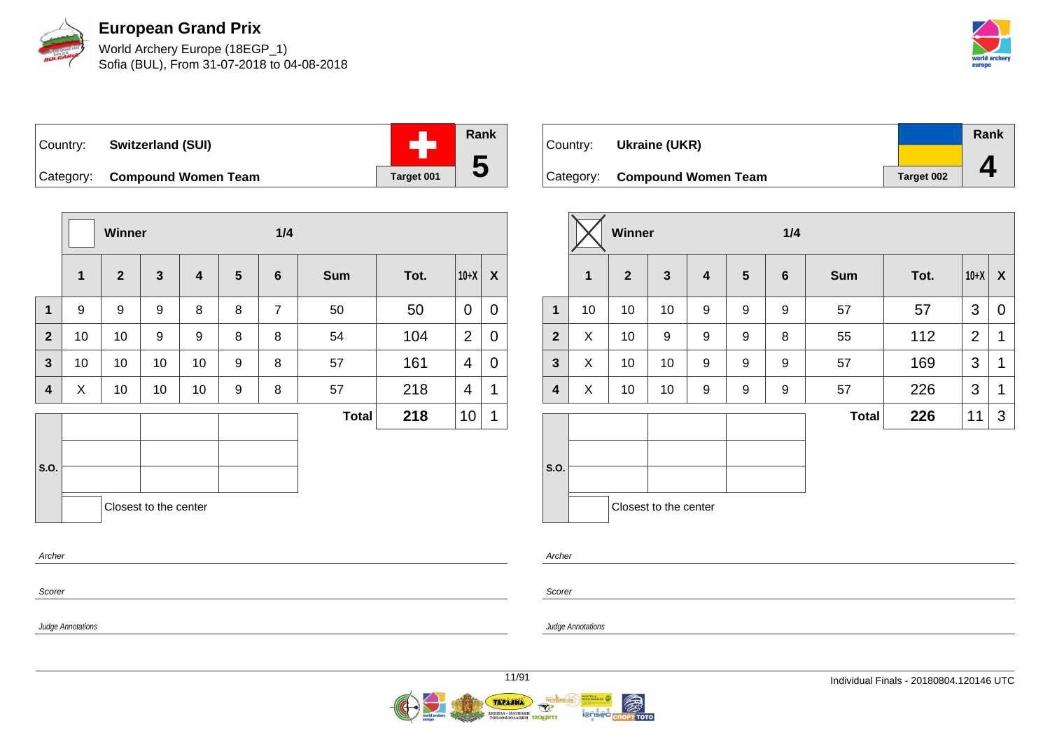# European Grand Prix

World Archery Europe (18EGP_1)
Sofia (BUL), From 31-07-2018 to 04-08-2018

| Country: | **Switzerland (SUI)** | Rank |
|---|---|---|
| Category: | **Compound Women Team** | **5** |
| | Target 001 | |

| | Winner | | | | | 1/4 | | | | |
|---|---|---|---|---|---|---|---|---|---|---|
| | **1** | **2** | **3** | **4** | **5** | **6** | **Sum** | **Tot.** | **10+X** | **X** |
| **1** | 9 | 9 | 9 | 8 | 8 | 7 | 50 | 50 | 0 | 0 |
| **2** | 10 | 10 | 9 | 9 | 8 | 8 | 54 | 104 | 2 | 0 |
| **3** | 10 | 10 | 10 | 10 | 9 | 8 | 57 | 161 | 4 | 0 |
| **4** | X | 10 | 10 | 10 | 9 | 8 | 57 | 218 | 4 | 1 |
| | | | | | | | **Total** | **218** | 10 | 1 |

S.O.

Closest to the center

*Archer*

*Scorer*

*Judge Annotations*

| Country: | **Ukraine (UKR)** | Rank |
|---|---|---|
| Category: | **Compound Women Team** | **4** |
| | Target 002 | |

| | Winner ☒ | | | | | 1/4 | | | | |
|---|---|---|---|---|---|---|---|---|---|---|
| | **1** | **2** | **3** | **4** | **5** | **6** | **Sum** | **Tot.** | **10+X** | **X** |
| **1** | 10 | 10 | 10 | 9 | 9 | 9 | 57 | 57 | 3 | 0 |
| **2** | X | 10 | 9 | 9 | 9 | 8 | 55 | 112 | 2 | 1 |
| **3** | X | 10 | 10 | 9 | 9 | 9 | 57 | 169 | 3 | 1 |
| **4** | X | 10 | 10 | 9 | 9 | 9 | 57 | 226 | 3 | 1 |
| | | | | | | | **Total** | **226** | 11 | 3 |

S.O.

Closest to the center

*Archer*

*Scorer*

*Judge Annotations*

Individual Finals - 20180804.120146 UTC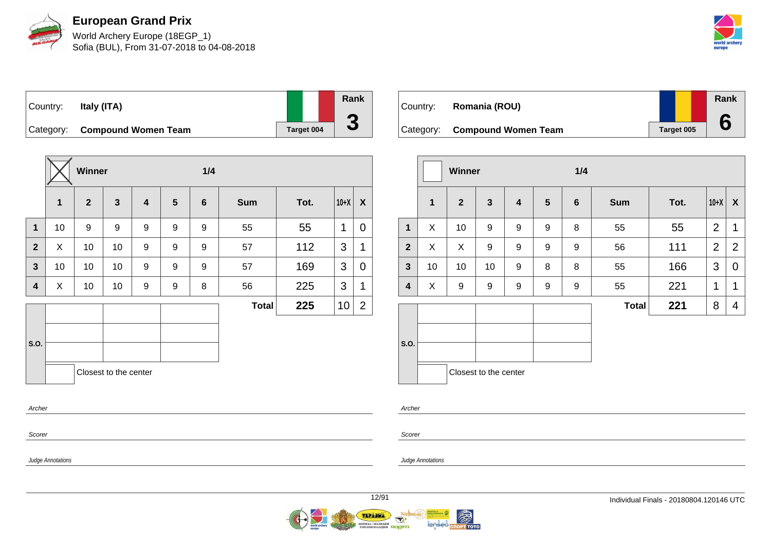# European Grand Prix

World Archery Europe (18EGP_1)
Sofia (BUL), From 31-07-2018 to 04-08-2018

| Country: | Italy (ITA) | Rank |
|---|---|---|
| Category: | Compound Women Team | 3 |
| | Target 004 | |

| | Winner ☒ | | | | | 1/4 | | | | |
|---|---|---|---|---|---|---|---|---|---|---|
| | 1 | 2 | 3 | 4 | 5 | 6 | Sum | Tot. | 10+X | X |
| 1 | 10 | 9 | 9 | 9 | 9 | 9 | 55 | 55 | 1 | 0 |
| 2 | X | 10 | 10 | 9 | 9 | 9 | 57 | 112 | 3 | 1 |
| 3 | 10 | 10 | 10 | 9 | 9 | 9 | 57 | 169 | 3 | 0 |
| 4 | X | 10 | 10 | 9 | 9 | 8 | 56 | 225 | 3 | 1 |
| | | | | | | | Total | 225 | 10 | 2 |

S.O.

Closest to the center

Archer

Scorer

Judge Annotations

| Country: | Romania (ROU) | Rank |
|---|---|---|
| Category: | Compound Women Team | 6 |
| | Target 005 | |

| | Winner ☐ | | | | | 1/4 | | | | |
|---|---|---|---|---|---|---|---|---|---|---|
| | 1 | 2 | 3 | 4 | 5 | 6 | Sum | Tot. | 10+X | X |
| 1 | X | 10 | 9 | 9 | 9 | 8 | 55 | 55 | 2 | 1 |
| 2 | X | X | 9 | 9 | 9 | 9 | 56 | 111 | 2 | 2 |
| 3 | 10 | 10 | 10 | 9 | 8 | 8 | 55 | 166 | 3 | 0 |
| 4 | X | 9 | 9 | 9 | 9 | 9 | 55 | 221 | 1 | 1 |
| | | | | | | | Total | 221 | 8 | 4 |

S.O.

Closest to the center

Archer

Scorer

Judge Annotations

Individual Finals - 20180804.120146 UTC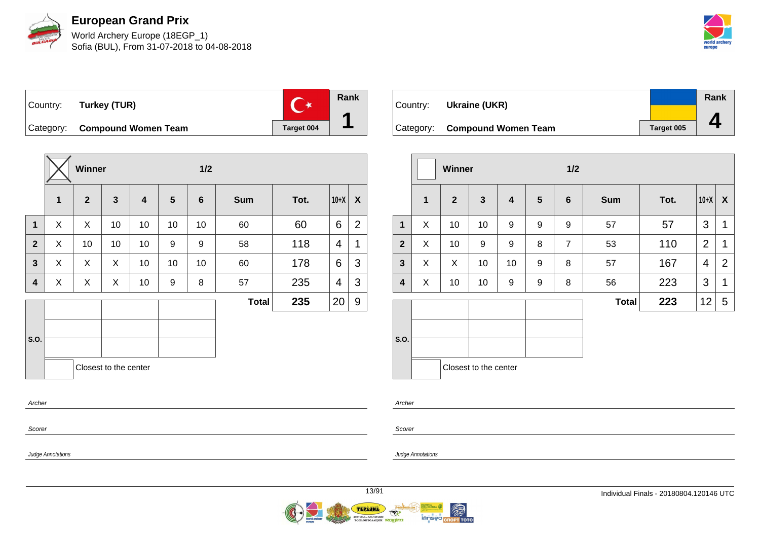# European Grand Prix

World Archery Europe (18EGP_1)
Sofia (BUL), From 31-07-2018 to 04-08-2018

| Country: | Turkey (TUR) | | Rank |
|---|---|---|---|
| Category: | Compound Women Team | Target 004 | 1 |

| | Winner [X] | | | | | 1/2 | | | | |
|---|---|---|---|---|---|---|---|---|---|---|
| | 1 | 2 | 3 | 4 | 5 | 6 | Sum | Tot. | 10+X | X |
| 1 | X | X | 10 | 10 | 10 | 10 | 60 | 60 | 6 | 2 |
| 2 | X | 10 | 10 | 10 | 9 | 9 | 58 | 118 | 4 | 1 |
| 3 | X | X | X | 10 | 10 | 10 | 60 | 178 | 6 | 3 |
| 4 | X | X | X | 10 | 9 | 8 | 57 | 235 | 4 | 3 |
| | | | | | | | Total | 235 | 20 | 9 |

S.O.

Closest to the center

Archer

Scorer

Judge Annotations

| Country: | Ukraine (UKR) | | Rank |
|---|---|---|---|
| Category: | Compound Women Team | Target 005 | 4 |

| | Winner [ ] | | | | | 1/2 | | | | |
|---|---|---|---|---|---|---|---|---|---|---|
| | 1 | 2 | 3 | 4 | 5 | 6 | Sum | Tot. | 10+X | X |
| 1 | X | 10 | 10 | 9 | 9 | 9 | 57 | 57 | 3 | 1 |
| 2 | X | 10 | 9 | 9 | 8 | 7 | 53 | 110 | 2 | 1 |
| 3 | X | X | 10 | 10 | 9 | 8 | 57 | 167 | 4 | 2 |
| 4 | X | 10 | 10 | 9 | 9 | 8 | 56 | 223 | 3 | 1 |
| | | | | | | | Total | 223 | 12 | 5 |

S.O.

Closest to the center

Archer

Scorer

Judge Annotations

Individual Finals - 20180804.120146 UTC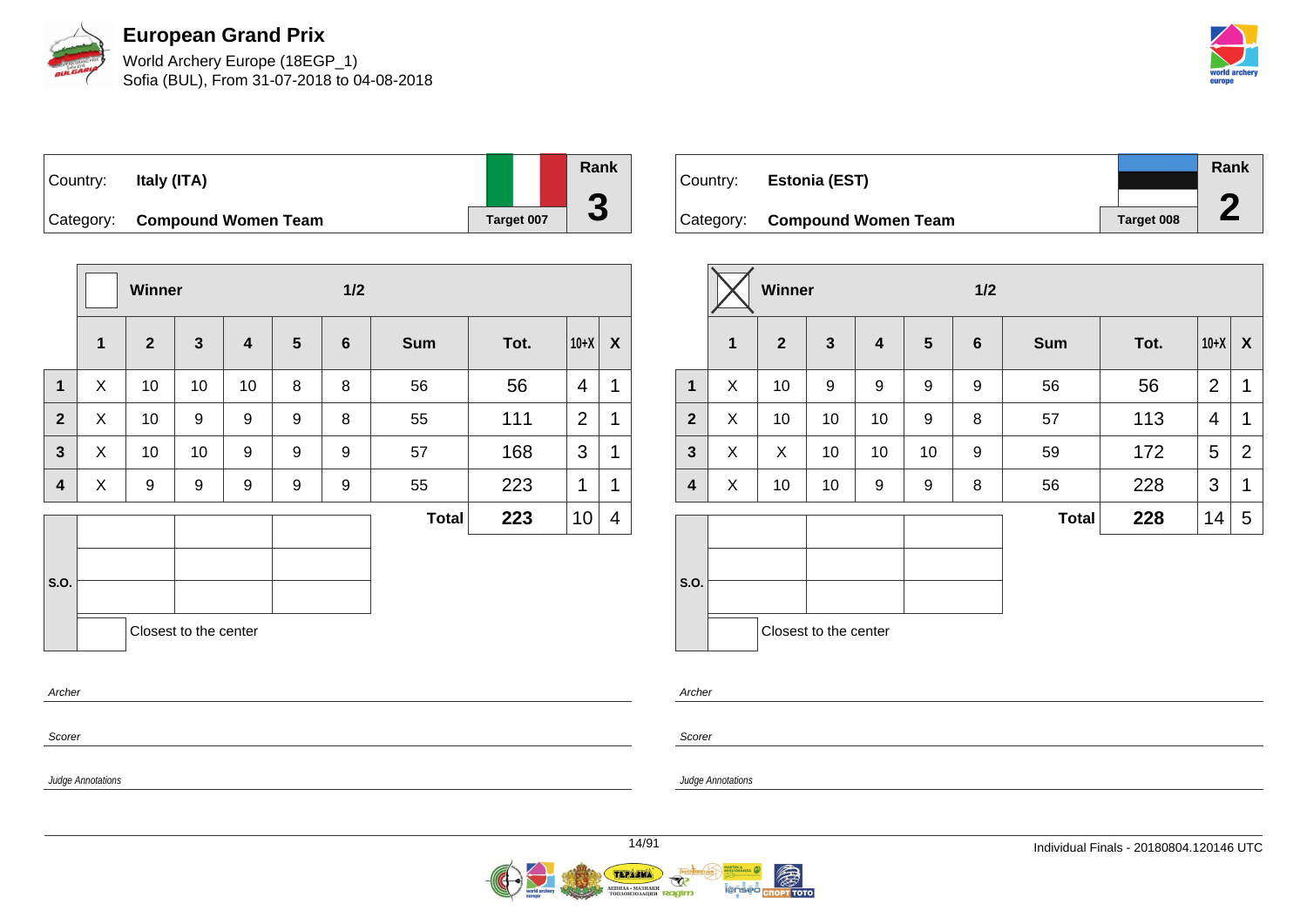# European Grand Prix

World Archery Europe (18EGP_1)
Sofia (BUL), From 31-07-2018 to 04-08-2018

| Country: | Italy (ITA) | Rank |
|---|---|---|
| Category: | Compound Women Team | Target 007 — 3 |

| | Winner | | | | | 1/2 | | | | |
|---|---|---|---|---|---|---|---|---|---|---|
| | 1 | 2 | 3 | 4 | 5 | 6 | Sum | Tot. | 10+X | X |
| 1 | X | 10 | 10 | 10 | 8 | 8 | 56 | 56 | 4 | 1 |
| 2 | X | 10 | 9 | 9 | 9 | 8 | 55 | 111 | 2 | 1 |
| 3 | X | 10 | 10 | 9 | 9 | 9 | 57 | 168 | 3 | 1 |
| 4 | X | 9 | 9 | 9 | 9 | 9 | 55 | 223 | 1 | 1 |
| | | | | | | | Total | 223 | 10 | 4 |

S.O.

Closest to the center

*Archer*

*Scorer*

*Judge Annotations*

| Country: | Estonia (EST) | Rank |
|---|---|---|
| Category: | Compound Women Team | Target 008 — 2 |

| | Winner (X) | | | | | 1/2 | | | | |
|---|---|---|---|---|---|---|---|---|---|---|
| | 1 | 2 | 3 | 4 | 5 | 6 | Sum | Tot. | 10+X | X |
| 1 | X | 10 | 9 | 9 | 9 | 9 | 56 | 56 | 2 | 1 |
| 2 | X | 10 | 10 | 10 | 9 | 8 | 57 | 113 | 4 | 1 |
| 3 | X | X | 10 | 10 | 10 | 9 | 59 | 172 | 5 | 2 |
| 4 | X | 10 | 10 | 9 | 9 | 8 | 56 | 228 | 3 | 1 |
| | | | | | | | Total | 228 | 14 | 5 |

S.O.

Closest to the center

*Archer*

*Scorer*

*Judge Annotations*

Individual Finals - 20180804.120146 UTC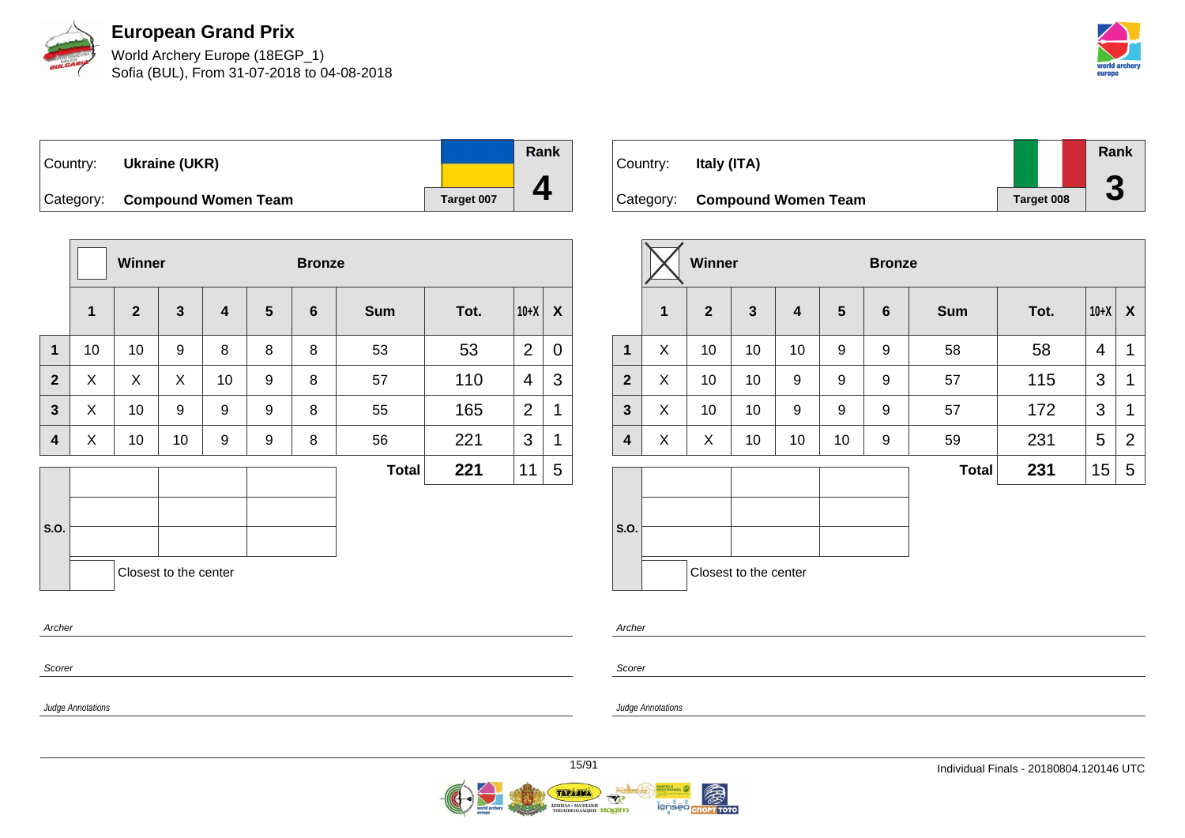# European Grand Prix

World Archery Europe (18EGP_1)
Sofia (BUL), From 31-07-2018 to 04-08-2018

| Country: | **Ukraine (UKR)** | Rank |
|---|---|---|
| Category: | **Compound Women Team** | **4** |
| | Target 007 | |

Winner ☐ — **Bronze**

| | 1 | 2 | 3 | 4 | 5 | 6 | Sum | Tot. | 10+X | X |
|---|---|---|---|---|---|---|---|---|---|---|
| 1 | 10 | 10 | 9 | 8 | 8 | 8 | 53 | 53 | 2 | 0 |
| 2 | X | X | X | 10 | 9 | 8 | 57 | 110 | 4 | 3 |
| 3 | X | 10 | 9 | 9 | 9 | 8 | 55 | 165 | 2 | 1 |
| 4 | X | 10 | 10 | 9 | 9 | 8 | 56 | 221 | 3 | 1 |
| | | | | | | | **Total** | **221** | 11 | 5 |

S.O.

| | | |
|---|---|---|
| | | |
| | | |
| | | |

☐ Closest to the center

*Archer*

*Scorer*

*Judge Annotations*

| Country: | **Italy (ITA)** | Rank |
|---|---|---|
| Category: | **Compound Women Team** | **3** |
| | Target 008 | |

Winner ☒ — **Bronze**

| | 1 | 2 | 3 | 4 | 5 | 6 | Sum | Tot. | 10+X | X |
|---|---|---|---|---|---|---|---|---|---|---|
| 1 | X | 10 | 10 | 10 | 9 | 9 | 58 | 58 | 4 | 1 |
| 2 | X | 10 | 10 | 9 | 9 | 9 | 57 | 115 | 3 | 1 |
| 3 | X | 10 | 10 | 9 | 9 | 9 | 57 | 172 | 3 | 1 |
| 4 | X | X | 10 | 10 | 10 | 9 | 59 | 231 | 5 | 2 |
| | | | | | | | **Total** | **231** | 15 | 5 |

S.O.

| | | |
|---|---|---|
| | | |
| | | |
| | | |

☐ Closest to the center

*Archer*

*Scorer*

*Judge Annotations*

Individual Finals - 20180804.120146 UTC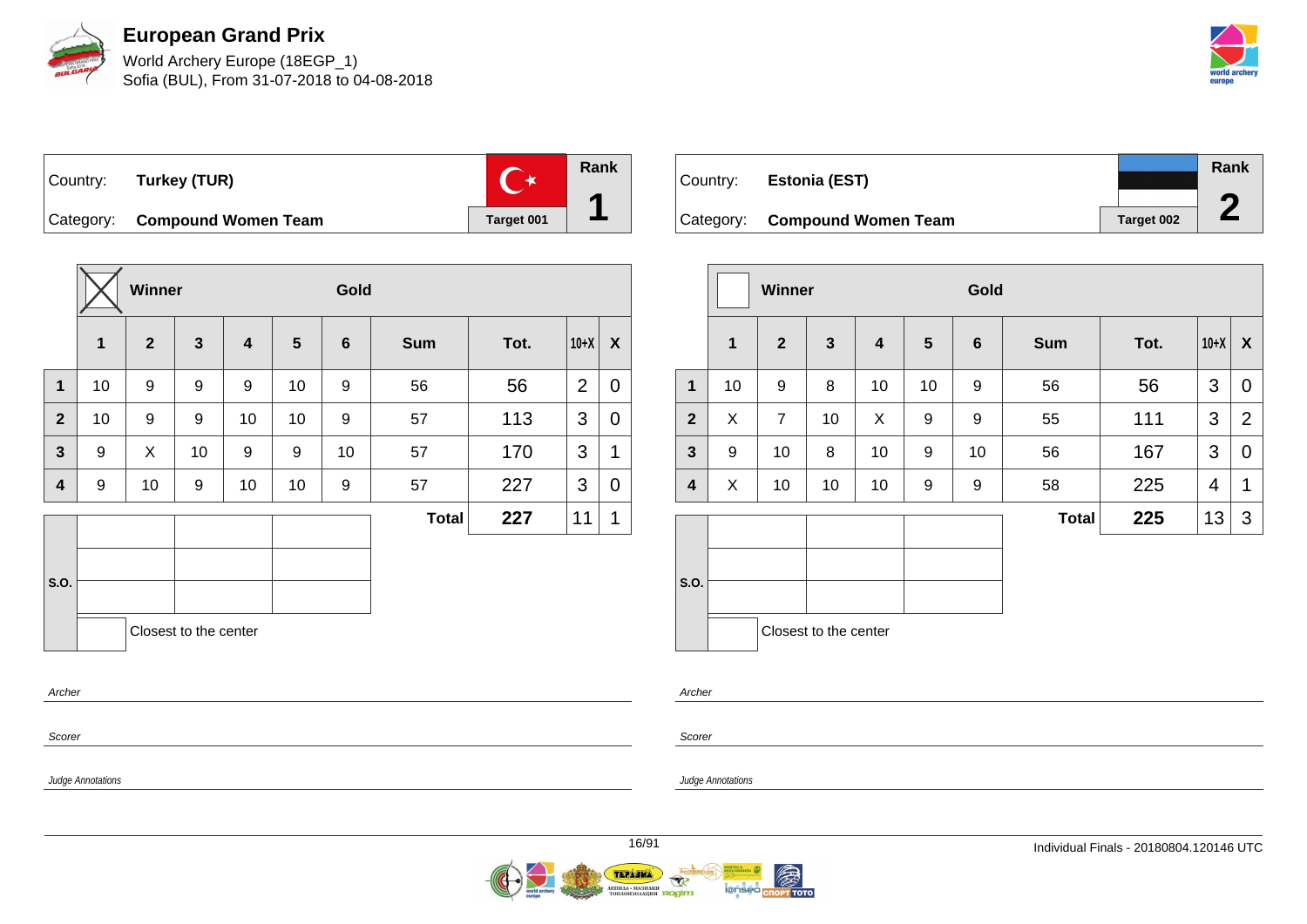# European Grand Prix

World Archery Europe (18EGP_1)
Sofia (BUL), From 31-07-2018 to 04-08-2018

| Country: | **Turkey (TUR)** | Rank |
|---|---|---|
| Category: | **Compound Women Team** | **1** |
| | Target 001 | |

| | Winner ☒ | | | | | Gold | | | | |
|---|---|---|---|---|---|---|---|---|---|---|
| | **1** | **2** | **3** | **4** | **5** | **6** | **Sum** | **Tot.** | **10+X** | **X** |
| **1** | 10 | 9 | 9 | 9 | 10 | 9 | 56 | 56 | 2 | 0 |
| **2** | 10 | 9 | 9 | 10 | 10 | 9 | 57 | 113 | 3 | 0 |
| **3** | 9 | X | 10 | 9 | 9 | 10 | 57 | 170 | 3 | 1 |
| **4** | 9 | 10 | 9 | 10 | 10 | 9 | 57 | 227 | 3 | 0 |
| | | | | | | | **Total** | **227** | 11 | 1 |

S.O.

Closest to the center

*Archer*

*Scorer*

*Judge Annotations*

| Country: | **Estonia (EST)** | Rank |
|---|---|---|
| Category: | **Compound Women Team** | **2** |
| | Target 002 | |

| | Winner ☐ | | | | | Gold | | | | |
|---|---|---|---|---|---|---|---|---|---|---|
| | **1** | **2** | **3** | **4** | **5** | **6** | **Sum** | **Tot.** | **10+X** | **X** |
| **1** | 10 | 9 | 8 | 10 | 10 | 9 | 56 | 56 | 3 | 0 |
| **2** | X | 7 | 10 | X | 9 | 9 | 55 | 111 | 3 | 2 |
| **3** | 9 | 10 | 8 | 10 | 9 | 10 | 56 | 167 | 3 | 0 |
| **4** | X | 10 | 10 | 10 | 9 | 9 | 58 | 225 | 4 | 1 |
| | | | | | | | **Total** | **225** | 13 | 3 |

S.O.

Closest to the center

*Archer*

*Scorer*

*Judge Annotations*

Individual Finals - 20180804.120146 UTC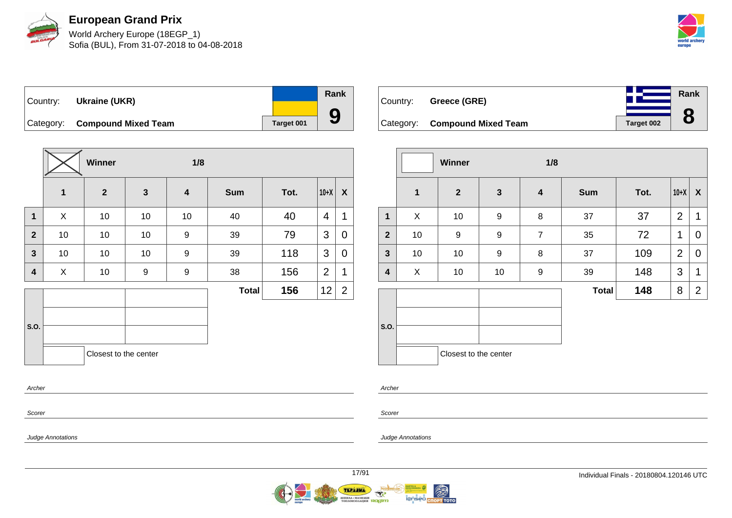# European Grand Prix

World Archery Europe (18EGP_1)
Sofia (BUL), From 31-07-2018 to 04-08-2018

| Country: | **Ukraine (UKR)** | | Rank |
|---|---|---|---|
| Category: | **Compound Mixed Team** | Target 001 | **9** |

| | Winner | | 1/8 | | | | | |
|---|---|---|---|---|---|---|---|---|
| | **1** | **2** | **3** | **4** | **Sum** | **Tot.** | **10+X** | **X** |
| **1** | X | 10 | 10 | 10 | 40 | 40 | 4 | 1 |
| **2** | 10 | 10 | 10 | 9 | 39 | 79 | 3 | 0 |
| **3** | 10 | 10 | 10 | 9 | 39 | 118 | 3 | 0 |
| **4** | X | 10 | 9 | 9 | 38 | 156 | 2 | 1 |
| | | | | | **Total** | **156** | 12 | 2 |

S.O.

Closest to the center

Archer

Scorer

Judge Annotations

| Country: | **Greece (GRE)** | | Rank |
|---|---|---|---|
| Category: | **Compound Mixed Team** | Target 002 | **8** |

| | Winner | | 1/8 | | | | | |
|---|---|---|---|---|---|---|---|---|
| | **1** | **2** | **3** | **4** | **Sum** | **Tot.** | **10+X** | **X** |
| **1** | X | 10 | 9 | 8 | 37 | 37 | 2 | 1 |
| **2** | 10 | 9 | 9 | 7 | 35 | 72 | 1 | 0 |
| **3** | 10 | 10 | 9 | 8 | 37 | 109 | 2 | 0 |
| **4** | X | 10 | 10 | 9 | 39 | 148 | 3 | 1 |
| | | | | | **Total** | **148** | 8 | 2 |

S.O.

Closest to the center

Archer

Scorer

Judge Annotations

Individual Finals - 20180804.120146 UTC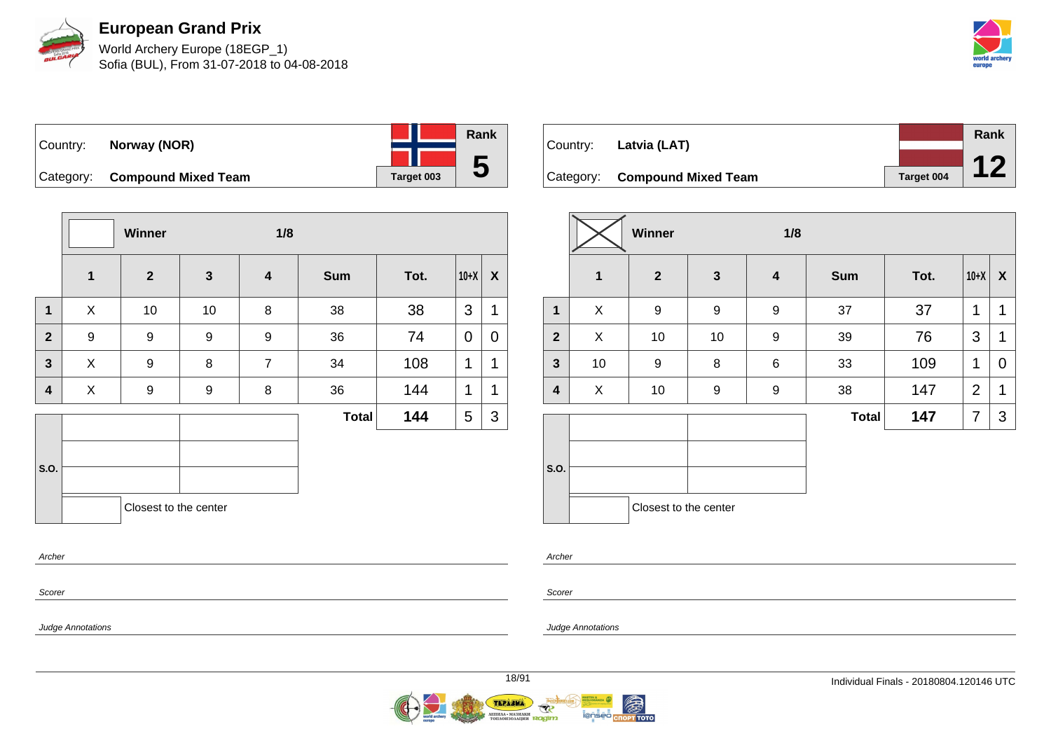# European Grand Prix

World Archery Europe (18EGP_1)
Sofia (BUL), From 31-07-2018 to 04-08-2018

| Country: | Norway (NOR) | Rank |
|---|---|---|
| Category: | Compound Mixed Team | 5 |
| | Target 003 | |

| | Winner | | 1/8 | | | | | |
|---|---|---|---|---|---|---|---|---|
| | 1 | 2 | 3 | 4 | Sum | Tot. | 10+X | X |
| 1 | X | 10 | 10 | 8 | 38 | 38 | 3 | 1 |
| 2 | 9 | 9 | 9 | 9 | 36 | 74 | 0 | 0 |
| 3 | X | 9 | 8 | 7 | 34 | 108 | 1 | 1 |
| 4 | X | 9 | 9 | 8 | 36 | 144 | 1 | 1 |
| | | | | | Total | 144 | 5 | 3 |

S.O.

Closest to the center

Archer

Scorer

Judge Annotations

| Country: | Latvia (LAT) | Rank |
|---|---|---|
| Category: | Compound Mixed Team | 12 |
| | Target 004 | |

| | Winner | | 1/8 | | | | | |
|---|---|---|---|---|---|---|---|---|
| | 1 | 2 | 3 | 4 | Sum | Tot. | 10+X | X |
| 1 | X | 9 | 9 | 9 | 37 | 37 | 1 | 1 |
| 2 | X | 10 | 10 | 9 | 39 | 76 | 3 | 1 |
| 3 | 10 | 9 | 8 | 6 | 33 | 109 | 1 | 0 |
| 4 | X | 10 | 9 | 9 | 38 | 147 | 2 | 1 |
| | | | | | Total | 147 | 7 | 3 |

S.O.

Closest to the center

Archer

Scorer

Judge Annotations

Individual Finals - 20180804.120146 UTC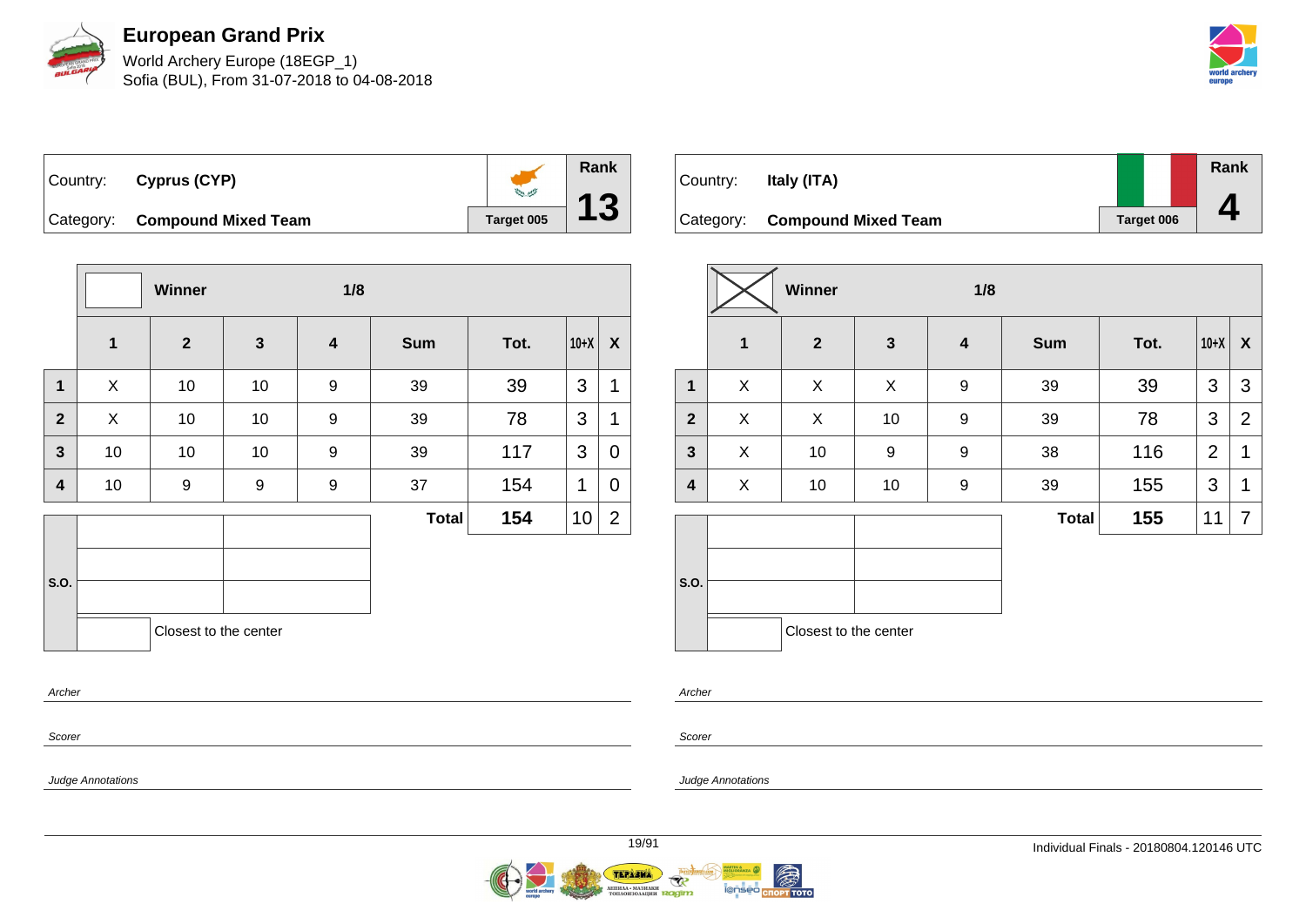# European Grand Prix

World Archery Europe (18EGP_1)
Sofia (BUL), From 31-07-2018 to 04-08-2018

| Country: | Cyprus (CYP) | Rank |
|---|---|---|
| Category: | Compound Mixed Team | 13 |
| | Target 005 | |

| | Winner | | 1/8 | | | | | |
|---|---|---|---|---|---|---|---|---|
| | 1 | 2 | 3 | 4 | Sum | Tot. | 10+X | X |
| 1 | X | 10 | 10 | 9 | 39 | 39 | 3 | 1 |
| 2 | X | 10 | 10 | 9 | 39 | 78 | 3 | 1 |
| 3 | 10 | 10 | 10 | 9 | 39 | 117 | 3 | 0 |
| 4 | 10 | 9 | 9 | 9 | 37 | 154 | 1 | 0 |
| | | | | | Total | 154 | 10 | 2 |

S.O.

Closest to the center

Archer

Scorer

Judge Annotations

| Country: | Italy (ITA) | Rank |
|---|---|---|
| Category: | Compound Mixed Team | 4 |
| | Target 006 | |

| | Winner (X) | | 1/8 | | | | | |
|---|---|---|---|---|---|---|---|---|
| | 1 | 2 | 3 | 4 | Sum | Tot. | 10+X | X |
| 1 | X | X | X | 9 | 39 | 39 | 3 | 3 |
| 2 | X | X | 10 | 9 | 39 | 78 | 3 | 2 |
| 3 | X | 10 | 9 | 9 | 38 | 116 | 2 | 1 |
| 4 | X | 10 | 10 | 9 | 39 | 155 | 3 | 1 |
| | | | | | Total | 155 | 11 | 7 |

S.O.

Closest to the center

Archer

Scorer

Judge Annotations

Individual Finals - 20180804.120146 UTC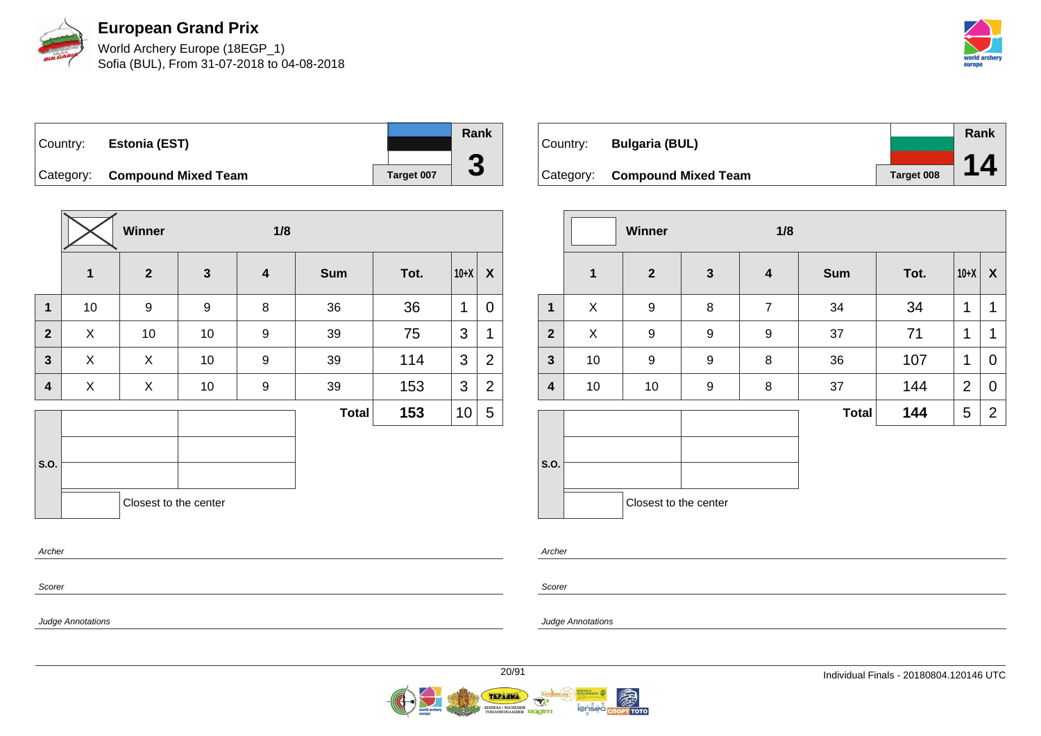# European Grand Prix

World Archery Europe (18EGP_1)
Sofia (BUL), From 31-07-2018 to 04-08-2018

| Country: | Estonia (EST) | Rank |
|---|---|---|
| Category: | Compound Mixed Team | 3 |
| | Target 007 | |

| | Winner | | 1/8 | | | | | |
|---|---|---|---|---|---|---|---|---|
| | 1 | 2 | 3 | 4 | Sum | Tot. | 10+X | X |
| 1 | 10 | 9 | 9 | 8 | 36 | 36 | 1 | 0 |
| 2 | X | 10 | 10 | 9 | 39 | 75 | 3 | 1 |
| 3 | X | X | 10 | 9 | 39 | 114 | 3 | 2 |
| 4 | X | X | 10 | 9 | 39 | 153 | 3 | 2 |
| | | | | | Total | 153 | 10 | 5 |

S.O.

Closest to the center

Archer

Scorer

Judge Annotations

| Country: | Bulgaria (BUL) | Rank |
|---|---|---|
| Category: | Compound Mixed Team | 14 |
| | Target 008 | |

| | Winner | | 1/8 | | | | | |
|---|---|---|---|---|---|---|---|---|
| | 1 | 2 | 3 | 4 | Sum | Tot. | 10+X | X |
| 1 | X | 9 | 8 | 7 | 34 | 34 | 1 | 1 |
| 2 | X | 9 | 9 | 9 | 37 | 71 | 1 | 1 |
| 3 | 10 | 9 | 9 | 8 | 36 | 107 | 1 | 0 |
| 4 | 10 | 10 | 9 | 8 | 37 | 144 | 2 | 0 |
| | | | | | Total | 144 | 5 | 2 |

S.O.

Closest to the center

Archer

Scorer

Judge Annotations

Individual Finals - 20180804.120146 UTC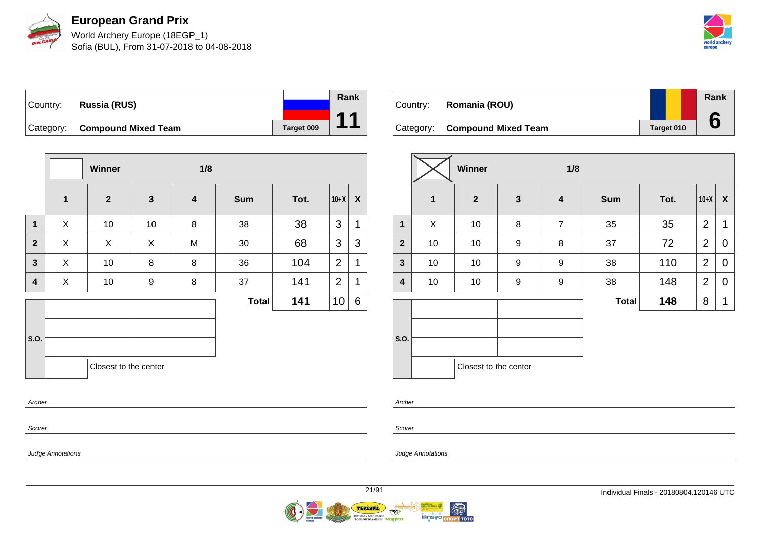# European Grand Prix

World Archery Europe (18EGP_1)
Sofia (BUL), From 31-07-2018 to 04-08-2018

| Country: | Russia (RUS) | Rank |
|---|---|---|
| Category: | Compound Mixed Team | 11 |
| | Target 009 | |

| | Winner | | 1/8 | | | | | |
|---|---|---|---|---|---|---|---|---|
| | 1 | 2 | 3 | 4 | Sum | Tot. | 10+X | X |
| 1 | X | 10 | 10 | 8 | 38 | 38 | 3 | 1 |
| 2 | X | X | X | M | 30 | 68 | 3 | 3 |
| 3 | X | 10 | 8 | 8 | 36 | 104 | 2 | 1 |
| 4 | X | 10 | 9 | 8 | 37 | 141 | 2 | 1 |
| | | | | | Total | 141 | 10 | 6 |

S.O.

Closest to the center

Archer

Scorer

Judge Annotations

| Country: | Romania (ROU) | Rank |
|---|---|---|
| Category: | Compound Mixed Team | 6 |
| | Target 010 | |

| | Winner (X) | | 1/8 | | | | | |
|---|---|---|---|---|---|---|---|---|
| | 1 | 2 | 3 | 4 | Sum | Tot. | 10+X | X |
| 1 | X | 10 | 8 | 7 | 35 | 35 | 2 | 1 |
| 2 | 10 | 10 | 9 | 8 | 37 | 72 | 2 | 0 |
| 3 | 10 | 10 | 9 | 9 | 38 | 110 | 2 | 0 |
| 4 | 10 | 10 | 9 | 9 | 38 | 148 | 2 | 0 |
| | | | | | Total | 148 | 8 | 1 |

S.O.

Closest to the center

Archer

Scorer

Judge Annotations

Individual Finals - 20180804.120146 UTC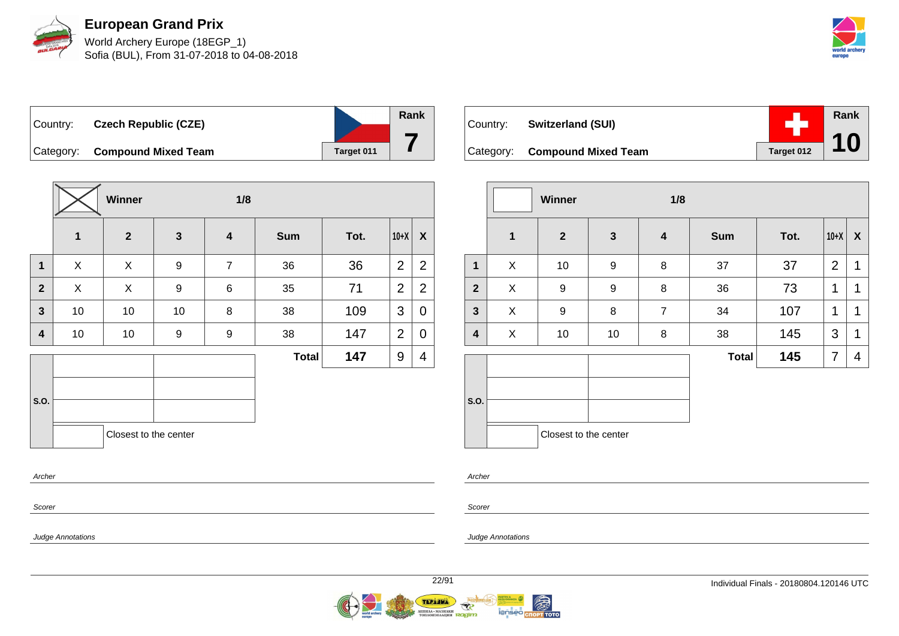# European Grand Prix

World Archery Europe (18EGP_1)
Sofia (BUL), From 31-07-2018 to 04-08-2018

| Country: | **Czech Republic (CZE)** | Rank |
|---|---|---|
| Category: | **Compound Mixed Team** | **7** |
| | Target 011 | |

| | Winner ☒ | | 1/8 | | | | | |
|---|---|---|---|---|---|---|---|---|
| | **1** | **2** | **3** | **4** | **Sum** | **Tot.** | **10+X** | **X** |
| **1** | X | X | 9 | 7 | 36 | 36 | 2 | 2 |
| **2** | X | X | 9 | 6 | 35 | 71 | 2 | 2 |
| **3** | 10 | 10 | 10 | 8 | 38 | 109 | 3 | 0 |
| **4** | 10 | 10 | 9 | 9 | 38 | 147 | 2 | 0 |
| | | | | | **Total** | **147** | 9 | 4 |

S.O.

Closest to the center

Archer

Scorer

Judge Annotations

| Country: | **Switzerland (SUI)** | Rank |
|---|---|---|
| Category: | **Compound Mixed Team** | **10** |
| | Target 012 | |

| | Winner ☐ | | 1/8 | | | | | |
|---|---|---|---|---|---|---|---|---|
| | **1** | **2** | **3** | **4** | **Sum** | **Tot.** | **10+X** | **X** |
| **1** | X | 10 | 9 | 8 | 37 | 37 | 2 | 1 |
| **2** | X | 9 | 9 | 8 | 36 | 73 | 1 | 1 |
| **3** | X | 9 | 8 | 7 | 34 | 107 | 1 | 1 |
| **4** | X | 10 | 10 | 8 | 38 | 145 | 3 | 1 |
| | | | | | **Total** | **145** | 7 | 4 |

S.O.

Closest to the center

Archer

Scorer

Judge Annotations

Individual Finals - 20180804.120146 UTC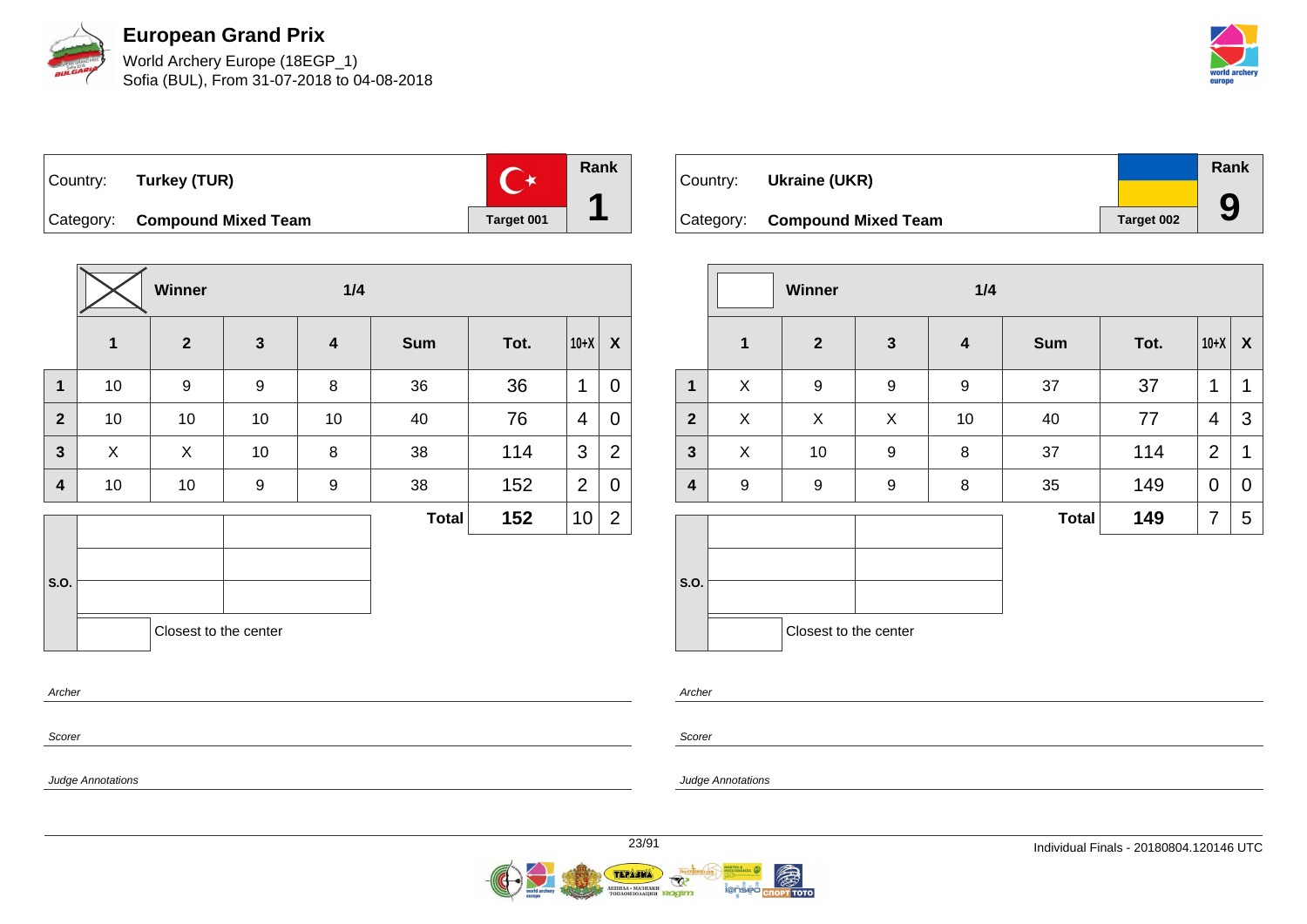# European Grand Prix

World Archery Europe (18EGP_1)
Sofia (BUL), From 31-07-2018 to 04-08-2018

| Country: | Turkey (TUR) | Rank |
|---|---|---|
| Category: | Compound Mixed Team | Target 001 | 1 |

| | Winner | | 1/4 | | | | | |
|---|---|---|---|---|---|---|---|---|
| | 1 | 2 | 3 | 4 | Sum | Tot. | 10+X | X |
| 1 | 10 | 9 | 9 | 8 | 36 | 36 | 1 | 0 |
| 2 | 10 | 10 | 10 | 10 | 40 | 76 | 4 | 0 |
| 3 | X | X | 10 | 8 | 38 | 114 | 3 | 2 |
| 4 | 10 | 10 | 9 | 9 | 38 | 152 | 2 | 0 |
| | | | | | Total | 152 | 10 | 2 |

S.O.

Closest to the center

Archer

Scorer

Judge Annotations

| Country: | Ukraine (UKR) | Rank |
|---|---|---|
| Category: | Compound Mixed Team | Target 002 | 9 |

| | Winner | | 1/4 | | | | | |
|---|---|---|---|---|---|---|---|---|
| | 1 | 2 | 3 | 4 | Sum | Tot. | 10+X | X |
| 1 | X | 9 | 9 | 9 | 37 | 37 | 1 | 1 |
| 2 | X | X | X | 10 | 40 | 77 | 4 | 3 |
| 3 | X | 10 | 9 | 8 | 37 | 114 | 2 | 1 |
| 4 | 9 | 9 | 9 | 8 | 35 | 149 | 0 | 0 |
| | | | | | Total | 149 | 7 | 5 |

S.O.

Closest to the center

Archer

Scorer

Judge Annotations

Individual Finals - 20180804.120146 UTC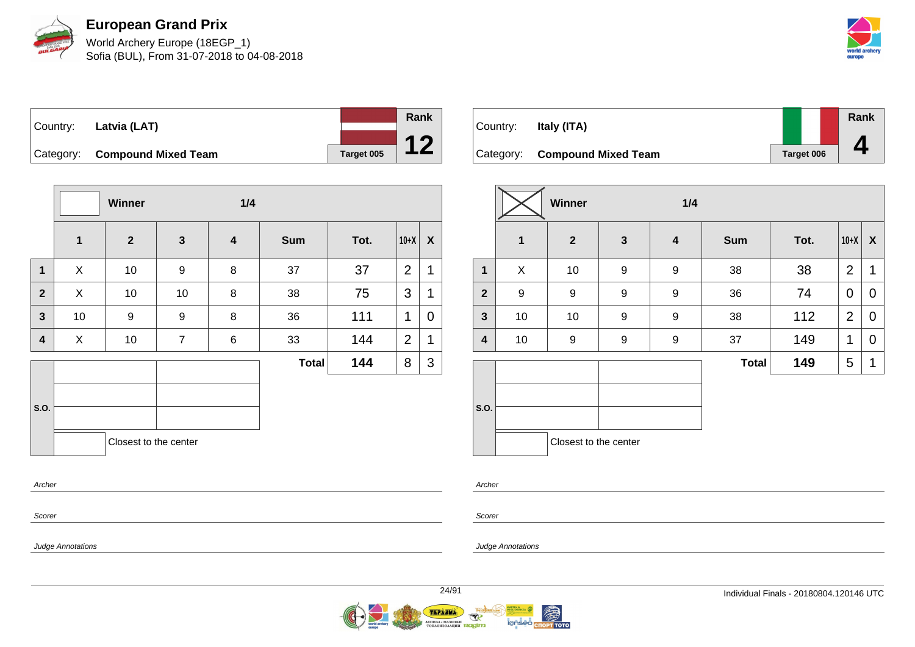# European Grand Prix

World Archery Europe (18EGP_1)
Sofia (BUL), From 31-07-2018 to 04-08-2018

| Country: | Latvia (LAT) | | Rank |
|---|---|---|---|
| Category: | Compound Mixed Team | Target 005 | 12 |

| | Winner | | 1/4 | | | | | |
|---|---|---|---|---|---|---|---|---|
| | 1 | 2 | 3 | 4 | Sum | Tot. | 10+X | X |
| 1 | X | 10 | 9 | 8 | 37 | 37 | 2 | 1 |
| 2 | X | 10 | 10 | 8 | 38 | 75 | 3 | 1 |
| 3 | 10 | 9 | 9 | 8 | 36 | 111 | 1 | 0 |
| 4 | X | 10 | 7 | 6 | 33 | 144 | 2 | 1 |
| | | | | | Total | 144 | 8 | 3 |

S.O.

Closest to the center

*Archer*

*Scorer*

*Judge Annotations*

| Country: | Italy (ITA) | | Rank |
|---|---|---|---|
| Category: | Compound Mixed Team | Target 006 | 4 |

| | Winner (X) | | 1/4 | | | | | |
|---|---|---|---|---|---|---|---|---|
| | 1 | 2 | 3 | 4 | Sum | Tot. | 10+X | X |
| 1 | X | 10 | 9 | 9 | 38 | 38 | 2 | 1 |
| 2 | 9 | 9 | 9 | 9 | 36 | 74 | 0 | 0 |
| 3 | 10 | 10 | 9 | 9 | 38 | 112 | 2 | 0 |
| 4 | 10 | 9 | 9 | 9 | 37 | 149 | 1 | 0 |
| | | | | | Total | 149 | 5 | 1 |

S.O.

Closest to the center

*Archer*

*Scorer*

*Judge Annotations*

Individual Finals - 20180804.120146 UTC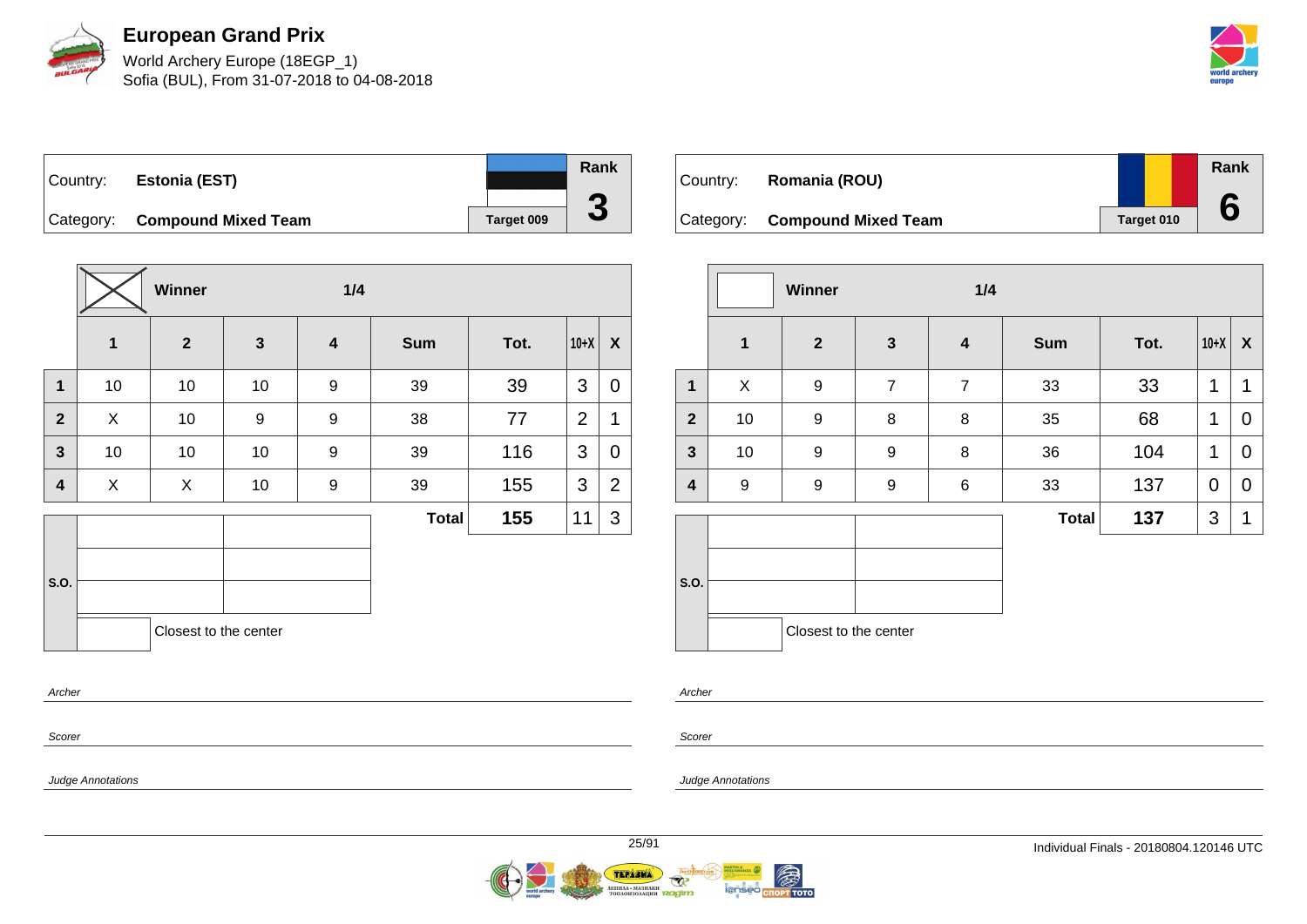# European Grand Prix

World Archery Europe (18EGP_1)
Sofia (BUL), From 31-07-2018 to 04-08-2018

| Country: | Estonia (EST) | Rank |
|---|---|---|
| Category: | Compound Mixed Team | 3 |
| | Target 009 | |

**Winner** — 1/4

| | 1 | 2 | 3 | 4 | Sum | Tot. | 10+X | X |
|---|---|---|---|---|---|---|---|---|
| 1 | 10 | 10 | 10 | 9 | 39 | 39 | 3 | 0 |
| 2 | X | 10 | 9 | 9 | 38 | 77 | 2 | 1 |
| 3 | 10 | 10 | 10 | 9 | 39 | 116 | 3 | 0 |
| 4 | X | X | 10 | 9 | 39 | 155 | 3 | 2 |
| | | | | | Total | 155 | 11 | 3 |

S.O.

Closest to the center

Archer

Scorer

Judge Annotations

| Country: | Romania (ROU) | Rank |
|---|---|---|
| Category: | Compound Mixed Team | 6 |
| | Target 010 | |

**Winner** — 1/4

| | 1 | 2 | 3 | 4 | Sum | Tot. | 10+X | X |
|---|---|---|---|---|---|---|---|---|
| 1 | X | 9 | 7 | 7 | 33 | 33 | 1 | 1 |
| 2 | 10 | 9 | 8 | 8 | 35 | 68 | 1 | 0 |
| 3 | 10 | 9 | 9 | 8 | 36 | 104 | 1 | 0 |
| 4 | 9 | 9 | 9 | 6 | 33 | 137 | 0 | 0 |
| | | | | | Total | 137 | 3 | 1 |

S.O.

Closest to the center

Archer

Scorer

Judge Annotations

Individual Finals - 20180804.120146 UTC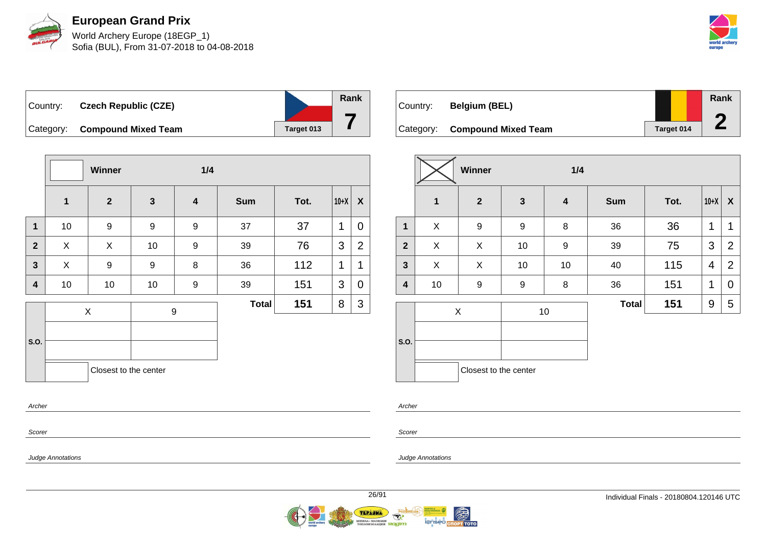# European Grand Prix

World Archery Europe (18EGP_1)
Sofia (BUL), From 31-07-2018 to 04-08-2018

| Country: | **Czech Republic (CZE)** | Rank |
|---|---|---|
| Category: | **Compound Mixed Team** | **7** |
| | Target 013 | |

| | Winner | | 1/4 | | | | | |
|---|---|---|---|---|---|---|---|---|
| | **1** | **2** | **3** | **4** | **Sum** | **Tot.** | **10+X** | **X** |
| **1** | 10 | 9 | 9 | 9 | 37 | 37 | 1 | 0 |
| **2** | X | X | 10 | 9 | 39 | 76 | 3 | 2 |
| **3** | X | 9 | 9 | 8 | 36 | 112 | 1 | 1 |
| **4** | 10 | 10 | 10 | 9 | 39 | 151 | 3 | 0 |
| | | | | | **Total** | **151** | 8 | 3 |

| S.O. | | |
|---|---|---|
| | X | 9 |
| | | |
| | | |
| | | Closest to the center |

Archer

Scorer

Judge Annotations

| Country: | **Belgium (BEL)** | Rank |
|---|---|---|
| Category: | **Compound Mixed Team** | **2** |
| | Target 014 | |

| | Winner (X) | | 1/4 | | | | | |
|---|---|---|---|---|---|---|---|---|
| | **1** | **2** | **3** | **4** | **Sum** | **Tot.** | **10+X** | **X** |
| **1** | X | 9 | 9 | 8 | 36 | 36 | 1 | 1 |
| **2** | X | X | 10 | 9 | 39 | 75 | 3 | 2 |
| **3** | X | X | 10 | 10 | 40 | 115 | 4 | 2 |
| **4** | 10 | 9 | 9 | 8 | 36 | 151 | 1 | 0 |
| | | | | | **Total** | **151** | 9 | 5 |

| S.O. | | |
|---|---|---|
| | X | 10 |
| | | |
| | | |
| | | Closest to the center |

Archer

Scorer

Judge Annotations

Individual Finals - 20180804.120146 UTC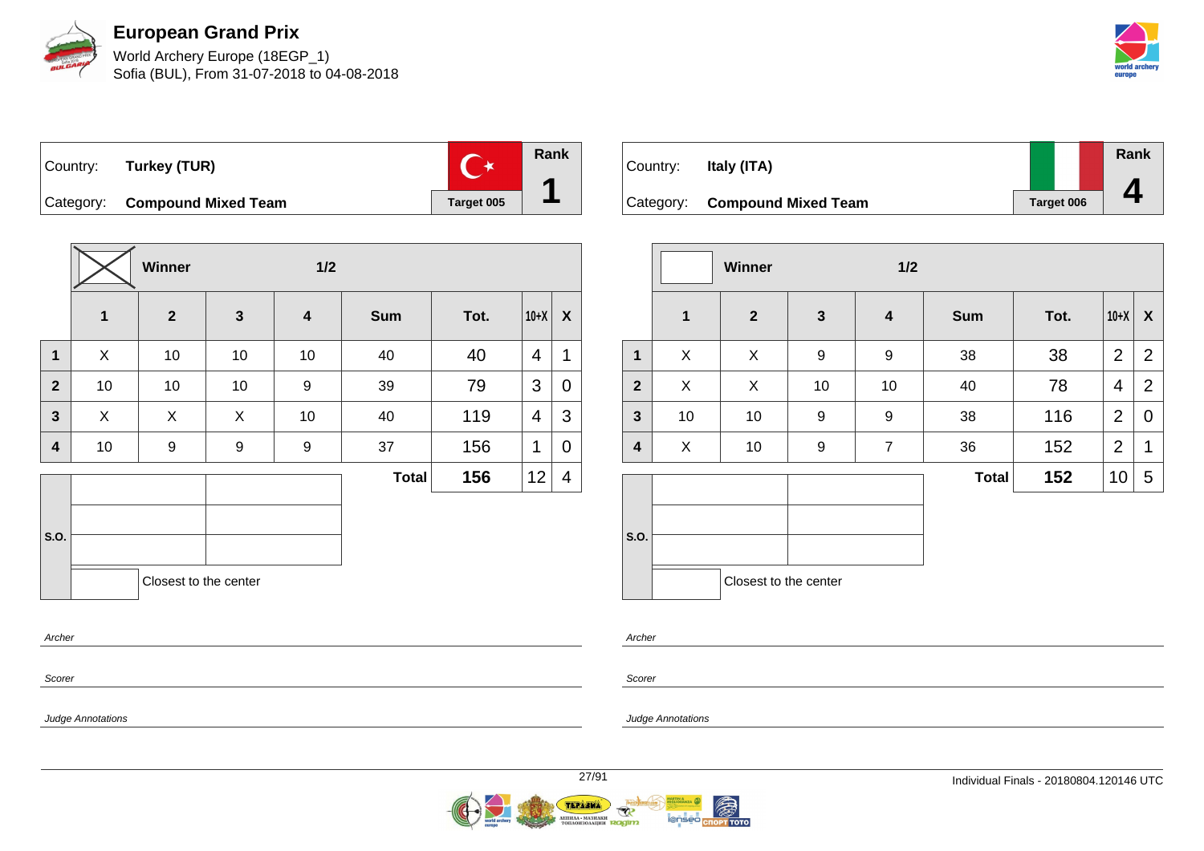# European Grand Prix

World Archery Europe (18EGP_1)
Sofia (BUL), From 31-07-2018 to 04-08-2018

| Country: | Turkey (TUR) | Target 005 | Rank |
|---|---|---|---|
| Category: | **Compound Mixed Team** | | **1** |

| | Winner [X] | | 1/2 | | | | | |
|---|---|---|---|---|---|---|---|---|
| | **1** | **2** | **3** | **4** | **Sum** | **Tot.** | **10+X** | **X** |
| **1** | X | 10 | 10 | 10 | 40 | 40 | 4 | 1 |
| **2** | 10 | 10 | 10 | 9 | 39 | 79 | 3 | 0 |
| **3** | X | X | X | 10 | 40 | 119 | 4 | 3 |
| **4** | 10 | 9 | 9 | 9 | 37 | 156 | 1 | 0 |
| | | | | | **Total** | **156** | 12 | 4 |

S.O.

Closest to the center

*Archer*

*Scorer*

*Judge Annotations*

| Country: | Italy (ITA) | Target 006 | Rank |
|---|---|---|---|
| Category: | **Compound Mixed Team** | | **4** |

| | Winner | | 1/2 | | | | | |
|---|---|---|---|---|---|---|---|---|
| | **1** | **2** | **3** | **4** | **Sum** | **Tot.** | **10+X** | **X** |
| **1** | X | X | 9 | 9 | 38 | 38 | 2 | 2 |
| **2** | X | X | 10 | 10 | 40 | 78 | 4 | 2 |
| **3** | 10 | 10 | 9 | 9 | 38 | 116 | 2 | 0 |
| **4** | X | 10 | 9 | 7 | 36 | 152 | 2 | 1 |
| | | | | | **Total** | **152** | 10 | 5 |

S.O.

Closest to the center

*Archer*

*Scorer*

*Judge Annotations*

Individual Finals - 20180804.120146 UTC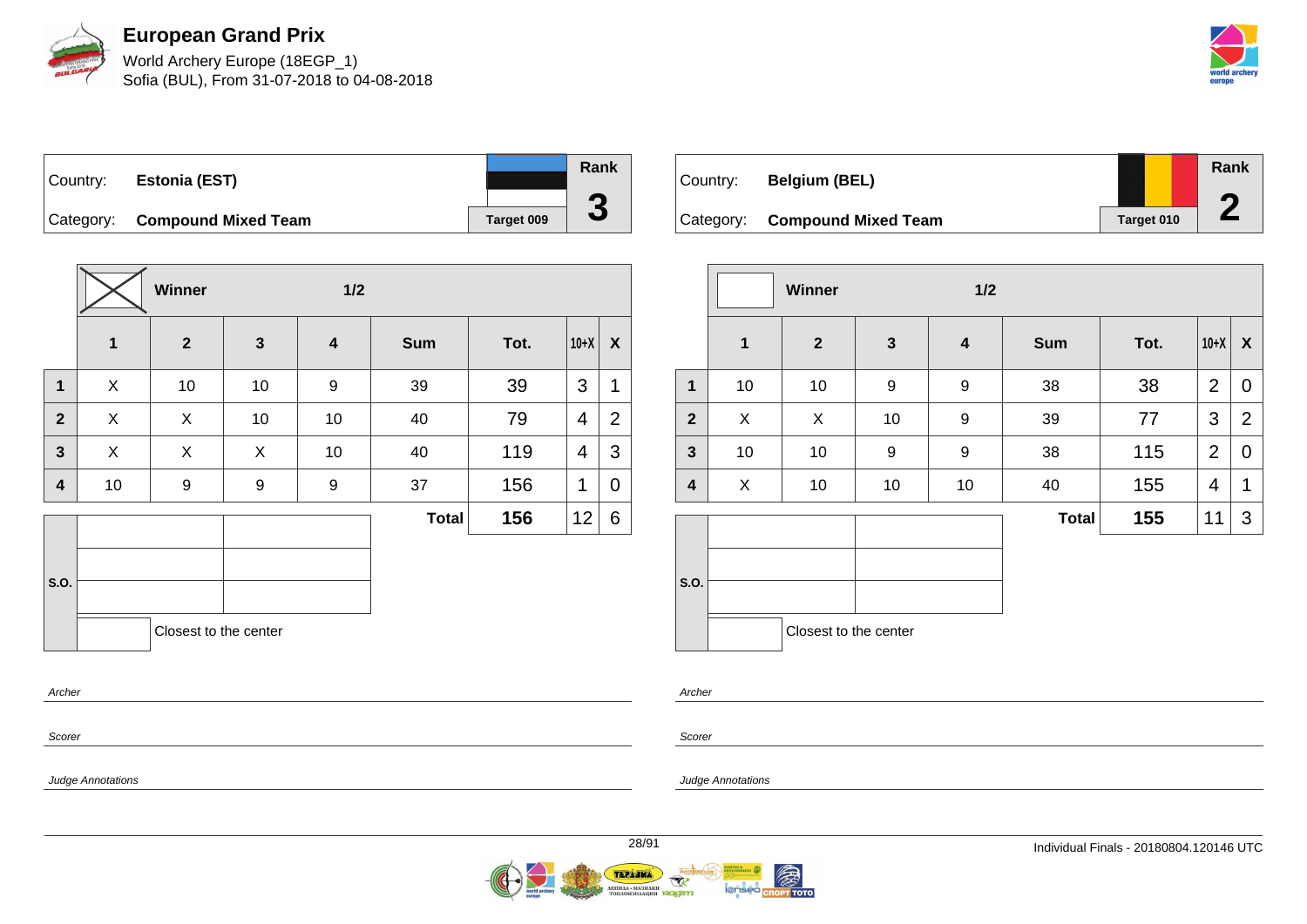# European Grand Prix

World Archery Europe (18EGP_1)
Sofia (BUL), From 31-07-2018 to 04-08-2018

| Country: | **Estonia (EST)** | Rank |
|---|---|---|
| Category: | **Compound Mixed Team** | **3** |
| | Target 009 | |

**Winner** — 1/2

| | 1 | 2 | 3 | 4 | Sum | Tot. | 10+X | X |
|---|---|---|---|---|---|---|---|---|
| 1 | X | 10 | 10 | 9 | 39 | 39 | 3 | 1 |
| 2 | X | X | 10 | 10 | 40 | 79 | 4 | 2 |
| 3 | X | X | X | 10 | 40 | 119 | 4 | 3 |
| 4 | 10 | 9 | 9 | 9 | 37 | 156 | 1 | 0 |
| | | | | | **Total** | **156** | 12 | 6 |

S.O.

Closest to the center

*Archer*

*Scorer*

*Judge Annotations*

| Country: | **Belgium (BEL)** | Rank |
|---|---|---|
| Category: | **Compound Mixed Team** | **2** |
| | Target 010 | |

**Winner** — 1/2

| | 1 | 2 | 3 | 4 | Sum | Tot. | 10+X | X |
|---|---|---|---|---|---|---|---|---|
| 1 | 10 | 10 | 9 | 9 | 38 | 38 | 2 | 0 |
| 2 | X | X | 10 | 9 | 39 | 77 | 3 | 2 |
| 3 | 10 | 10 | 9 | 9 | 38 | 115 | 2 | 0 |
| 4 | X | 10 | 10 | 10 | 40 | 155 | 4 | 1 |
| | | | | | **Total** | **155** | 11 | 3 |

S.O.

Closest to the center

*Archer*

*Scorer*

*Judge Annotations*

Individual Finals - 20180804.120146 UTC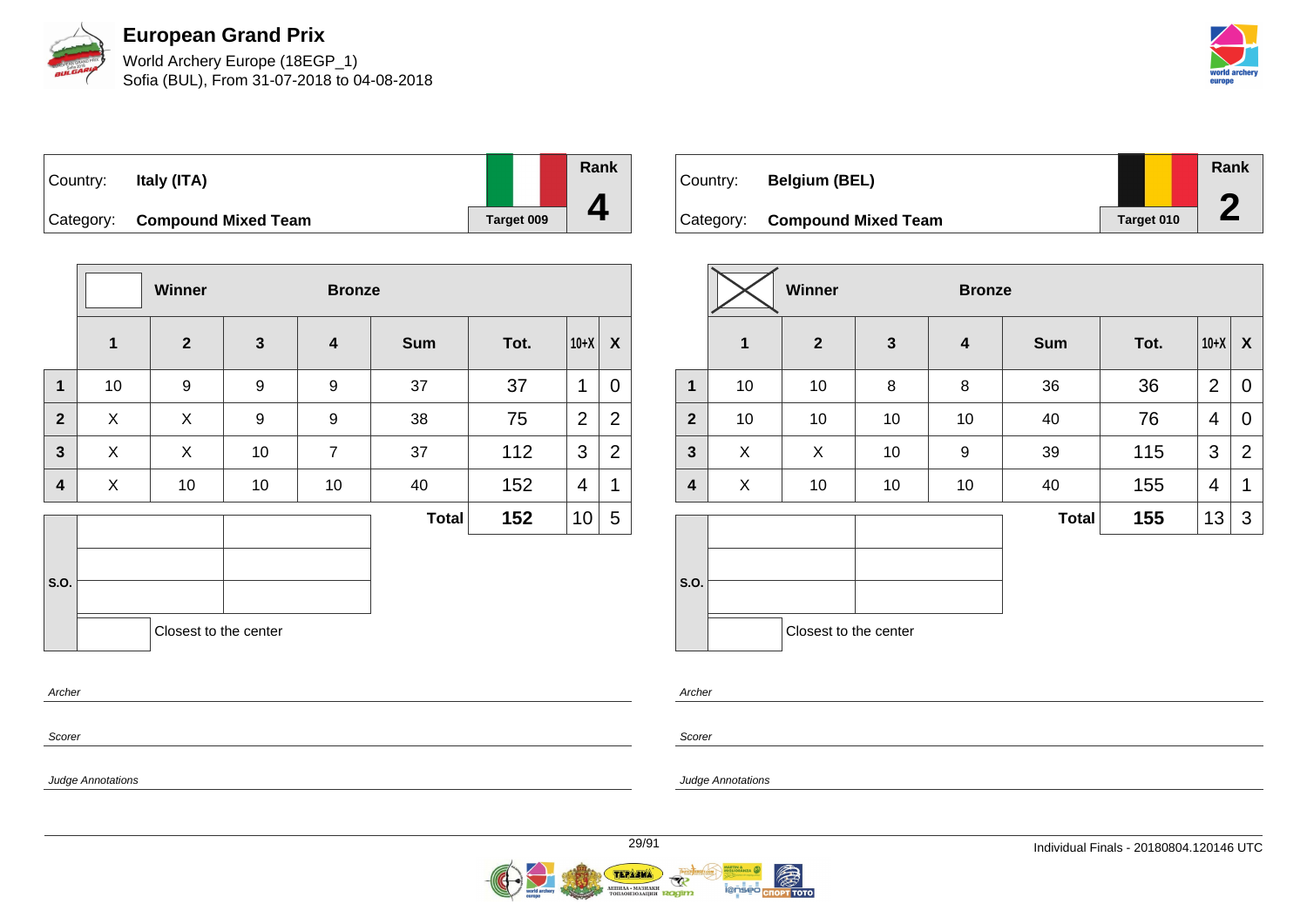# European Grand Prix

World Archery Europe (18EGP_1)
Sofia (BUL), From 31-07-2018 to 04-08-2018

| Country: | Italy (ITA) | | Rank |
|---|---|---|---|
| Category: | Compound Mixed Team | Target 009 | 4 |

| | Winner | | Bronze | | | | | |
|---|---|---|---|---|---|---|---|---|
| | 1 | 2 | 3 | 4 | Sum | Tot. | 10+X | X |
| 1 | 10 | 9 | 9 | 9 | 37 | 37 | 1 | 0 |
| 2 | X | X | 9 | 9 | 38 | 75 | 2 | 2 |
| 3 | X | X | 10 | 7 | 37 | 112 | 3 | 2 |
| 4 | X | 10 | 10 | 10 | 40 | 152 | 4 | 1 |
| | | | | | Total | 152 | 10 | 5 |

S.O.

Closest to the center

| Country: | Belgium (BEL) | | Rank |
|---|---|---|---|
| Category: | Compound Mixed Team | Target 010 | 2 |

| | Winner | | Bronze | | | | | |
|---|---|---|---|---|---|---|---|---|
| | 1 | 2 | 3 | 4 | Sum | Tot. | 10+X | X |
| 1 | 10 | 10 | 8 | 8 | 36 | 36 | 2 | 0 |
| 2 | 10 | 10 | 10 | 10 | 40 | 76 | 4 | 0 |
| 3 | X | X | 10 | 9 | 39 | 115 | 3 | 2 |
| 4 | X | 10 | 10 | 10 | 40 | 155 | 4 | 1 |
| | | | | | Total | 155 | 13 | 3 |

S.O.

Closest to the center

*Archer*

*Scorer*

*Judge Annotations*

Individual Finals - 20180804.120146 UTC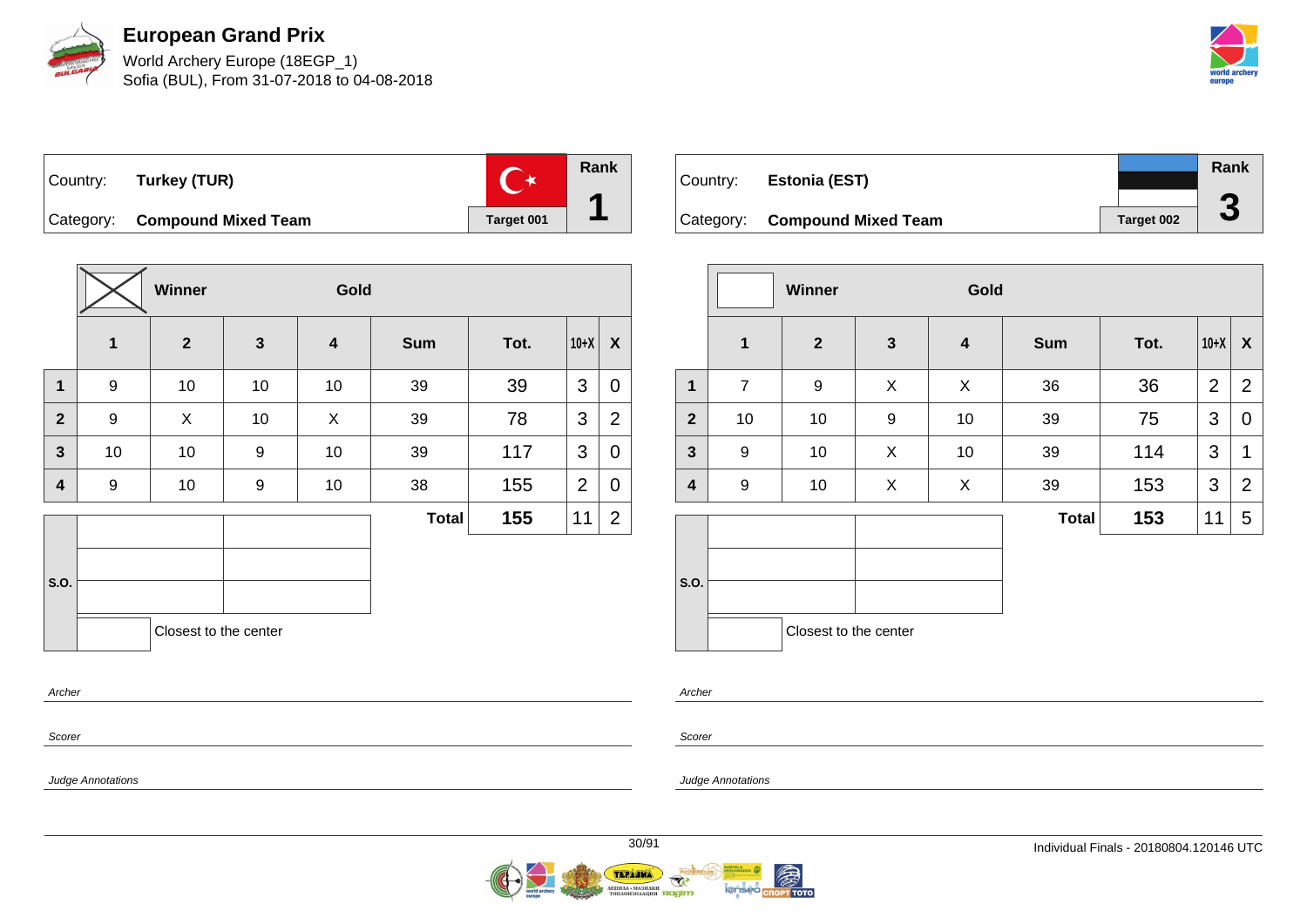# European Grand Prix

World Archery Europe (18EGP_1)
Sofia (BUL), From 31-07-2018 to 04-08-2018

| Country: | Turkey (TUR) | Rank |
|---|---|---|
| Category: | Compound Mixed Team | 1 |
| | Target 001 | |

| | Winner | | Gold | | | | | |
|---|---|---|---|---|---|---|---|---|
| | 1 | 2 | 3 | 4 | Sum | Tot. | 10+X | X |
| 1 | 9 | 10 | 10 | 10 | 39 | 39 | 3 | 0 |
| 2 | 9 | X | 10 | X | 39 | 78 | 3 | 2 |
| 3 | 10 | 10 | 9 | 10 | 39 | 117 | 3 | 0 |
| 4 | 9 | 10 | 9 | 10 | 38 | 155 | 2 | 0 |
| | | | | | Total | 155 | 11 | 2 |

S.O.

Closest to the center

Archer

Scorer

Judge Annotations

| Country: | Estonia (EST) | Rank |
|---|---|---|
| Category: | Compound Mixed Team | 3 |
| | Target 002 | |

| | Winner | | Gold | | | | | |
|---|---|---|---|---|---|---|---|---|
| | 1 | 2 | 3 | 4 | Sum | Tot. | 10+X | X |
| 1 | 7 | 9 | X | X | 36 | 36 | 2 | 2 |
| 2 | 10 | 10 | 9 | 10 | 39 | 75 | 3 | 0 |
| 3 | 9 | 10 | X | 10 | 39 | 114 | 3 | 1 |
| 4 | 9 | 10 | X | X | 39 | 153 | 3 | 2 |
| | | | | | Total | 153 | 11 | 5 |

S.O.

Closest to the center

Archer

Scorer

Judge Annotations

Individual Finals - 20180804.120146 UTC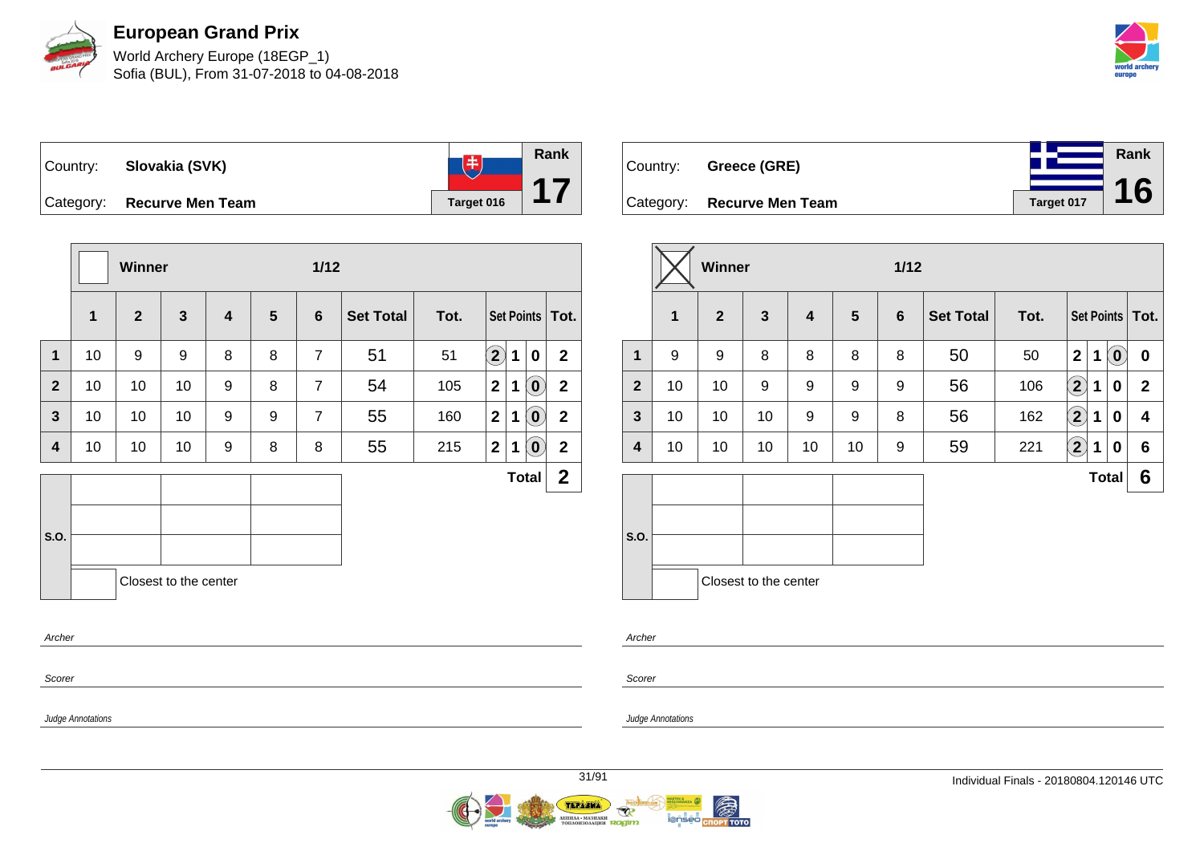# European Grand Prix

World Archery Europe (18EGP_1)
Sofia (BUL), From 31-07-2018 to 04-08-2018

| Country: | Slovakia (SVK) | Target 016 | Rank |
|---|---|---|---|
| Category: | Recurve Men Team | | 17 |

| | Winner | | | | | 1/12 | | | | | | |
|---|---|---|---|---|---|---|---|---|---|---|---|---|
| | 1 | 2 | 3 | 4 | 5 | 6 | Set Total | Tot. | Set Points | | | Tot. |
| 1 | 10 | 9 | 9 | 8 | 8 | 7 | 51 | 51 | (2) | 1 | 0 | 2 |
| 2 | 10 | 10 | 10 | 9 | 8 | 7 | 54 | 105 | 2 | 1 | (0) | 2 |
| 3 | 10 | 10 | 10 | 9 | 9 | 7 | 55 | 160 | 2 | 1 | (0) | 2 |
| 4 | 10 | 10 | 10 | 9 | 8 | 8 | 55 | 215 | 2 | 1 | (0) | 2 |
| | | | | | | | | | Total | | | 2 |

S.O.

Closest to the center

Archer

Scorer

Judge Annotations

| Country: | Greece (GRE) | Target 017 | Rank |
|---|---|---|---|
| Category: | Recurve Men Team | | 16 |

| | Winner ☒ | | | | | 1/12 | | | | | | |
|---|---|---|---|---|---|---|---|---|---|---|---|---|
| | 1 | 2 | 3 | 4 | 5 | 6 | Set Total | Tot. | Set Points | | | Tot. |
| 1 | 9 | 9 | 8 | 8 | 8 | 8 | 50 | 50 | 2 | 1 | (0) | 0 |
| 2 | 10 | 10 | 9 | 9 | 9 | 9 | 56 | 106 | (2) | 1 | 0 | 2 |
| 3 | 10 | 10 | 10 | 9 | 9 | 8 | 56 | 162 | (2) | 1 | 0 | 4 |
| 4 | 10 | 10 | 10 | 10 | 10 | 9 | 59 | 221 | (2) | 1 | 0 | 6 |
| | | | | | | | | | Total | | | 6 |

S.O.

Closest to the center

Archer

Scorer

Judge Annotations

Individual Finals - 20180804.120146 UTC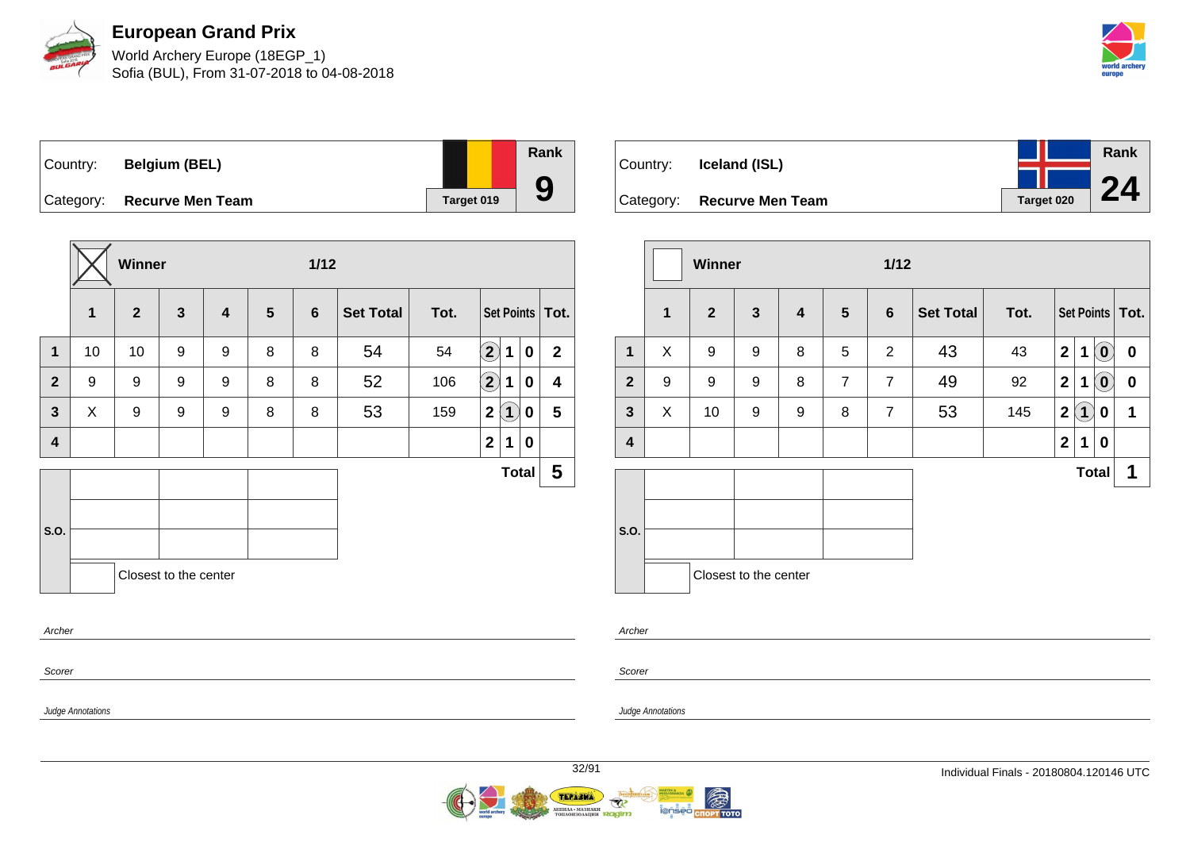# European Grand Prix

World Archery Europe (18EGP_1)
Sofia (BUL), From 31-07-2018 to 04-08-2018

| Country: | Belgium (BEL) | Target 019 | Rank |
|---|---|---|---|
| Category: | Recurve Men Team | | 9 |

Winner ☒ — 1/12

| | 1 | 2 | 3 | 4 | 5 | 6 | Set Total | Tot. | Set Points | | | Tot. |
|---|---|---|---|---|---|---|---|---|---|---|---|---|
| 1 | 10 | 10 | 9 | 9 | 8 | 8 | 54 | 54 | (2) | 1 | 0 | 2 |
| 2 | 9 | 9 | 9 | 9 | 8 | 8 | 52 | 106 | (2) | 1 | 0 | 4 |
| 3 | X | 9 | 9 | 9 | 8 | 8 | 53 | 159 | 2 | (1) | 0 | 5 |
| 4 | | | | | | | | | 2 | 1 | 0 | |
| | | | | | | | | | | | Total | 5 |

S.O.

Closest to the center

Archer

Scorer

Judge Annotations

| Country: | Iceland (ISL) | Target 020 | Rank |
|---|---|---|---|
| Category: | Recurve Men Team | | 24 |

Winner ☐ — 1/12

| | 1 | 2 | 3 | 4 | 5 | 6 | Set Total | Tot. | Set Points | | | Tot. |
|---|---|---|---|---|---|---|---|---|---|---|---|---|
| 1 | X | 9 | 9 | 8 | 5 | 2 | 43 | 43 | 2 | 1 | (0) | 0 |
| 2 | 9 | 9 | 9 | 8 | 7 | 7 | 49 | 92 | 2 | 1 | (0) | 0 |
| 3 | X | 10 | 9 | 9 | 8 | 7 | 53 | 145 | 2 | (1) | 0 | 1 |
| 4 | | | | | | | | | 2 | 1 | 0 | |
| | | | | | | | | | | | Total | 1 |

S.O.

Closest to the center

Archer

Scorer

Judge Annotations

Individual Finals - 20180804.120146 UTC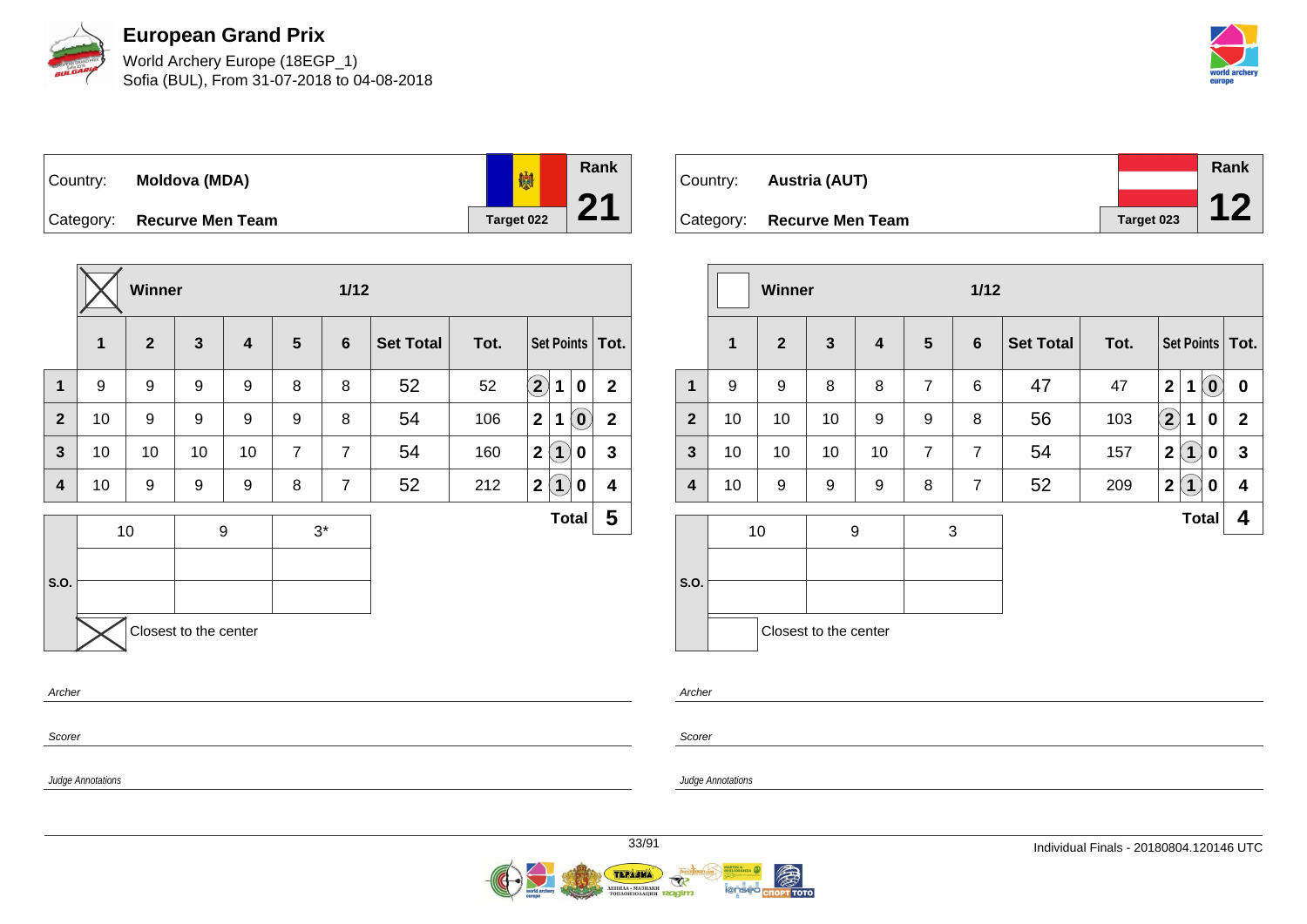# European Grand Prix

World Archery Europe (18EGP_1)
Sofia (BUL), From 31-07-2018 to 04-08-2018

| Country: | Moldova (MDA) | Rank |
|---|---|---|
| Category: | Recurve Men Team | Target 022 | 21 |

| | Winner (X) | | | | | 1/12 | | | | | | |
|---|---|---|---|---|---|---|---|---|---|---|---|---|
| | 1 | 2 | 3 | 4 | 5 | 6 | Set Total | Tot. | Set Points | | | Tot. |
| 1 | 9 | 9 | 9 | 9 | 8 | 8 | 52 | 52 | (2) | 1 | 0 | 2 |
| 2 | 10 | 9 | 9 | 9 | 9 | 8 | 54 | 106 | 2 | 1 | (0) | 2 |
| 3 | 10 | 10 | 10 | 10 | 7 | 7 | 54 | 160 | 2 | (1) | 0 | 3 |
| 4 | 10 | 9 | 9 | 9 | 8 | 7 | 52 | 212 | 2 | (1) | 0 | 4 |
| | | | | | | | | | | | Total | 5 |

| S.O. | | | |
|---|---|---|---|
| | 10 | 9 | 3* |
| | | | |
| | | | |

Closest to the center: X

Archer

Scorer

Judge Annotations

| Country: | Austria (AUT) | Rank |
|---|---|---|
| Category: | Recurve Men Team | Target 023 | 12 |

| | Winner | | | | | 1/12 | | | | | | |
|---|---|---|---|---|---|---|---|---|---|---|---|---|
| | 1 | 2 | 3 | 4 | 5 | 6 | Set Total | Tot. | Set Points | | | Tot. |
| 1 | 9 | 9 | 8 | 8 | 7 | 6 | 47 | 47 | 2 | 1 | (0) | 0 |
| 2 | 10 | 10 | 10 | 9 | 9 | 8 | 56 | 103 | (2) | 1 | 0 | 2 |
| 3 | 10 | 10 | 10 | 10 | 7 | 7 | 54 | 157 | 2 | (1) | 0 | 3 |
| 4 | 10 | 9 | 9 | 9 | 8 | 7 | 52 | 209 | 2 | (1) | 0 | 4 |
| | | | | | | | | | | | Total | 4 |

| S.O. | | | |
|---|---|---|---|
| | 10 | 9 | 3 |
| | | | |
| | | | |

Closest to the center

Archer

Scorer

Judge Annotations

Individual Finals - 20180804.120146 UTC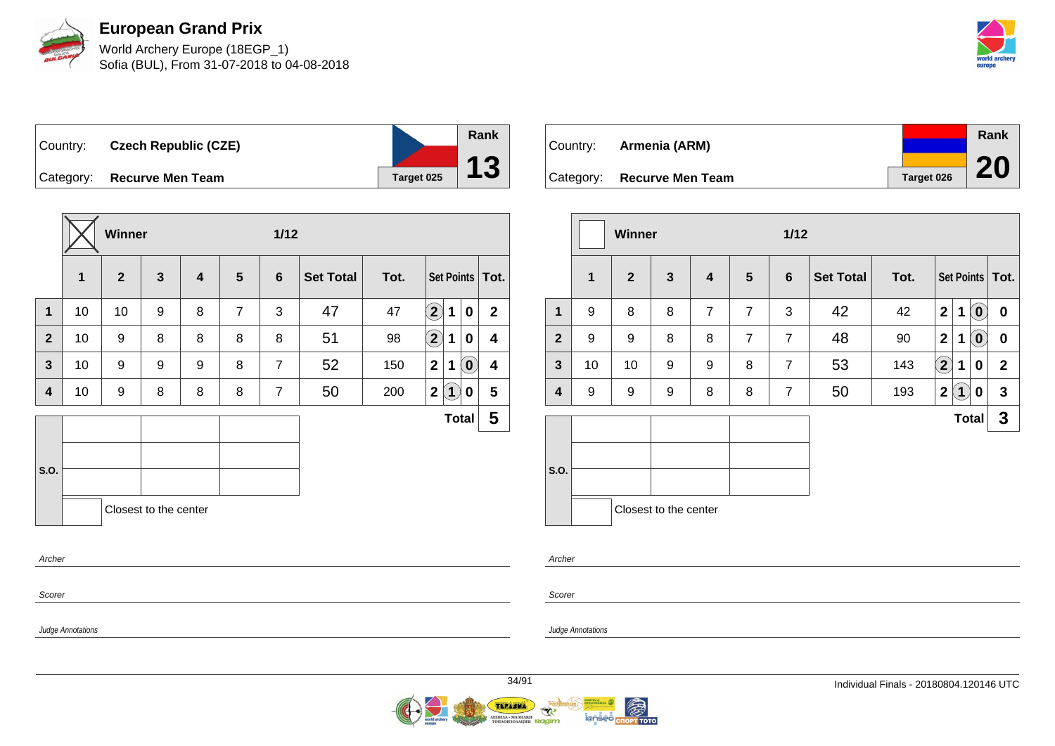# European Grand Prix

World Archery Europe (18EGP_1)
Sofia (BUL), From 31-07-2018 to 04-08-2018

| Country: | Czech Republic (CZE) | Rank |
|---|---|---|
| Category: | Recurve Men Team | Target 025 | 13 |

| | Winner ☒ | | | | | 1/12 | | | | | | |
|---|---|---|---|---|---|---|---|---|---|---|---|---|
| | 1 | 2 | 3 | 4 | 5 | 6 | Set Total | Tot. | Set Points | | | Tot. |
| 1 | 10 | 10 | 9 | 8 | 7 | 3 | 47 | 47 | (2) | 1 | 0 | 2 |
| 2 | 10 | 9 | 8 | 8 | 8 | 8 | 51 | 98 | (2) | 1 | 0 | 4 |
| 3 | 10 | 9 | 9 | 9 | 8 | 7 | 52 | 150 | 2 | 1 | (0) | 4 |
| 4 | 10 | 9 | 8 | 8 | 8 | 7 | 50 | 200 | 2 | (1) | 0 | 5 |
| | | | | | | | | | | Total | | 5 |

S.O.

Closest to the center

Archer

Scorer

Judge Annotations

| Country: | Armenia (ARM) | Rank |
|---|---|---|
| Category: | Recurve Men Team | Target 026 | 20 |

| | Winner ☐ | | | | | 1/12 | | | | | | |
|---|---|---|---|---|---|---|---|---|---|---|---|---|
| | 1 | 2 | 3 | 4 | 5 | 6 | Set Total | Tot. | Set Points | | | Tot. |
| 1 | 9 | 8 | 8 | 7 | 7 | 3 | 42 | 42 | 2 | 1 | (0) | 0 |
| 2 | 9 | 9 | 8 | 8 | 7 | 7 | 48 | 90 | 2 | 1 | (0) | 0 |
| 3 | 10 | 10 | 9 | 9 | 8 | 7 | 53 | 143 | (2) | 1 | 0 | 2 |
| 4 | 9 | 9 | 9 | 8 | 8 | 7 | 50 | 193 | 2 | (1) | 0 | 3 |
| | | | | | | | | | | Total | | 3 |

S.O.

Closest to the center

Archer

Scorer

Judge Annotations

Individual Finals - 20180804.120146 UTC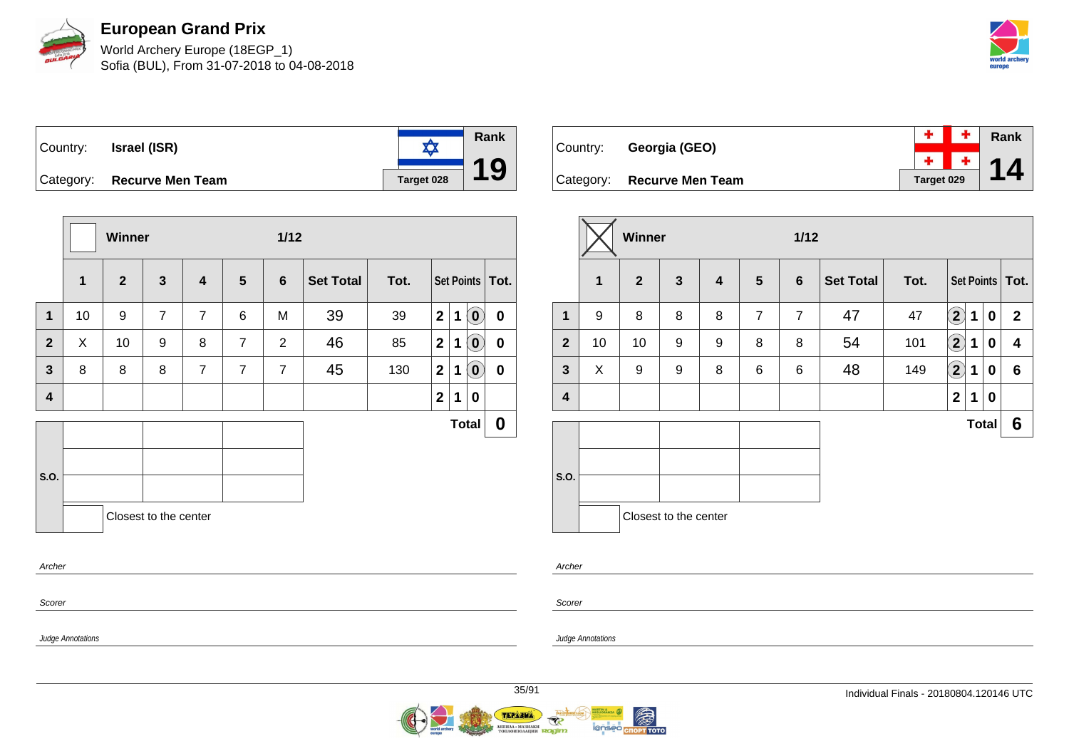# European Grand Prix

World Archery Europe (18EGP_1)
Sofia (BUL), From 31-07-2018 to 04-08-2018

| Country: | Israel (ISR) | Target 028 | Rank |
|---|---|---|---|
| Category: | Recurve Men Team | | 19 |

| | Winner | | | | | 1/12 | | | | | | |
|---|---|---|---|---|---|---|---|---|---|---|---|---|
| | 1 | 2 | 3 | 4 | 5 | 6 | Set Total | Tot. | Set Points | | | Tot. |
| 1 | 10 | 9 | 7 | 7 | 6 | M | 39 | 39 | 2 | 1 | (0) | 0 |
| 2 | X | 10 | 9 | 8 | 7 | 2 | 46 | 85 | 2 | 1 | (0) | 0 |
| 3 | 8 | 8 | 8 | 7 | 7 | 7 | 45 | 130 | 2 | 1 | (0) | 0 |
| 4 | | | | | | | | | 2 | 1 | 0 | |
| | | | | | | | | | | | Total | 0 |

S.O.

Closest to the center

Archer

Scorer

Judge Annotations

| Country: | Georgia (GEO) | Target 029 | Rank |
|---|---|---|---|
| Category: | Recurve Men Team | | 14 |

| | Winner (X) | | | | | 1/12 | | | | | | |
|---|---|---|---|---|---|---|---|---|---|---|---|---|
| | 1 | 2 | 3 | 4 | 5 | 6 | Set Total | Tot. | Set Points | | | Tot. |
| 1 | 9 | 8 | 8 | 8 | 7 | 7 | 47 | 47 | (2) | 1 | 0 | 2 |
| 2 | 10 | 10 | 9 | 9 | 8 | 8 | 54 | 101 | (2) | 1 | 0 | 4 |
| 3 | X | 9 | 9 | 8 | 6 | 6 | 48 | 149 | (2) | 1 | 0 | 6 |
| 4 | | | | | | | | | 2 | 1 | 0 | |
| | | | | | | | | | | | Total | 6 |

S.O.

Closest to the center

Archer

Scorer

Judge Annotations

Individual Finals - 20180804.120146 UTC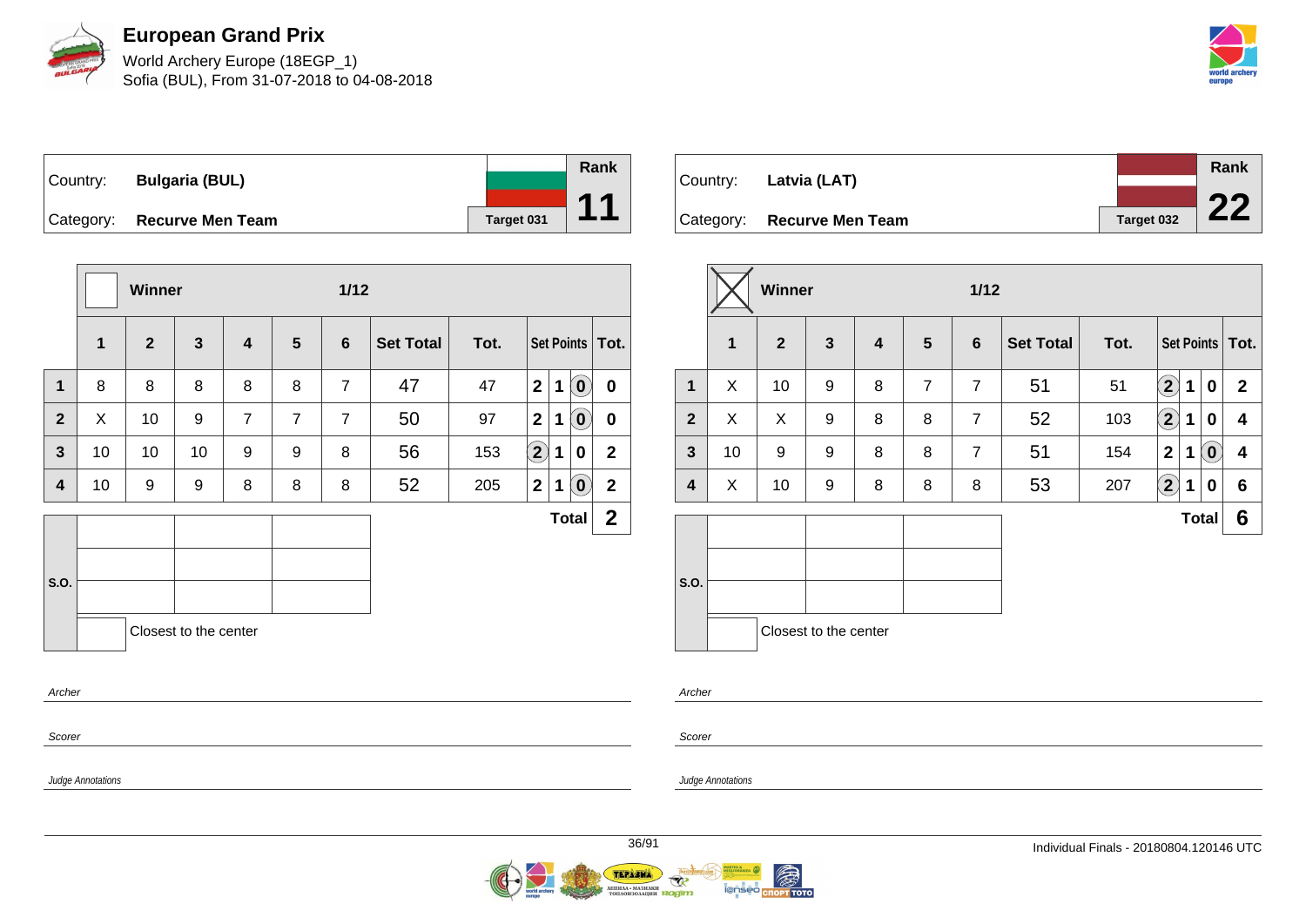# European Grand Prix

World Archery Europe (18EGP_1)
Sofia (BUL), From 31-07-2018 to 04-08-2018

| Country: | Bulgaria (BUL) | Rank |
|---|---|---|
| Category: | Recurve Men Team | 11 |
| | Target 031 | |

| | Winner | | | | | 1/12 | | | Set Points | | | Tot. |
|---|---|---|---|---|---|---|---|---|---|---|---|---|
| | 1 | 2 | 3 | 4 | 5 | 6 | Set Total | Tot. | | | | |
| 1 | 8 | 8 | 8 | 8 | 8 | 7 | 47 | 47 | 2 | 1 | (0) | 0 |
| 2 | X | 10 | 9 | 7 | 7 | 7 | 50 | 97 | 2 | 1 | (0) | 0 |
| 3 | 10 | 10 | 10 | 9 | 9 | 8 | 56 | 153 | (2) | 1 | 0 | 2 |
| 4 | 10 | 9 | 9 | 8 | 8 | 8 | 52 | 205 | 2 | 1 | (0) | 2 |
| | | | | | | | | | | | Total | 2 |

S.O.

Closest to the center

Archer

Scorer

Judge Annotations

| Country: | Latvia (LAT) | Rank |
|---|---|---|
| Category: | Recurve Men Team | 22 |
| | Target 032 | |

| | Winner (X) | | | | | 1/12 | | | Set Points | | | Tot. |
|---|---|---|---|---|---|---|---|---|---|---|---|---|
| | 1 | 2 | 3 | 4 | 5 | 6 | Set Total | Tot. | | | | |
| 1 | X | 10 | 9 | 8 | 7 | 7 | 51 | 51 | (2) | 1 | 0 | 2 |
| 2 | X | X | 9 | 8 | 8 | 7 | 52 | 103 | (2) | 1 | 0 | 4 |
| 3 | 10 | 9 | 9 | 8 | 8 | 7 | 51 | 154 | 2 | 1 | (0) | 4 |
| 4 | X | 10 | 9 | 8 | 8 | 8 | 53 | 207 | (2) | 1 | 0 | 6 |
| | | | | | | | | | | | Total | 6 |

S.O.

Closest to the center

Archer

Scorer

Judge Annotations

Individual Finals - 20180804.120146 UTC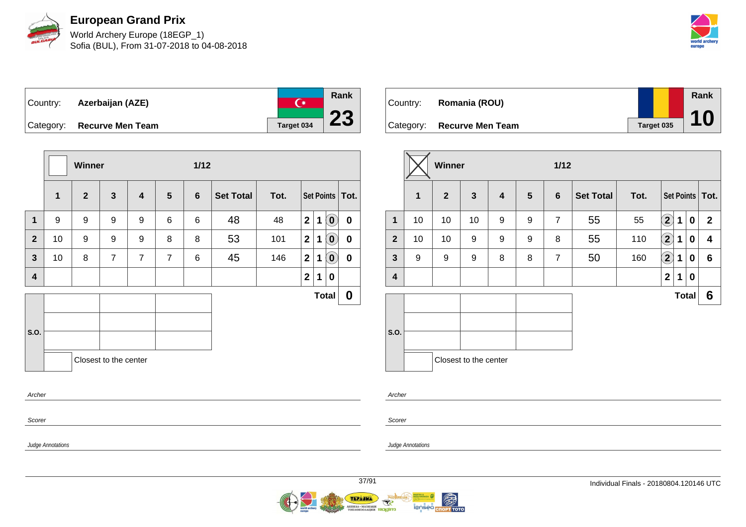# European Grand Prix

World Archery Europe (18EGP_1)
Sofia (BUL), From 31-07-2018 to 04-08-2018

| Country: | Azerbaijan (AZE) | Rank |
|---|---|---|
| Category: | Recurve Men Team | 23 |
| | Target 034 | |

| | Winner | | | | | 1/12 | | | | | | |
|---|---|---|---|---|---|---|---|---|---|---|---|---|
| | 1 | 2 | 3 | 4 | 5 | 6 | Set Total | Tot. | Set Points | | | Tot. |
| 1 | 9 | 9 | 9 | 9 | 6 | 6 | 48 | 48 | 2 | 1 | (0) | 0 |
| 2 | 10 | 9 | 9 | 9 | 8 | 8 | 53 | 101 | 2 | 1 | (0) | 0 |
| 3 | 10 | 8 | 7 | 7 | 7 | 6 | 45 | 146 | 2 | 1 | (0) | 0 |
| 4 | | | | | | | | | 2 | 1 | 0 | |
| | | | | | | | | | Total | | | 0 |

S.O.

Closest to the center

Archer

Scorer

Judge Annotations

| Country: | Romania (ROU) | Rank |
|---|---|---|
| Category: | Recurve Men Team | 10 |
| | Target 035 | |

| | Winner (X) | | | | | 1/12 | | | | | | |
|---|---|---|---|---|---|---|---|---|---|---|---|---|
| | 1 | 2 | 3 | 4 | 5 | 6 | Set Total | Tot. | Set Points | | | Tot. |
| 1 | 10 | 10 | 10 | 9 | 9 | 7 | 55 | 55 | (2) | 1 | 0 | 2 |
| 2 | 10 | 10 | 9 | 9 | 9 | 8 | 55 | 110 | (2) | 1 | 0 | 4 |
| 3 | 9 | 9 | 9 | 8 | 8 | 7 | 50 | 160 | (2) | 1 | 0 | 6 |
| 4 | | | | | | | | | 2 | 1 | 0 | |
| | | | | | | | | | Total | | | 6 |

S.O.

Closest to the center

Archer

Scorer

Judge Annotations

Individual Finals - 20180804.120146 UTC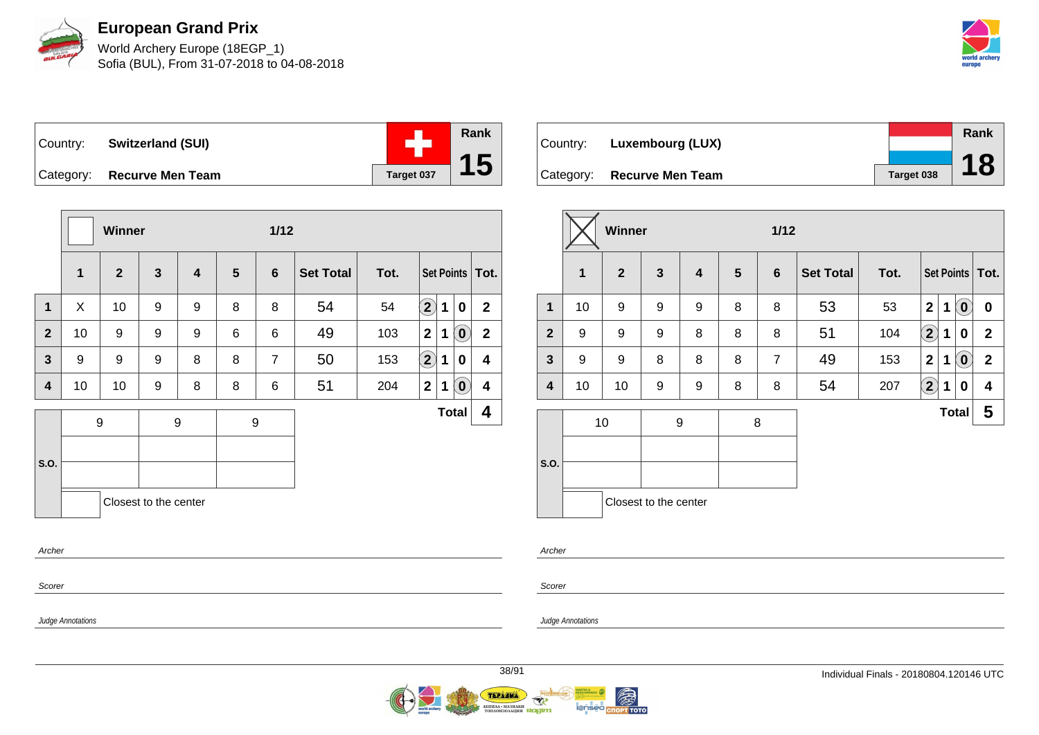# European Grand Prix

World Archery Europe (18EGP_1)
Sofia (BUL), From 31-07-2018 to 04-08-2018

## Switzerland (SUI)

Country: **Switzerland (SUI)**
Category: **Recurve Men Team**
Target 037
Rank **15**

| | Winner | | | | | 1/12 | | | | | | |
|---|---|---|---|---|---|---|---|---|---|---|---|---|
| | 1 | 2 | 3 | 4 | 5 | 6 | Set Total | Tot. | Set Points | | | Tot. |
| 1 | X | 10 | 9 | 9 | 8 | 8 | 54 | 54 | (2) | 1 | 0 | 2 |
| 2 | 10 | 9 | 9 | 9 | 6 | 6 | 49 | 103 | 2 | 1 | (0) | 2 |
| 3 | 9 | 9 | 9 | 8 | 8 | 7 | 50 | 153 | (2) | 1 | 0 | 4 |
| 4 | 10 | 10 | 9 | 8 | 8 | 6 | 51 | 204 | 2 | 1 | (0) | 4 |

**Total 4**

| S.O. | | | |
|---|---|---|---|
| | 9 | 9 | 9 |
| | | | |
| | | | |

Closest to the center

Archer

Scorer

Judge Annotations

## Luxembourg (LUX)

Country: **Luxembourg (LUX)**
Category: **Recurve Men Team**
Target 038
Rank **18**

| | Winner (X) | | | | | 1/12 | | | | | | |
|---|---|---|---|---|---|---|---|---|---|---|---|---|
| | 1 | 2 | 3 | 4 | 5 | 6 | Set Total | Tot. | Set Points | | | Tot. |
| 1 | 10 | 9 | 9 | 9 | 8 | 8 | 53 | 53 | 2 | 1 | (0) | 0 |
| 2 | 9 | 9 | 9 | 8 | 8 | 8 | 51 | 104 | (2) | 1 | 0 | 2 |
| 3 | 9 | 9 | 8 | 8 | 8 | 7 | 49 | 153 | 2 | 1 | (0) | 2 |
| 4 | 10 | 10 | 9 | 9 | 8 | 8 | 54 | 207 | (2) | 1 | 0 | 4 |

**Total 5**

| S.O. | | | |
|---|---|---|---|
| | 10 | 9 | 8 |
| | | | |
| | | | |

Closest to the center

Archer

Scorer

Judge Annotations

Individual Finals - 20180804.120146 UTC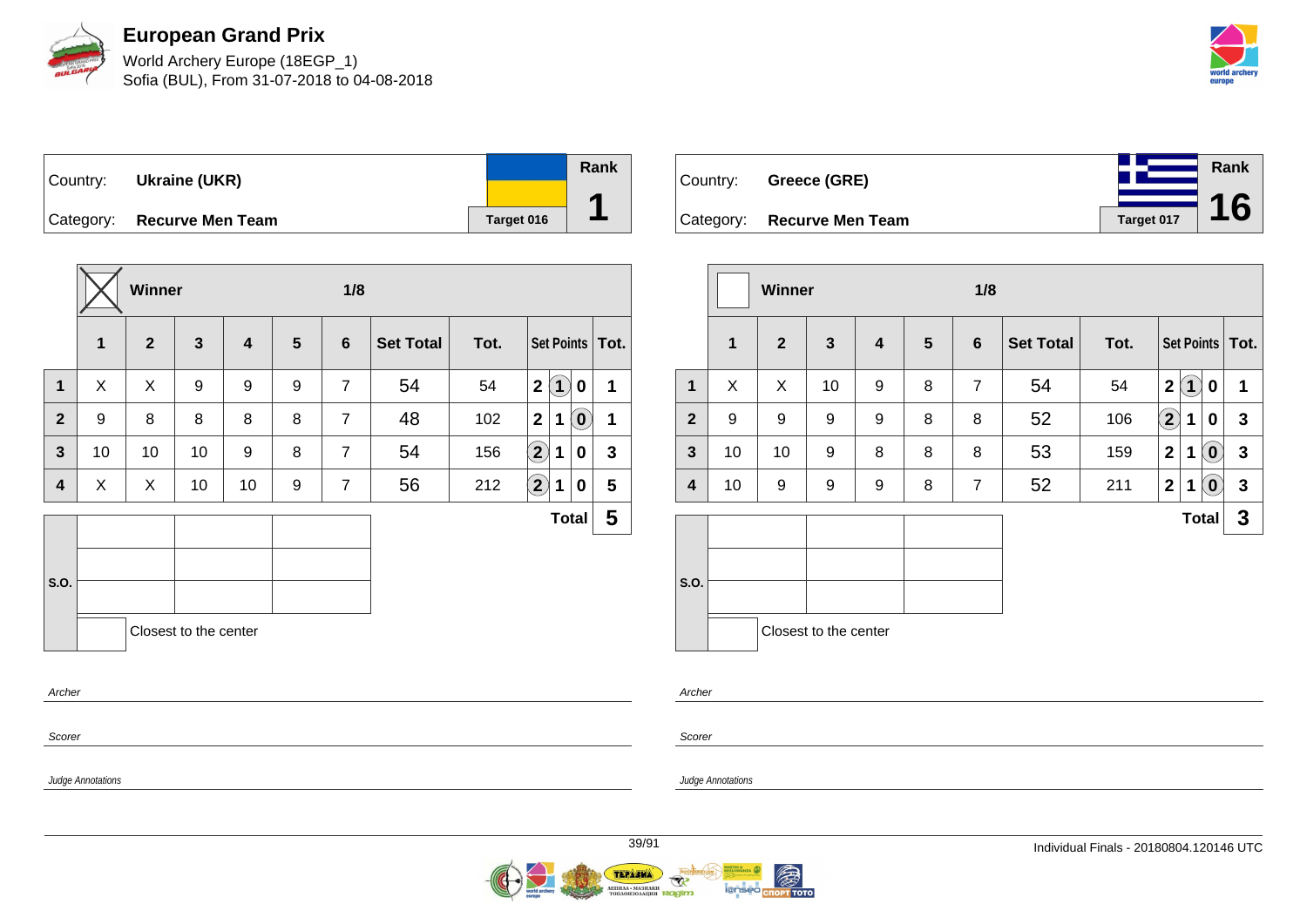# European Grand Prix

World Archery Europe (18EGP_1)
Sofia (BUL), From 31-07-2018 to 04-08-2018

| Country: | Ukraine (UKR) | Rank |
|---|---|---|
| Category: | Recurve Men Team | Target 016 | 1 |

**Winner** ☒ — 1/8

| | 1 | 2 | 3 | 4 | 5 | 6 | Set Total | Tot. | Set Points | | | Tot. |
|---|---|---|---|---|---|---|---|---|---|---|---|---|
| 1 | X | X | 9 | 9 | 9 | 7 | 54 | 54 | 2 | (1) | 0 | 1 |
| 2 | 9 | 8 | 8 | 8 | 8 | 7 | 48 | 102 | 2 | 1 | (0) | 1 |
| 3 | 10 | 10 | 10 | 9 | 8 | 7 | 54 | 156 | (2) | 1 | 0 | 3 |
| 4 | X | X | 10 | 10 | 9 | 7 | 56 | 212 | (2) | 1 | 0 | 5 |
| | | | | | | | | | | | **Total** | **5** |

S.O.

| | | |
|---|---|---|
| | | |
| | | |
| | | |

Closest to the center

Archer

Scorer

Judge Annotations

| Country: | Greece (GRE) | Rank |
|---|---|---|
| Category: | Recurve Men Team | Target 017 | 16 |

**Winner** ☐ — 1/8

| | 1 | 2 | 3 | 4 | 5 | 6 | Set Total | Tot. | Set Points | | | Tot. |
|---|---|---|---|---|---|---|---|---|---|---|---|---|
| 1 | X | X | 10 | 9 | 8 | 7 | 54 | 54 | 2 | (1) | 0 | 1 |
| 2 | 9 | 9 | 9 | 9 | 8 | 8 | 52 | 106 | (2) | 1 | 0 | 3 |
| 3 | 10 | 10 | 9 | 8 | 8 | 8 | 53 | 159 | 2 | 1 | (0) | 3 |
| 4 | 10 | 9 | 9 | 9 | 8 | 7 | 52 | 211 | 2 | 1 | (0) | 3 |
| | | | | | | | | | | | **Total** | **3** |

S.O.

| | | |
|---|---|---|
| | | |
| | | |
| | | |

Closest to the center

Archer

Scorer

Judge Annotations

Individual Finals - 20180804.120146 UTC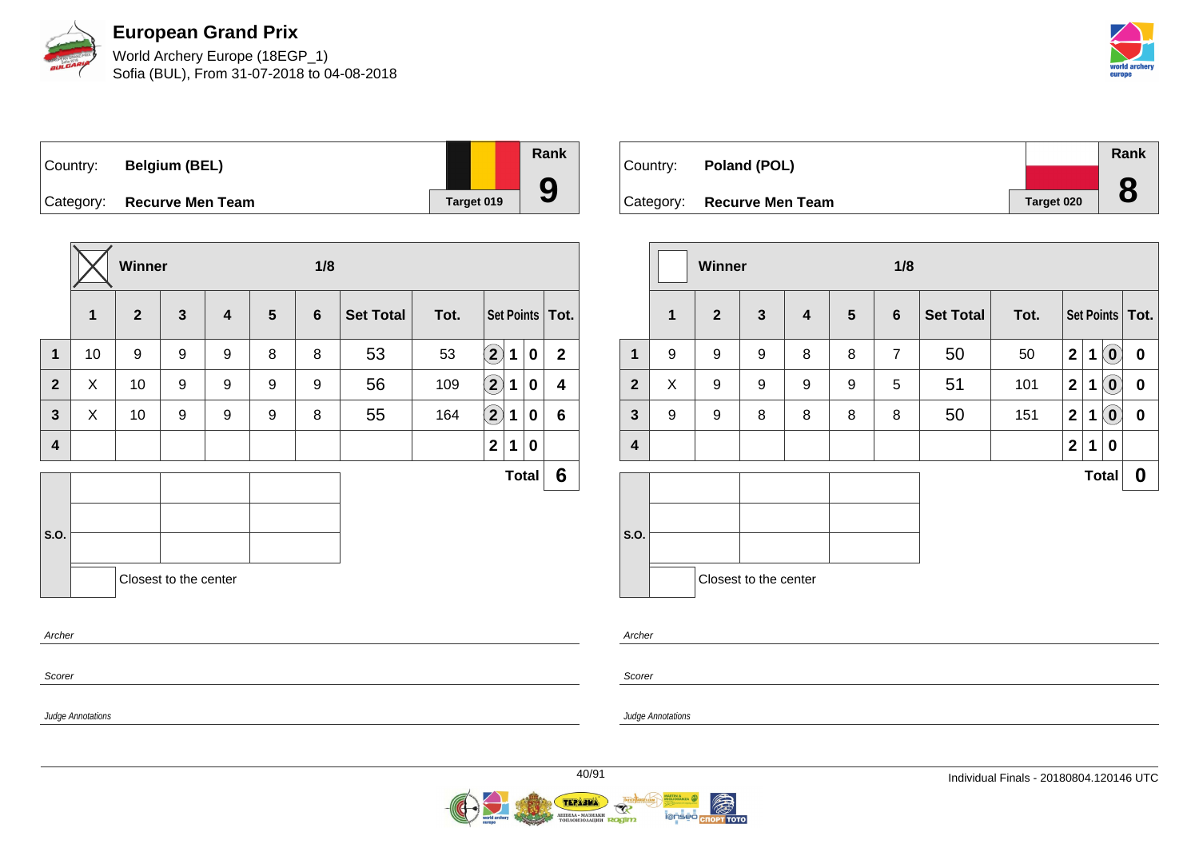# European Grand Prix

World Archery Europe (18EGP_1)
Sofia (BUL), From 31-07-2018 to 04-08-2018

| Country: | Belgium (BEL) | Target 019 | Rank |
|---|---|---|---|
| Category: | Recurve Men Team | | 9 |

Winner: X — 1/8

| | 1 | 2 | 3 | 4 | 5 | 6 | Set Total | Tot. | Set Points | | | Tot. |
|---|---|---|---|---|---|---|---|---|---|---|---|---|
| 1 | 10 | 9 | 9 | 9 | 8 | 8 | 53 | 53 | (2) | 1 | 0 | 2 |
| 2 | X | 10 | 9 | 9 | 9 | 9 | 56 | 109 | (2) | 1 | 0 | 4 |
| 3 | X | 10 | 9 | 9 | 9 | 8 | 55 | 164 | (2) | 1 | 0 | 6 |
| 4 | | | | | | | | | 2 | 1 | 0 | |
| | | | | | | | | | | | Total | 6 |

S.O.

Closest to the center

Archer

Scorer

Judge Annotations

| Country: | Poland (POL) | Target 020 | Rank |
|---|---|---|---|
| Category: | Recurve Men Team | | 8 |

Winner: — 1/8

| | 1 | 2 | 3 | 4 | 5 | 6 | Set Total | Tot. | Set Points | | | Tot. |
|---|---|---|---|---|---|---|---|---|---|---|---|---|
| 1 | 9 | 9 | 9 | 8 | 8 | 7 | 50 | 50 | 2 | 1 | (0) | 0 |
| 2 | X | 9 | 9 | 9 | 9 | 5 | 51 | 101 | 2 | 1 | (0) | 0 |
| 3 | 9 | 9 | 8 | 8 | 8 | 8 | 50 | 151 | 2 | 1 | (0) | 0 |
| 4 | | | | | | | | | 2 | 1 | 0 | |
| | | | | | | | | | | | Total | 0 |

S.O.

Closest to the center

Archer

Scorer

Judge Annotations

Individual Finals - 20180804.120146 UTC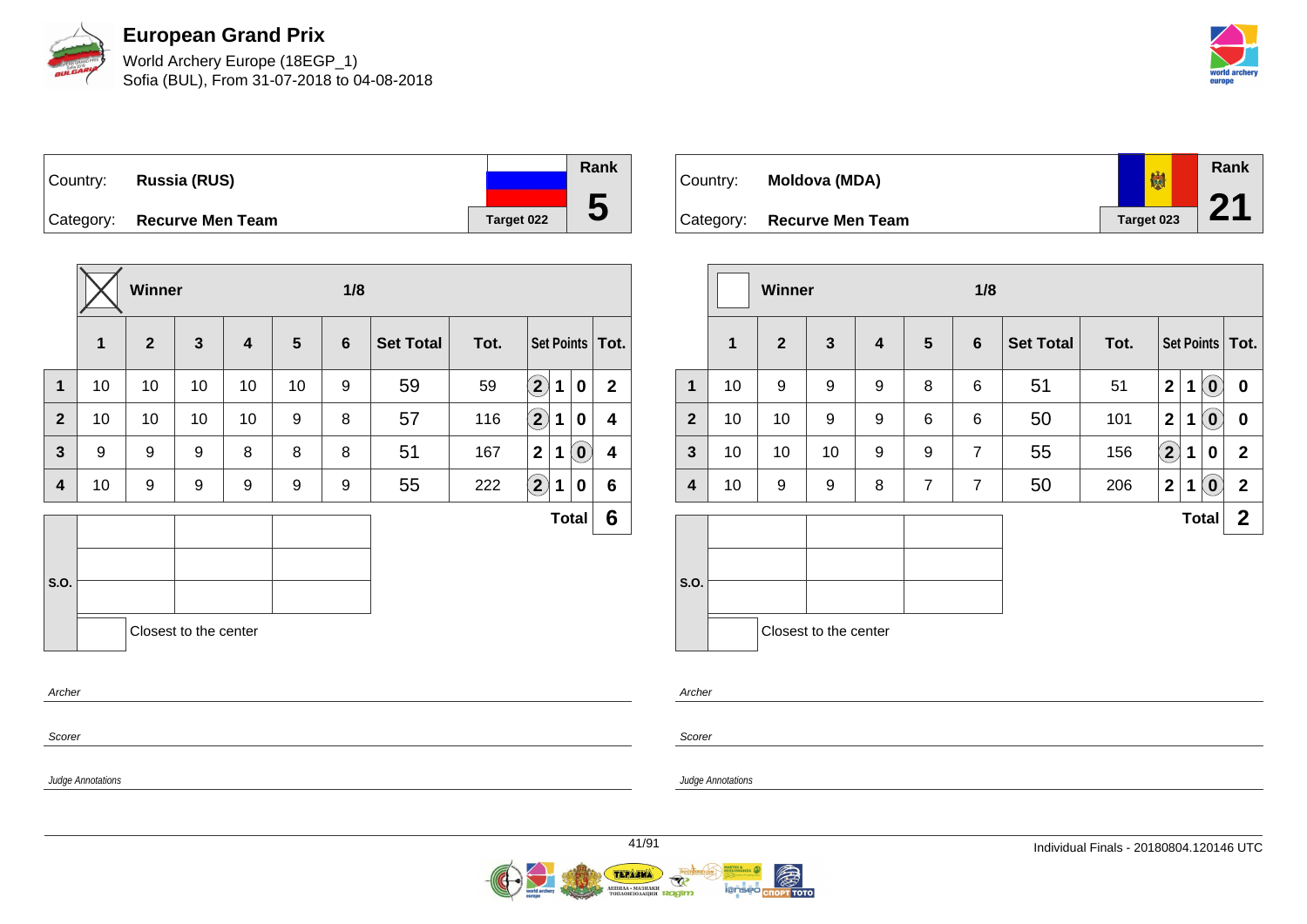# European Grand Prix

World Archery Europe (18EGP_1)
Sofia (BUL), From 31-07-2018 to 04-08-2018

| Country: | Russia (RUS) | Rank |
|---|---|---|
| Category: | Recurve Men Team | Target 022 | 5 |

| | Winner (X) | | | | | 1/8 | | | | | | |
|---|---|---|---|---|---|---|---|---|---|---|---|---|
| | 1 | 2 | 3 | 4 | 5 | 6 | Set Total | Tot. | Set Points | | | Tot. |
| 1 | 10 | 10 | 10 | 10 | 10 | 9 | 59 | 59 | (2) | 1 | 0 | 2 |
| 2 | 10 | 10 | 10 | 10 | 9 | 8 | 57 | 116 | (2) | 1 | 0 | 4 |
| 3 | 9 | 9 | 9 | 8 | 8 | 8 | 51 | 167 | 2 | 1 | (0) | 4 |
| 4 | 10 | 9 | 9 | 9 | 9 | 9 | 55 | 222 | (2) | 1 | 0 | 6 |
| | | | | | | | | | | | Total | 6 |

S.O.

Closest to the center

Archer

Scorer

Judge Annotations

| Country: | Moldova (MDA) | Rank |
|---|---|---|
| Category: | Recurve Men Team | Target 023 | 21 |

| | Winner | | | | | 1/8 | | | | | | |
|---|---|---|---|---|---|---|---|---|---|---|---|---|
| | 1 | 2 | 3 | 4 | 5 | 6 | Set Total | Tot. | Set Points | | | Tot. |
| 1 | 10 | 9 | 9 | 9 | 8 | 6 | 51 | 51 | 2 | 1 | (0) | 0 |
| 2 | 10 | 10 | 9 | 9 | 6 | 6 | 50 | 101 | 2 | 1 | (0) | 0 |
| 3 | 10 | 10 | 10 | 9 | 9 | 7 | 55 | 156 | (2) | 1 | 0 | 2 |
| 4 | 10 | 9 | 9 | 8 | 7 | 7 | 50 | 206 | 2 | 1 | (0) | 2 |
| | | | | | | | | | | | Total | 2 |

S.O.

Closest to the center

Archer

Scorer

Judge Annotations

Individual Finals - 20180804.120146 UTC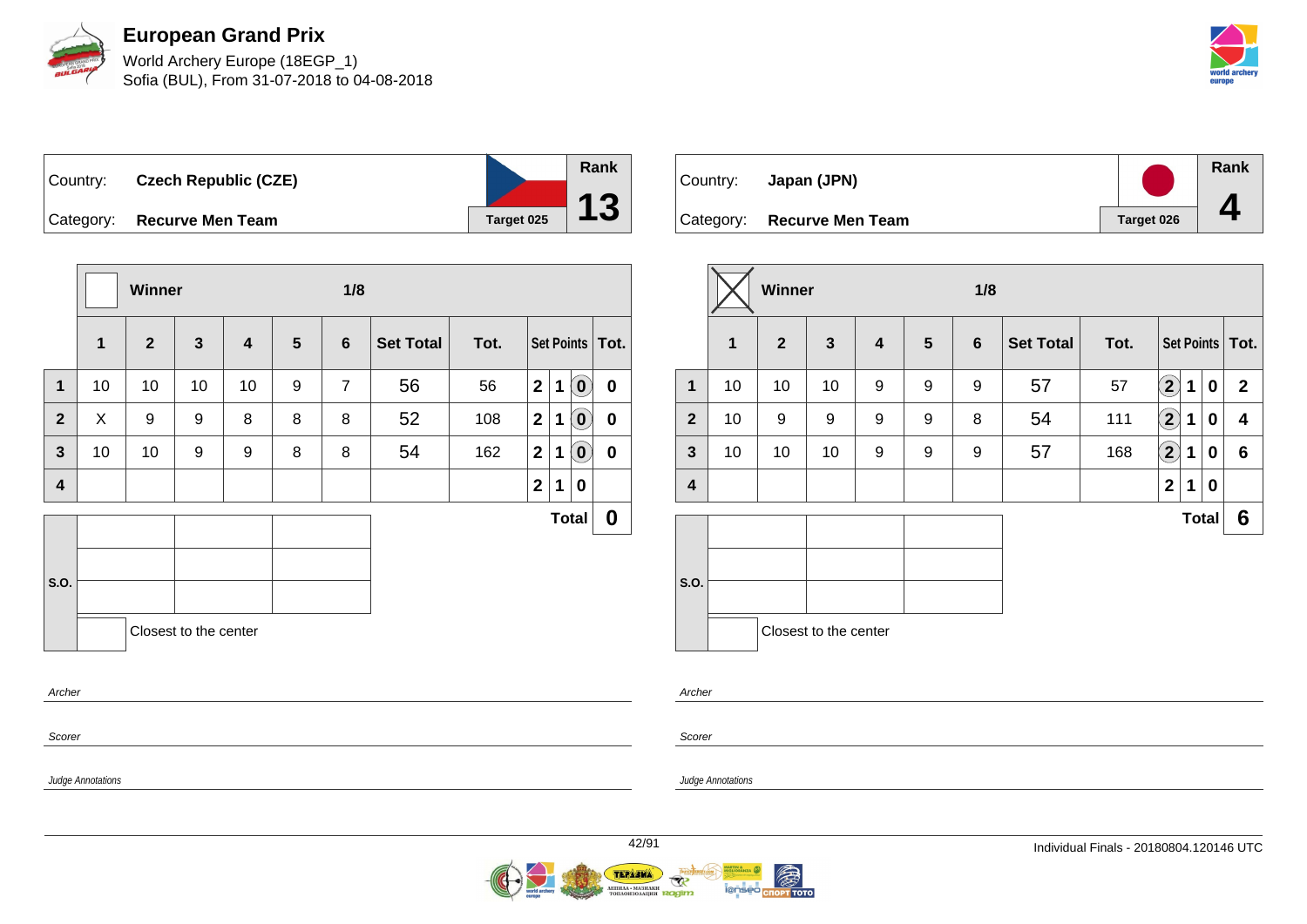# European Grand Prix

World Archery Europe (18EGP_1)
Sofia (BUL), From 31-07-2018 to 04-08-2018

| Country: | Czech Republic (CZE) | | Rank |
|---|---|---|---|
| Category: | Recurve Men Team | Target 025 | 13 |

Winner ☐ — 1/8

| | 1 | 2 | 3 | 4 | 5 | 6 | Set Total | Tot. | Set Points | | | Tot. |
|---|---|---|---|---|---|---|---|---|---|---|---|---|
| 1 | 10 | 10 | 10 | 10 | 9 | 7 | 56 | 56 | 2 | 1 | (0) | 0 |
| 2 | X | 9 | 9 | 8 | 8 | 8 | 52 | 108 | 2 | 1 | (0) | 0 |
| 3 | 10 | 10 | 9 | 9 | 8 | 8 | 54 | 162 | 2 | 1 | (0) | 0 |
| 4 | | | | | | | | | 2 | 1 | 0 | |
| | | | | | | | | | | | Total | 0 |

S.O.

| | | |
|---|---|---|
| | | |
| | | |
| | | |

☐ Closest to the center

Archer

Scorer

Judge Annotations

| Country: | Japan (JPN) | | Rank |
|---|---|---|---|
| Category: | Recurve Men Team | Target 026 | 4 |

Winner ☒ — 1/8

| | 1 | 2 | 3 | 4 | 5 | 6 | Set Total | Tot. | Set Points | | | Tot. |
|---|---|---|---|---|---|---|---|---|---|---|---|---|
| 1 | 10 | 10 | 10 | 9 | 9 | 9 | 57 | 57 | (2) | 1 | 0 | 2 |
| 2 | 10 | 9 | 9 | 9 | 9 | 8 | 54 | 111 | (2) | 1 | 0 | 4 |
| 3 | 10 | 10 | 10 | 9 | 9 | 9 | 57 | 168 | (2) | 1 | 0 | 6 |
| 4 | | | | | | | | | 2 | 1 | 0 | |
| | | | | | | | | | | | Total | 6 |

S.O.

| | | |
|---|---|---|
| | | |
| | | |
| | | |

☐ Closest to the center

Archer

Scorer

Judge Annotations

Individual Finals - 20180804.120146 UTC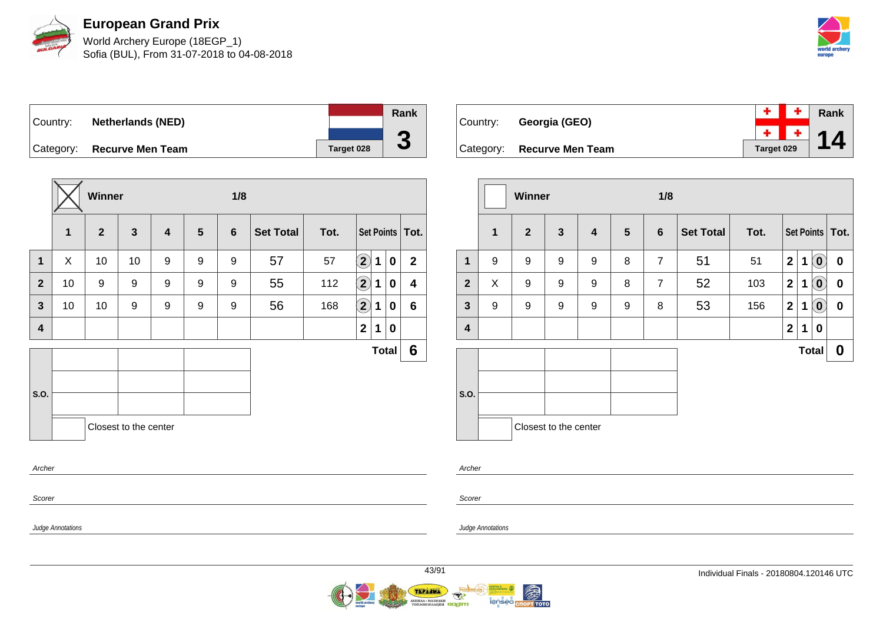# European Grand Prix

World Archery Europe (18EGP_1)
Sofia (BUL), From 31-07-2018 to 04-08-2018

| Country: | Netherlands (NED) | Rank |
|---|---|---|
| Category: | Recurve Men Team | Target 028 | 3 |

**Winner** ☒ — 1/8

| | 1 | 2 | 3 | 4 | 5 | 6 | Set Total | Tot. | Set Points | | | Tot. |
|---|---|---|---|---|---|---|---|---|---|---|---|---|
| 1 | X | 10 | 10 | 9 | 9 | 9 | 57 | 57 | (2) | 1 | 0 | 2 |
| 2 | 10 | 9 | 9 | 9 | 9 | 9 | 55 | 112 | (2) | 1 | 0 | 4 |
| 3 | 10 | 10 | 9 | 9 | 9 | 9 | 56 | 168 | (2) | 1 | 0 | 6 |
| 4 | | | | | | | | | 2 | 1 | 0 | |
| | | | | | | | | | | | **Total** | **6** |

S.O.

| | | |
|---|---|---|
| | | |
| | | |
| | | |

☐ Closest to the center

Archer

Scorer

Judge Annotations

| Country: | Georgia (GEO) | Rank |
|---|---|---|
| Category: | Recurve Men Team | Target 029 | 14 |

**Winner** ☐ — 1/8

| | 1 | 2 | 3 | 4 | 5 | 6 | Set Total | Tot. | Set Points | | | Tot. |
|---|---|---|---|---|---|---|---|---|---|---|---|---|
| 1 | 9 | 9 | 9 | 9 | 8 | 7 | 51 | 51 | 2 | 1 | (0) | 0 |
| 2 | X | 9 | 9 | 9 | 8 | 7 | 52 | 103 | 2 | 1 | (0) | 0 |
| 3 | 9 | 9 | 9 | 9 | 9 | 8 | 53 | 156 | 2 | 1 | (0) | 0 |
| 4 | | | | | | | | | 2 | 1 | 0 | |
| | | | | | | | | | | | **Total** | **0** |

S.O.

| | | |
|---|---|---|
| | | |
| | | |
| | | |

☐ Closest to the center

Archer

Scorer

Judge Annotations

Individual Finals - 20180804.120146 UTC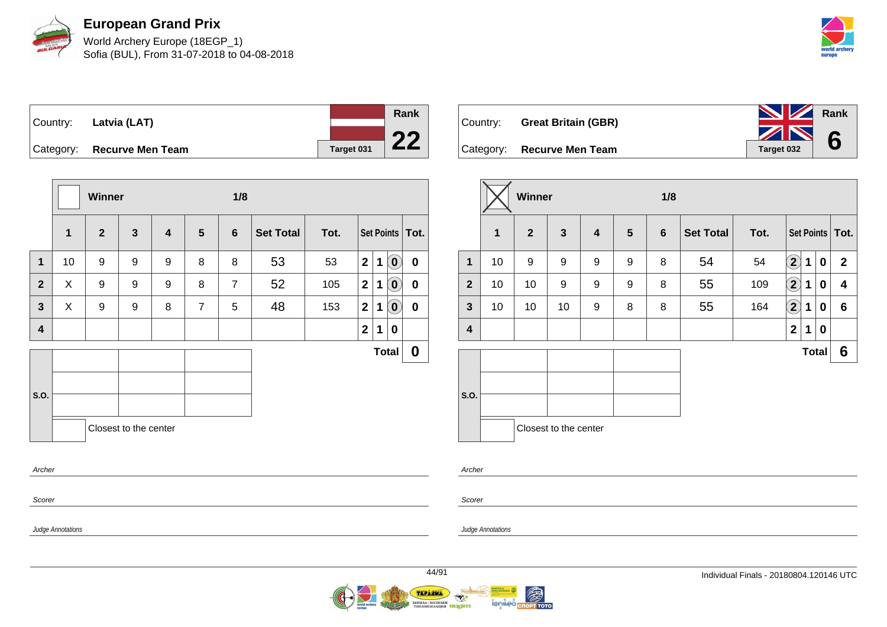# European Grand Prix

World Archery Europe (18EGP_1)
Sofia (BUL), From 31-07-2018 to 04-08-2018

| Country: | Latvia (LAT) | | Rank |
|---|---|---|---|
| Category: | Recurve Men Team | Target 031 | 22 |

| | Winner | | | | | 1/8 | | | | | | |
|---|---|---|---|---|---|---|---|---|---|---|---|---|
| | 1 | 2 | 3 | 4 | 5 | 6 | Set Total | Tot. | Set Points | | | Tot. |
| 1 | 10 | 9 | 9 | 9 | 8 | 8 | 53 | 53 | 2 | 1 | (0) | 0 |
| 2 | X | 9 | 9 | 9 | 8 | 7 | 52 | 105 | 2 | 1 | (0) | 0 |
| 3 | X | 9 | 9 | 8 | 7 | 5 | 48 | 153 | 2 | 1 | (0) | 0 |
| 4 | | | | | | | | | 2 | 1 | 0 | |
| | | | | | | | | | | | Total | 0 |

S.O.

Closest to the center

Archer

Scorer

Judge Annotations

| Country: | Great Britain (GBR) | | Rank |
|---|---|---|---|
| Category: | Recurve Men Team | Target 032 | 6 |

| | Winner ☒ | | | | | 1/8 | | | | | | |
|---|---|---|---|---|---|---|---|---|---|---|---|---|
| | 1 | 2 | 3 | 4 | 5 | 6 | Set Total | Tot. | Set Points | | | Tot. |
| 1 | 10 | 9 | 9 | 9 | 9 | 8 | 54 | 54 | (2) | 1 | 0 | 2 |
| 2 | 10 | 10 | 9 | 9 | 9 | 8 | 55 | 109 | (2) | 1 | 0 | 4 |
| 3 | 10 | 10 | 10 | 9 | 8 | 8 | 55 | 164 | (2) | 1 | 0 | 6 |
| 4 | | | | | | | | | 2 | 1 | 0 | |
| | | | | | | | | | | | Total | 6 |

S.O.

Closest to the center

Archer

Scorer

Judge Annotations

Individual Finals - 20180804.120146 UTC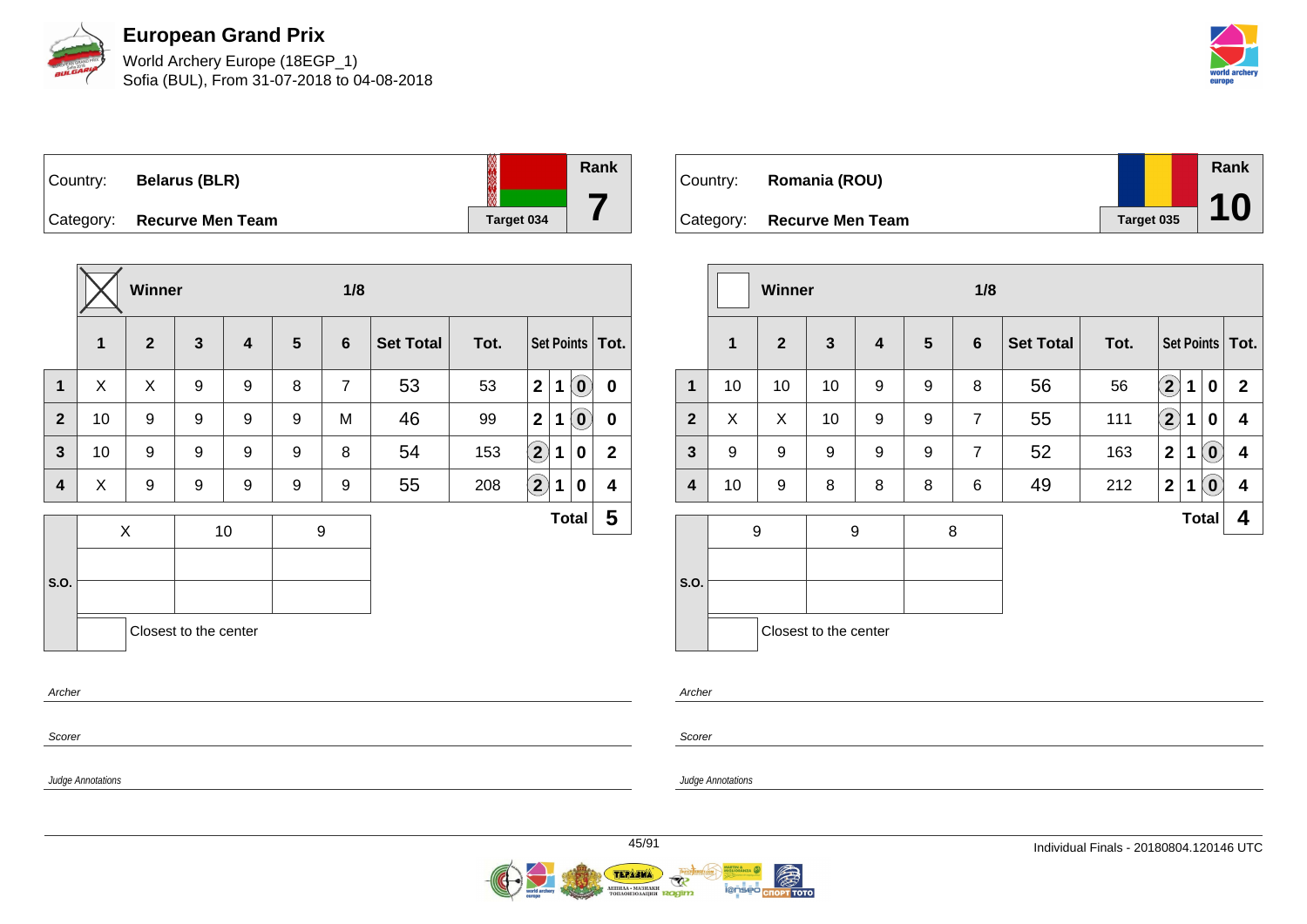# European Grand Prix

World Archery Europe (18EGP_1)
Sofia (BUL), From 31-07-2018 to 04-08-2018

| Country: | Belarus (BLR) | Rank |
|---|---|---|
| Category: | Recurve Men Team | 7 |
| | Target 034 | |

**Winner: X** — **1/8**

| | 1 | 2 | 3 | 4 | 5 | 6 | Set Total | Tot. | Set Points | | | Tot. |
|---|---|---|---|---|---|---|---|---|---|---|---|---|
| 1 | X | X | 9 | 9 | 8 | 7 | 53 | 53 | 2 | 1 | (0) | 0 |
| 2 | 10 | 9 | 9 | 9 | 9 | M | 46 | 99 | 2 | 1 | (0) | 0 |
| 3 | 10 | 9 | 9 | 9 | 9 | 8 | 54 | 153 | (2) | 1 | 0 | 2 |
| 4 | X | 9 | 9 | 9 | 9 | 9 | 55 | 208 | (2) | 1 | 0 | 4 |
| | | | | | | | | | | | Total | 5 |

| S.O. | | | |
|---|---|---|---|
| | X | 10 | 9 |
| | | | |
| | | | |

Closest to the center

Archer

Scorer

Judge Annotations

| Country: | Romania (ROU) | Rank |
|---|---|---|
| Category: | Recurve Men Team | 10 |
| | Target 035 | |

**Winner:** — **1/8**

| | 1 | 2 | 3 | 4 | 5 | 6 | Set Total | Tot. | Set Points | | | Tot. |
|---|---|---|---|---|---|---|---|---|---|---|---|---|
| 1 | 10 | 10 | 10 | 9 | 9 | 8 | 56 | 56 | (2) | 1 | 0 | 2 |
| 2 | X | X | 10 | 9 | 9 | 7 | 55 | 111 | (2) | 1 | 0 | 4 |
| 3 | 9 | 9 | 9 | 9 | 9 | 7 | 52 | 163 | 2 | 1 | (0) | 4 |
| 4 | 10 | 9 | 8 | 8 | 8 | 6 | 49 | 212 | 2 | 1 | (0) | 4 |
| | | | | | | | | | | | Total | 4 |

| S.O. | | | |
|---|---|---|---|
| | 9 | 9 | 8 |
| | | | |
| | | | |

Closest to the center

Archer

Scorer

Judge Annotations

Individual Finals - 20180804.120146 UTC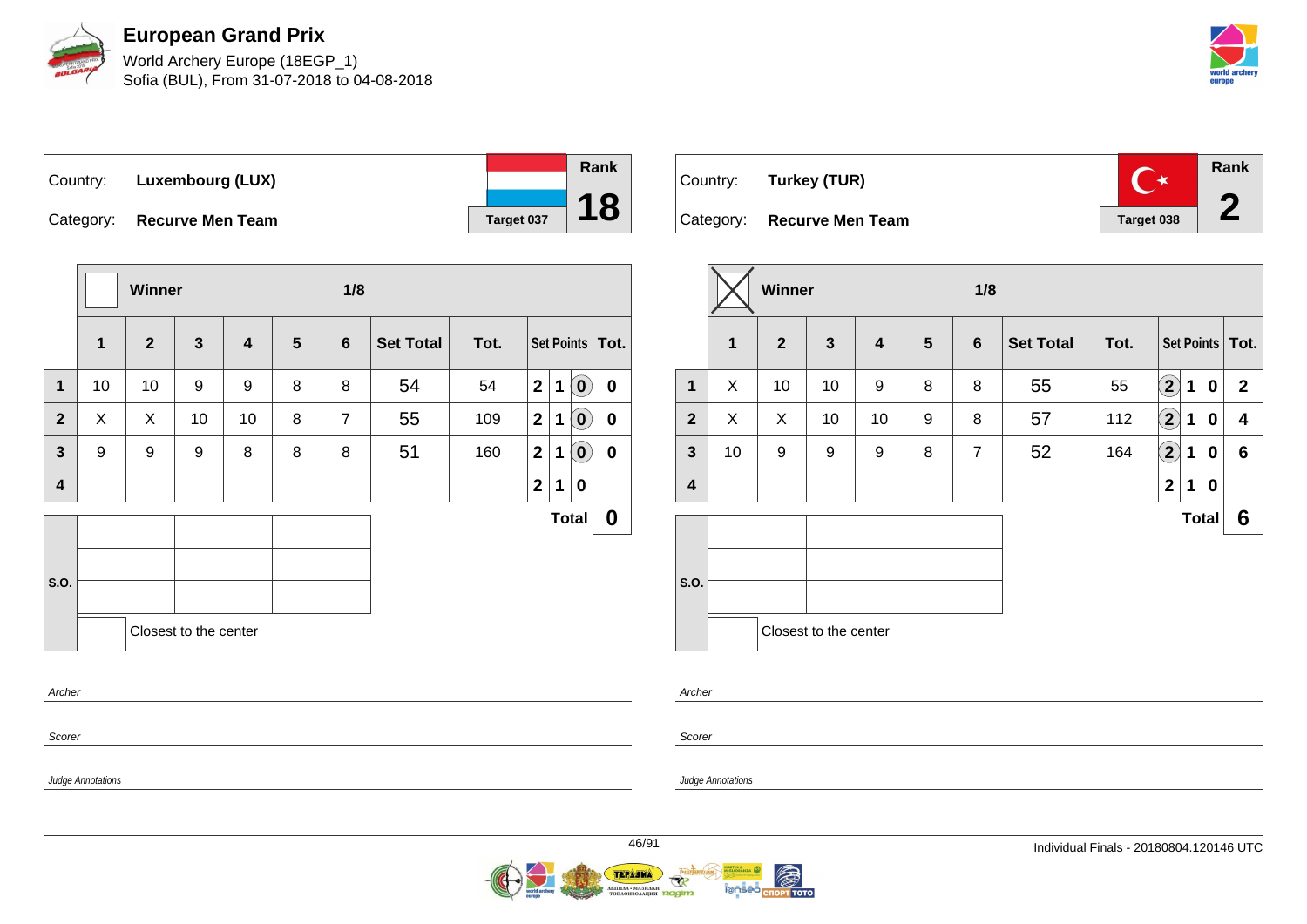# European Grand Prix

World Archery Europe (18EGP_1)
Sofia (BUL), From 31-07-2018 to 04-08-2018

| Country: | Luxembourg (LUX) | Rank |
|---|---|---|
| Category: | Recurve Men Team | 18 |
| | Target 037 | |

| | Winner | | | | | 1/8 | | | | | | |
|---|---|---|---|---|---|---|---|---|---|---|---|---|
| | 1 | 2 | 3 | 4 | 5 | 6 | Set Total | Tot. | Set Points | | | Tot. |
| 1 | 10 | 10 | 9 | 9 | 8 | 8 | 54 | 54 | 2 | 1 | (0) | 0 |
| 2 | X | X | 10 | 10 | 8 | 7 | 55 | 109 | 2 | 1 | (0) | 0 |
| 3 | 9 | 9 | 9 | 8 | 8 | 8 | 51 | 160 | 2 | 1 | (0) | 0 |
| 4 | | | | | | | | | 2 | 1 | 0 | |
| | | | | | | | | | | | Total | 0 |

S.O.

Closest to the center

Archer

Scorer

Judge Annotations

| Country: | Turkey (TUR) | Rank |
|---|---|---|
| Category: | Recurve Men Team | 2 |
| | Target 038 | |

| | Winner (X) | | | | | 1/8 | | | | | | |
|---|---|---|---|---|---|---|---|---|---|---|---|---|
| | 1 | 2 | 3 | 4 | 5 | 6 | Set Total | Tot. | Set Points | | | Tot. |
| 1 | X | 10 | 10 | 9 | 8 | 8 | 55 | 55 | (2) | 1 | 0 | 2 |
| 2 | X | X | 10 | 10 | 9 | 8 | 57 | 112 | (2) | 1 | 0 | 4 |
| 3 | 10 | 9 | 9 | 9 | 8 | 7 | 52 | 164 | (2) | 1 | 0 | 6 |
| 4 | | | | | | | | | 2 | 1 | 0 | |
| | | | | | | | | | | | Total | 6 |

S.O.

Closest to the center

Archer

Scorer

Judge Annotations

Individual Finals - 20180804.120146 UTC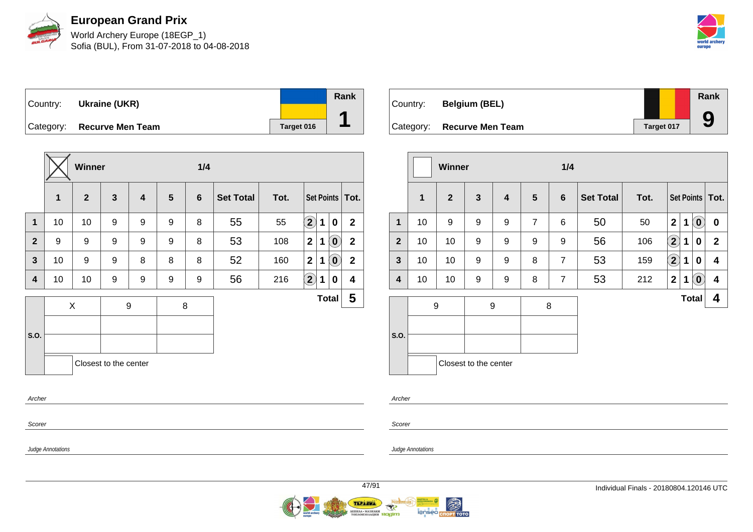# European Grand Prix

World Archery Europe (18EGP_1)
Sofia (BUL), From 31-07-2018 to 04-08-2018

| Country: | Ukraine (UKR) | Rank |
|---|---|---|
| Category: | Recurve Men Team | Target 016 | 1 |

**Winner** ☒ — 1/4

| | 1 | 2 | 3 | 4 | 5 | 6 | Set Total | Tot. | Set Points | | | Tot. |
|---|---|---|---|---|---|---|---|---|---|---|---|---|
| 1 | 10 | 10 | 9 | 9 | 9 | 8 | 55 | 55 | (2) | 1 | 0 | 2 |
| 2 | 9 | 9 | 9 | 9 | 9 | 8 | 53 | 108 | 2 | 1 | (0) | 2 |
| 3 | 10 | 9 | 9 | 8 | 8 | 8 | 52 | 160 | 2 | 1 | (0) | 2 |
| 4 | 10 | 10 | 9 | 9 | 9 | 9 | 56 | 216 | (2) | 1 | 0 | 4 |

**Total** 5

| S.O. | | | |
|---|---|---|---|
| | X | 9 | 8 |
| | | | |
| | | | |

☐ Closest to the center

Archer

Scorer

Judge Annotations

| Country: | Belgium (BEL) | Rank |
|---|---|---|
| Category: | Recurve Men Team | Target 017 | 9 |

**Winner** ☐ — 1/4

| | 1 | 2 | 3 | 4 | 5 | 6 | Set Total | Tot. | Set Points | | | Tot. |
|---|---|---|---|---|---|---|---|---|---|---|---|---|
| 1 | 10 | 9 | 9 | 9 | 7 | 6 | 50 | 50 | 2 | 1 | (0) | 0 |
| 2 | 10 | 10 | 9 | 9 | 9 | 9 | 56 | 106 | (2) | 1 | 0 | 2 |
| 3 | 10 | 10 | 9 | 9 | 8 | 7 | 53 | 159 | (2) | 1 | 0 | 4 |
| 4 | 10 | 10 | 9 | 9 | 8 | 7 | 53 | 212 | 2 | 1 | (0) | 4 |

**Total** 4

| S.O. | | | |
|---|---|---|---|
| | 9 | 9 | 8 |
| | | | |
| | | | |

☐ Closest to the center

Archer

Scorer

Judge Annotations

Individual Finals - 20180804.120146 UTC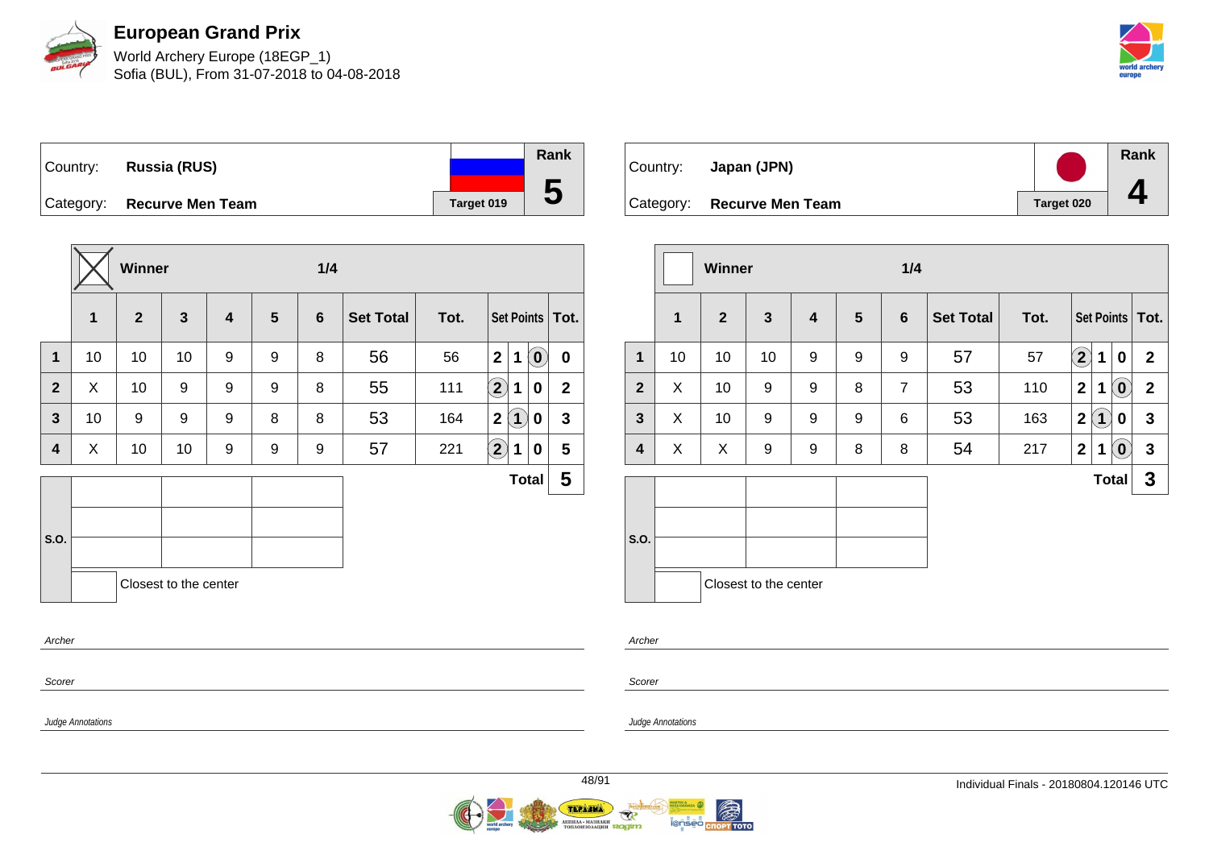# European Grand Prix

World Archery Europe (18EGP_1)
Sofia (BUL), From 31-07-2018 to 04-08-2018

| Country: | Russia (RUS) | Rank |
|---|---|---|
| Category: | Recurve Men Team | Target 019 | 5 |

Winner ☒ — 1/4

| | 1 | 2 | 3 | 4 | 5 | 6 | Set Total | Tot. | Set Points | | | Tot. |
|---|---|---|---|---|---|---|---|---|---|---|---|---|
| 1 | 10 | 10 | 10 | 9 | 9 | 8 | 56 | 56 | 2 | 1 | (0) | 0 |
| 2 | X | 10 | 9 | 9 | 9 | 8 | 55 | 111 | (2) | 1 | 0 | 2 |
| 3 | 10 | 9 | 9 | 9 | 8 | 8 | 53 | 164 | 2 | (1) | 0 | 3 |
| 4 | X | 10 | 10 | 9 | 9 | 9 | 57 | 221 | (2) | 1 | 0 | 5 |
| | | | | | | | | | | | Total | 5 |

S.O.

Closest to the center

Archer

Scorer

Judge Annotations

| Country: | Japan (JPN) | Rank |
|---|---|---|
| Category: | Recurve Men Team | Target 020 | 4 |

Winner ☐ — 1/4

| | 1 | 2 | 3 | 4 | 5 | 6 | Set Total | Tot. | Set Points | | | Tot. |
|---|---|---|---|---|---|---|---|---|---|---|---|---|
| 1 | 10 | 10 | 10 | 9 | 9 | 9 | 57 | 57 | (2) | 1 | 0 | 2 |
| 2 | X | 10 | 9 | 9 | 8 | 7 | 53 | 110 | 2 | 1 | (0) | 2 |
| 3 | X | 10 | 9 | 9 | 9 | 6 | 53 | 163 | 2 | (1) | 0 | 3 |
| 4 | X | X | 9 | 9 | 8 | 8 | 54 | 217 | 2 | 1 | (0) | 3 |
| | | | | | | | | | | | Total | 3 |

S.O.

Closest to the center

Archer

Scorer

Judge Annotations

Individual Finals - 20180804.120146 UTC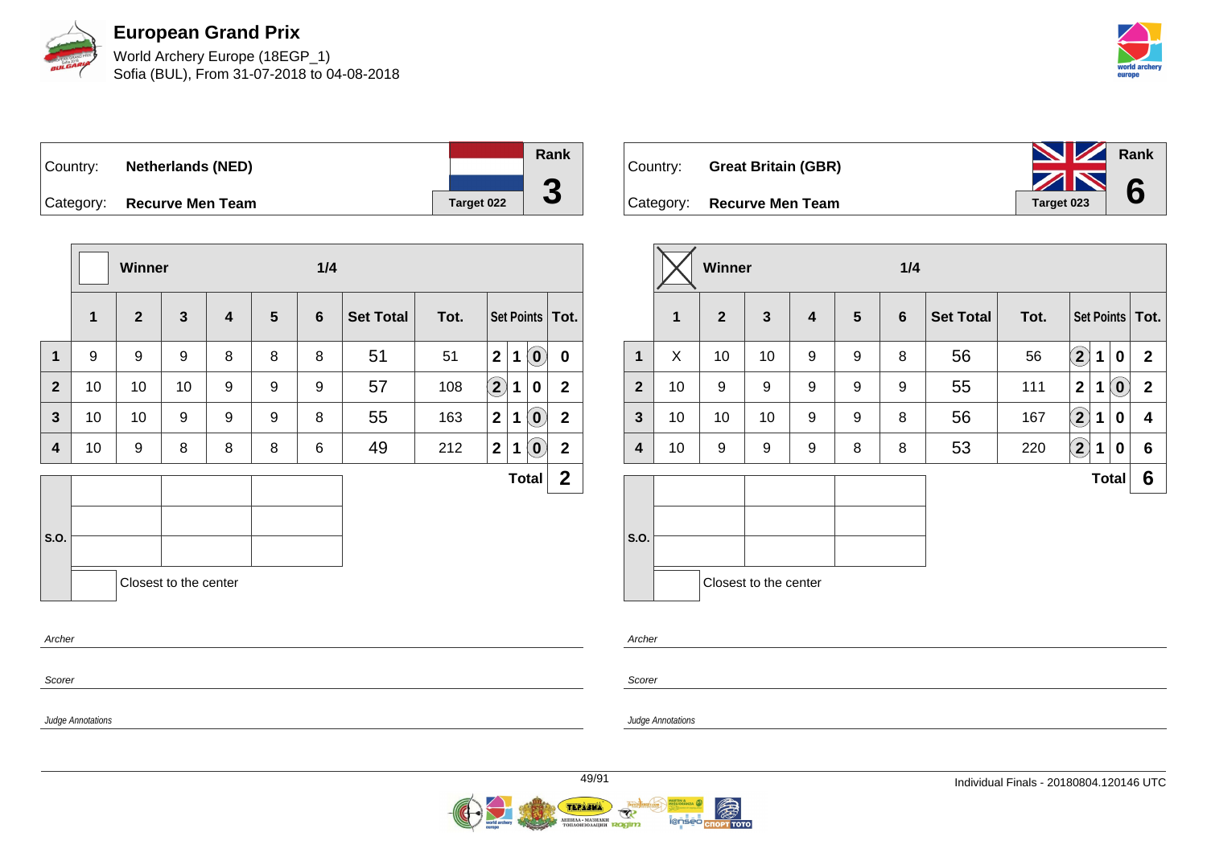# European Grand Prix

World Archery Europe (18EGP_1)
Sofia (BUL), From 31-07-2018 to 04-08-2018

| Country: | Netherlands (NED) | Rank |
|---|---|---|
| Category: | Recurve Men Team | 3 |
| | Target 022 | |

Winner: ☐ — 1/4

| | 1 | 2 | 3 | 4 | 5 | 6 | Set Total | Tot. | Set Points | | | Tot. |
|---|---|---|---|---|---|---|---|---|---|---|---|---|
| 1 | 9 | 9 | 9 | 8 | 8 | 8 | 51 | 51 | 2 | 1 | (0) | 0 |
| 2 | 10 | 10 | 10 | 9 | 9 | 9 | 57 | 108 | (2) | 1 | 0 | 2 |
| 3 | 10 | 10 | 9 | 9 | 9 | 8 | 55 | 163 | 2 | 1 | (0) | 2 |
| 4 | 10 | 9 | 8 | 8 | 8 | 6 | 49 | 212 | 2 | 1 | (0) | 2 |
| | | | | | | | | | | | Total | 2 |

S.O.

Closest to the center

Archer

Scorer

Judge Annotations

| Country: | Great Britain (GBR) | Rank |
|---|---|---|
| Category: | Recurve Men Team | 6 |
| | Target 023 | |

Winner: ☒ — 1/4

| | 1 | 2 | 3 | 4 | 5 | 6 | Set Total | Tot. | Set Points | | | Tot. |
|---|---|---|---|---|---|---|---|---|---|---|---|---|
| 1 | X | 10 | 10 | 9 | 9 | 8 | 56 | 56 | (2) | 1 | 0 | 2 |
| 2 | 10 | 9 | 9 | 9 | 9 | 9 | 55 | 111 | 2 | 1 | (0) | 2 |
| 3 | 10 | 10 | 10 | 9 | 9 | 8 | 56 | 167 | (2) | 1 | 0 | 4 |
| 4 | 10 | 9 | 9 | 9 | 8 | 8 | 53 | 220 | (2) | 1 | 0 | 6 |
| | | | | | | | | | | | Total | 6 |

S.O.

Closest to the center

Archer

Scorer

Judge Annotations

Individual Finals - 20180804.120146 UTC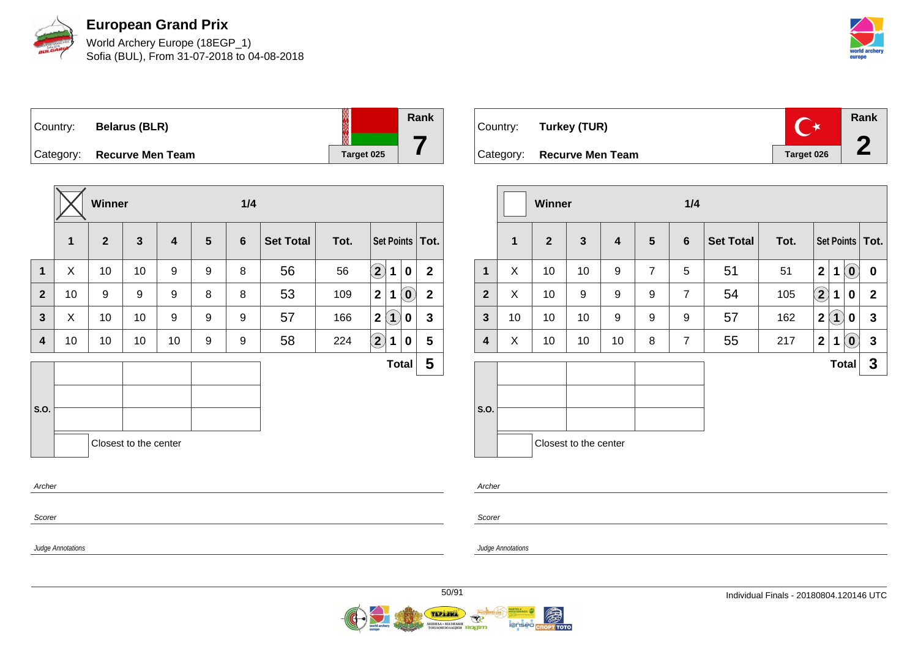# European Grand Prix

World Archery Europe (18EGP_1)
Sofia (BUL), From 31-07-2018 to 04-08-2018

| Country: | Belarus (BLR) | Target 025 | Rank |
|---|---|---|---|
| Category: | Recurve Men Team | | 7 |

| | Winner ☒ | | | | | 1/4 | | | | | | |
|---|---|---|---|---|---|---|---|---|---|---|---|---|
| | 1 | 2 | 3 | 4 | 5 | 6 | Set Total | Tot. | Set Points | | | Tot. |
| 1 | X | 10 | 10 | 9 | 9 | 8 | 56 | 56 | (2) | 1 | 0 | 2 |
| 2 | 10 | 9 | 9 | 9 | 8 | 8 | 53 | 109 | 2 | 1 | (0) | 2 |
| 3 | X | 10 | 10 | 9 | 9 | 9 | 57 | 166 | 2 | (1) | 0 | 3 |
| 4 | 10 | 10 | 10 | 10 | 9 | 9 | 58 | 224 | (2) | 1 | 0 | 5 |
| | | | | | | | | | | | Total | 5 |

S.O.

Closest to the center

Archer

Scorer

Judge Annotations

| Country: | Turkey (TUR) | Target 026 | Rank |
|---|---|---|---|
| Category: | Recurve Men Team | | 2 |

| | Winner ☐ | | | | | 1/4 | | | | | | |
|---|---|---|---|---|---|---|---|---|---|---|---|---|
| | 1 | 2 | 3 | 4 | 5 | 6 | Set Total | Tot. | Set Points | | | Tot. |
| 1 | X | 10 | 10 | 9 | 7 | 5 | 51 | 51 | 2 | 1 | (0) | 0 |
| 2 | X | 10 | 9 | 9 | 9 | 7 | 54 | 105 | (2) | 1 | 0 | 2 |
| 3 | 10 | 10 | 10 | 9 | 9 | 9 | 57 | 162 | 2 | (1) | 0 | 3 |
| 4 | X | 10 | 10 | 10 | 8 | 7 | 55 | 217 | 2 | 1 | (0) | 3 |
| | | | | | | | | | | | Total | 3 |

S.O.

Closest to the center

Archer

Scorer

Judge Annotations

Individual Finals - 20180804.120146 UTC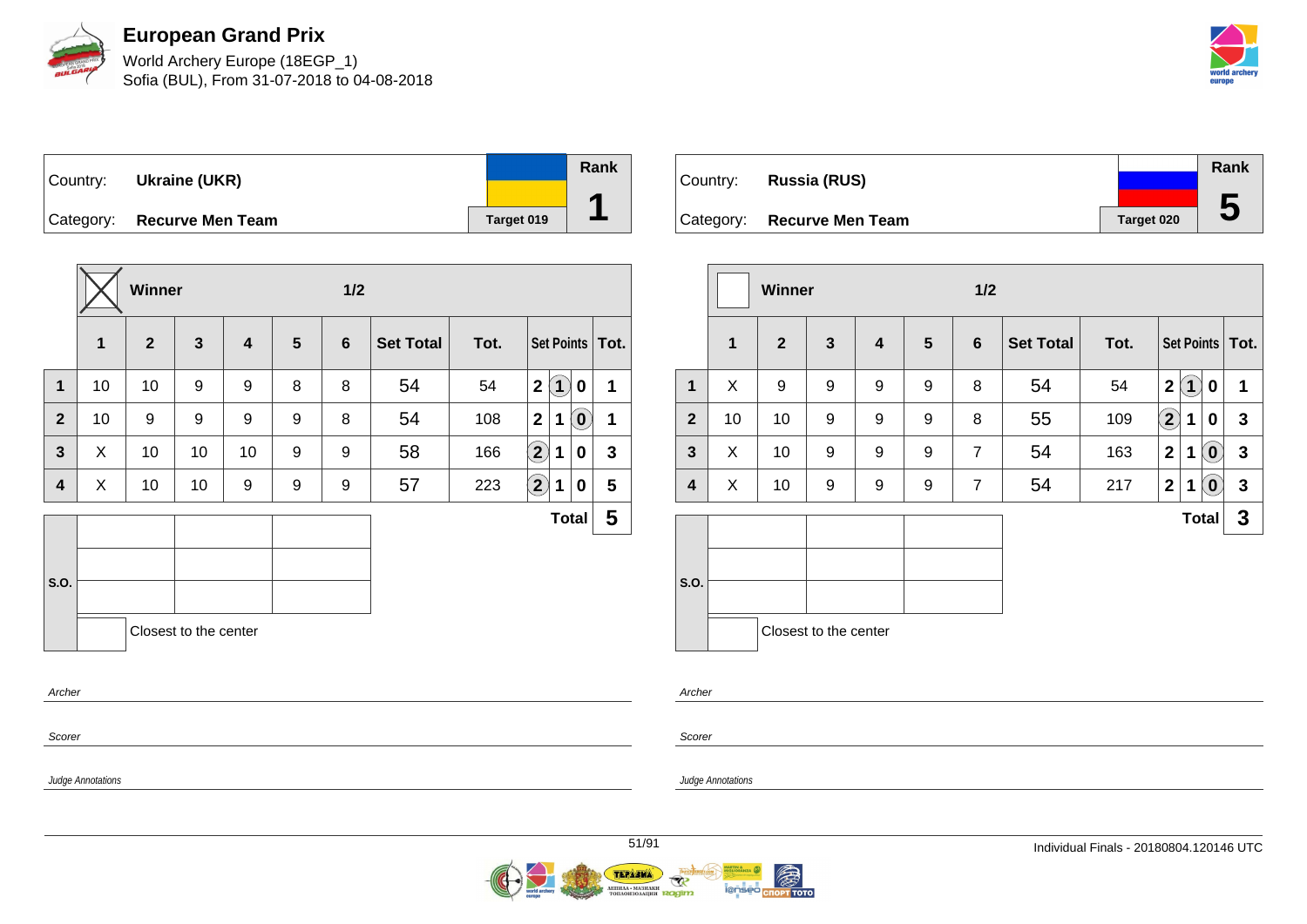# European Grand Prix

World Archery Europe (18EGP_1)
Sofia (BUL), From 31-07-2018 to 04-08-2018

| Country: | Ukraine (UKR) | | Rank |
|---|---|---|---|
| Category: | Recurve Men Team | Target 019 | 1 |

| | ☒ Winner | | | | | 1/2 | | | | | | |
|---|---|---|---|---|---|---|---|---|---|---|---|---|
| | 1 | 2 | 3 | 4 | 5 | 6 | Set Total | Tot. | Set Points | | | Tot. |
| 1 | 10 | 10 | 9 | 9 | 8 | 8 | 54 | 54 | 2 | (1) | 0 | 1 |
| 2 | 10 | 9 | 9 | 9 | 9 | 8 | 54 | 108 | 2 | 1 | (0) | 1 |
| 3 | X | 10 | 10 | 10 | 9 | 9 | 58 | 166 | (2) | 1 | 0 | 3 |
| 4 | X | 10 | 10 | 9 | 9 | 9 | 57 | 223 | (2) | 1 | 0 | 5 |
| | | | | | | | | | | | Total | 5 |

| S.O. | | | |
|---|---|---|---|
| | | | |
| | | | |
| | | | |
| | ☐ Closest to the center | | |

Archer

Scorer

Judge Annotations

| Country: | Russia (RUS) | | Rank |
|---|---|---|---|
| Category: | Recurve Men Team | Target 020 | 5 |

| | ☐ Winner | | | | | 1/2 | | | | | | |
|---|---|---|---|---|---|---|---|---|---|---|---|---|
| | 1 | 2 | 3 | 4 | 5 | 6 | Set Total | Tot. | Set Points | | | Tot. |
| 1 | X | 9 | 9 | 9 | 9 | 8 | 54 | 54 | 2 | (1) | 0 | 1 |
| 2 | 10 | 10 | 9 | 9 | 9 | 8 | 55 | 109 | (2) | 1 | 0 | 3 |
| 3 | X | 10 | 9 | 9 | 9 | 7 | 54 | 163 | 2 | 1 | (0) | 3 |
| 4 | X | 10 | 9 | 9 | 9 | 7 | 54 | 217 | 2 | 1 | (0) | 3 |
| | | | | | | | | | | | Total | 3 |

| S.O. | | | |
|---|---|---|---|
| | | | |
| | | | |
| | | | |
| | ☐ Closest to the center | | |

Archer

Scorer

Judge Annotations

Individual Finals - 20180804.120146 UTC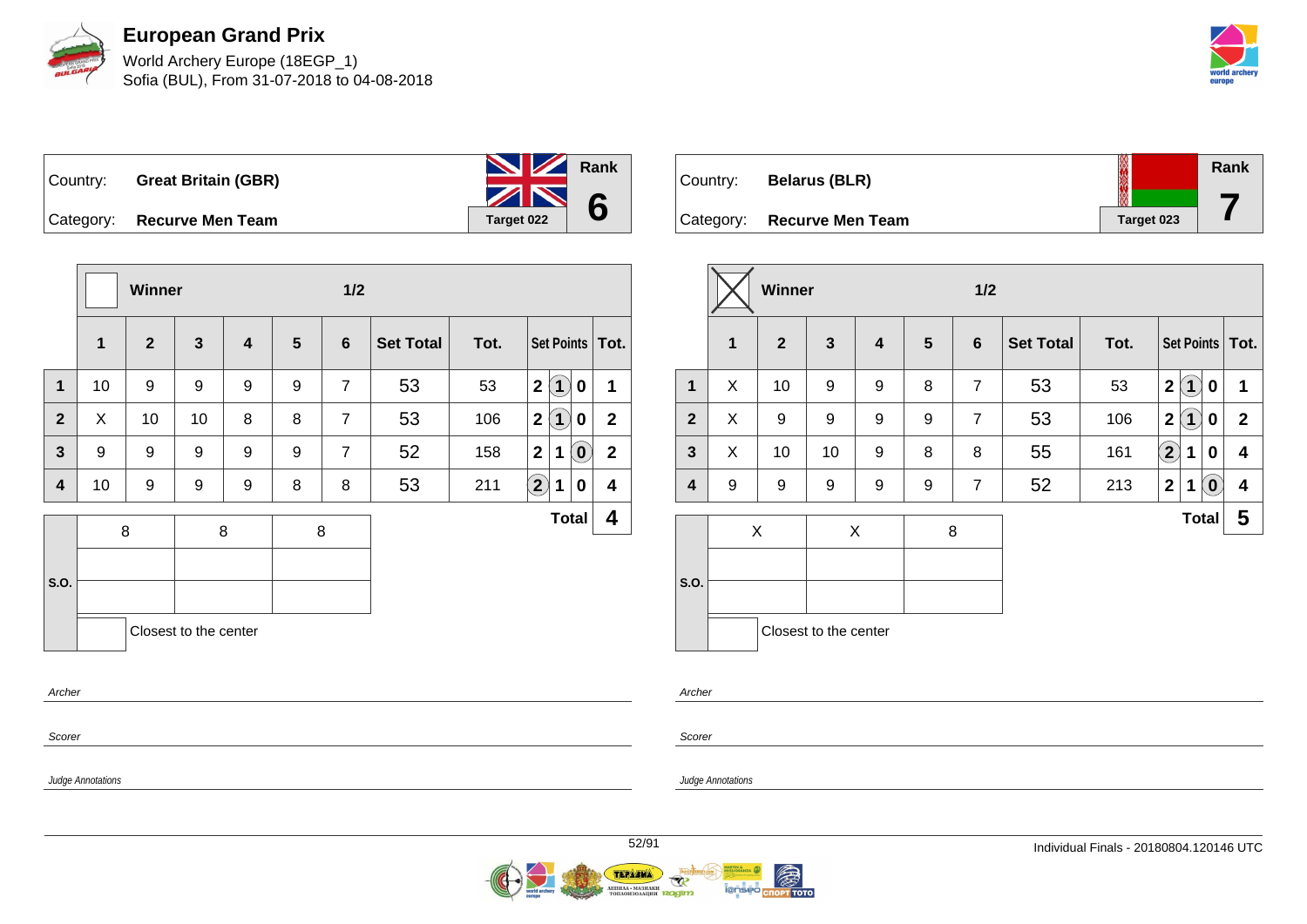# European Grand Prix

World Archery Europe (18EGP_1)
Sofia (BUL), From 31-07-2018 to 04-08-2018

| Country: | **Great Britain (GBR)** | Rank |
|---|---|---|
| Category: | **Recurve Men Team** | **6** |
| | Target 022 | |

**Winner** ☐ **1/2**

| | 1 | 2 | 3 | 4 | 5 | 6 | Set Total | Tot. | Set Points | | | Tot. |
|---|---|---|---|---|---|---|---|---|---|---|---|---|
| 1 | 10 | 9 | 9 | 9 | 9 | 7 | 53 | 53 | 2 | (1) | 0 | 1 |
| 2 | X | 10 | 10 | 8 | 8 | 7 | 53 | 106 | 2 | (1) | 0 | 2 |
| 3 | 9 | 9 | 9 | 9 | 9 | 7 | 52 | 158 | 2 | 1 | (0) | 2 |
| 4 | 10 | 9 | 9 | 9 | 8 | 8 | 53 | 211 | (2) | 1 | 0 | 4 |
| | | | | | | | | | | | **Total** | **4** |

| S.O. | | | |
|---|---|---|---|
| | 8 | 8 | 8 |
| | | | |
| | | | |
| | ☐ Closest to the center | | |

Archer

Scorer

Judge Annotations

| Country: | **Belarus (BLR)** | Rank |
|---|---|---|
| Category: | **Recurve Men Team** | **7** |
| | Target 023 | |

**Winner** ☒ **1/2**

| | 1 | 2 | 3 | 4 | 5 | 6 | Set Total | Tot. | Set Points | | | Tot. |
|---|---|---|---|---|---|---|---|---|---|---|---|---|
| 1 | X | 10 | 9 | 9 | 8 | 7 | 53 | 53 | 2 | (1) | 0 | 1 |
| 2 | X | 9 | 9 | 9 | 9 | 7 | 53 | 106 | 2 | (1) | 0 | 2 |
| 3 | X | 10 | 10 | 9 | 8 | 8 | 55 | 161 | (2) | 1 | 0 | 4 |
| 4 | 9 | 9 | 9 | 9 | 9 | 7 | 52 | 213 | 2 | 1 | (0) | 4 |
| | | | | | | | | | | | **Total** | **5** |

| S.O. | | | |
|---|---|---|---|
| | X | X | 8 |
| | | | |
| | | | |
| | ☐ Closest to the center | | |

Archer

Scorer

Judge Annotations

Individual Finals - 20180804.120146 UTC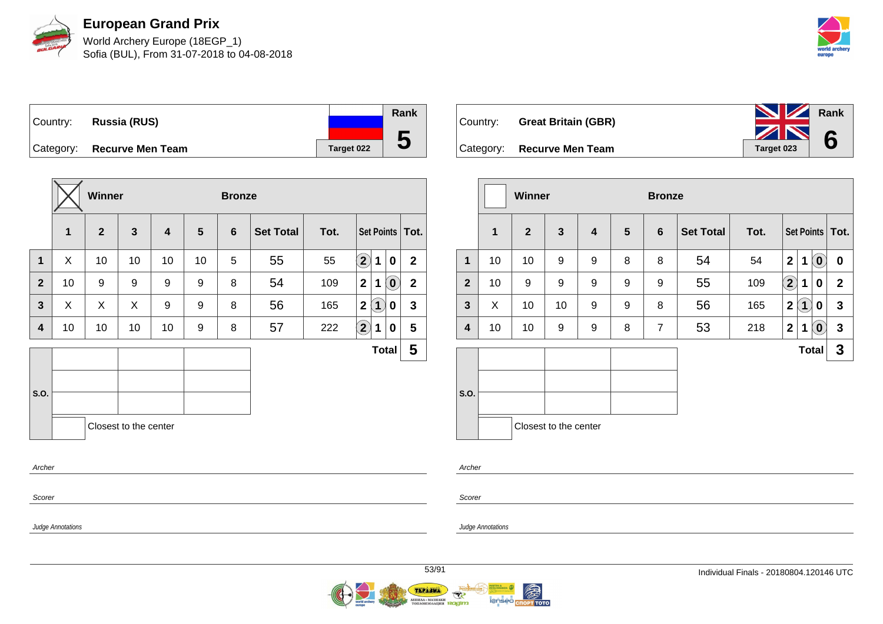# European Grand Prix

World Archery Europe (18EGP_1)
Sofia (BUL), From 31-07-2018 to 04-08-2018

| Country: | **Russia (RUS)** | Rank |
|---|---|---|
| Category: | **Recurve Men Team** | Target 022 | **5** |

| | Winner ☒ | | | Bronze | | | | | | | | |
|---|---|---|---|---|---|---|---|---|---|---|---|---|
| | **1** | **2** | **3** | **4** | **5** | **6** | **Set Total** | **Tot.** | **Set Points** | | | **Tot.** |
| **1** | X | 10 | 10 | 10 | 10 | 5 | 55 | 55 | (2) | 1 | 0 | 2 |
| **2** | 10 | 9 | 9 | 9 | 9 | 8 | 54 | 109 | 2 | 1 | (0) | 2 |
| **3** | X | X | X | 9 | 9 | 8 | 56 | 165 | 2 | (1) | 0 | 3 |
| **4** | 10 | 10 | 10 | 10 | 9 | 8 | 57 | 222 | (2) | 1 | 0 | 5 |
| | | | | | | | | | | | **Total** | **5** |

S.O.

Closest to the center

Archer

Scorer

Judge Annotations

| Country: | **Great Britain (GBR)** | Rank |
|---|---|---|
| Category: | **Recurve Men Team** | Target 023 | **6** |

| | Winner ☐ | | | Bronze | | | | | | | | |
|---|---|---|---|---|---|---|---|---|---|---|---|---|
| | **1** | **2** | **3** | **4** | **5** | **6** | **Set Total** | **Tot.** | **Set Points** | | | **Tot.** |
| **1** | 10 | 10 | 9 | 9 | 8 | 8 | 54 | 54 | 2 | 1 | (0) | 0 |
| **2** | 10 | 9 | 9 | 9 | 9 | 9 | 55 | 109 | (2) | 1 | 0 | 2 |
| **3** | X | 10 | 10 | 9 | 9 | 8 | 56 | 165 | 2 | (1) | 0 | 3 |
| **4** | 10 | 10 | 9 | 9 | 8 | 7 | 53 | 218 | 2 | 1 | (0) | 3 |
| | | | | | | | | | | | **Total** | **3** |

S.O.

Closest to the center

Archer

Scorer

Judge Annotations

Individual Finals - 20180804.120146 UTC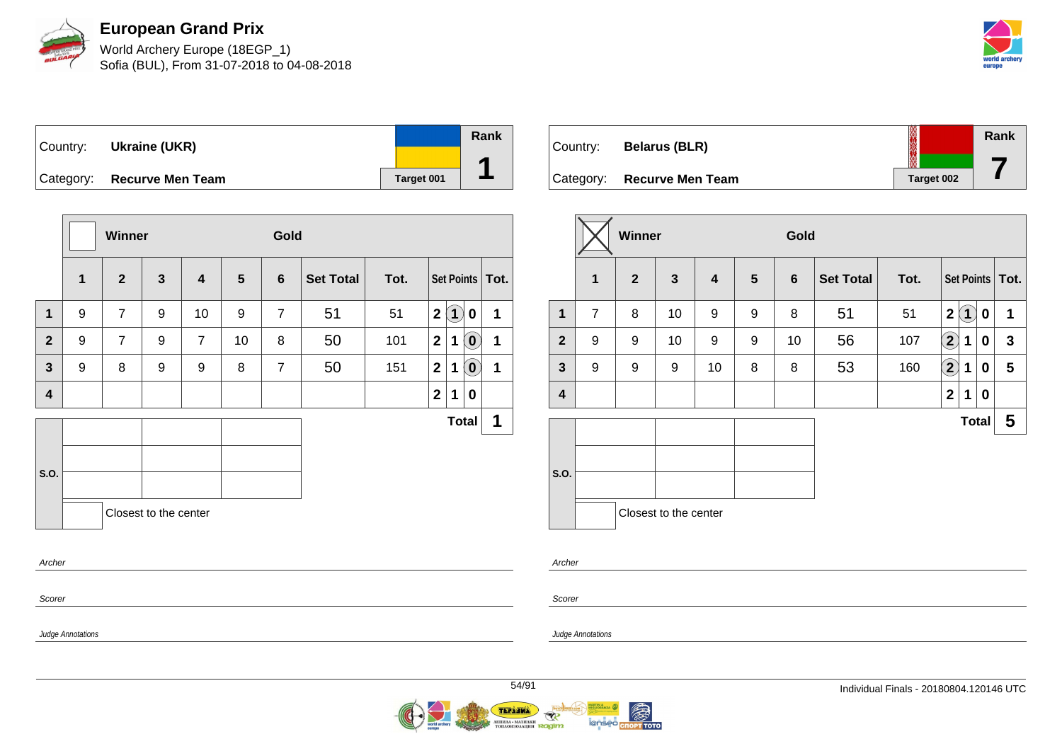# European Grand Prix

World Archery Europe (18EGP_1)
Sofia (BUL), From 31-07-2018 to 04-08-2018

| Country: | Ukraine (UKR) | | Rank |
|---|---|---|---|
| Category: | Recurve Men Team | Target 001 | 1 |

| | Winner | | | | | Gold | | | | | | |
|---|---|---|---|---|---|---|---|---|---|---|---|---|
| | 1 | 2 | 3 | 4 | 5 | 6 | Set Total | Tot. | Set Points | | | Tot. |
| 1 | 9 | 7 | 9 | 10 | 9 | 7 | 51 | 51 | 2 | (1) | 0 | 1 |
| 2 | 9 | 7 | 9 | 7 | 10 | 8 | 50 | 101 | 2 | 1 | (0) | 1 |
| 3 | 9 | 8 | 9 | 9 | 8 | 7 | 50 | 151 | 2 | 1 | (0) | 1 |
| 4 | | | | | | | | | 2 | 1 | 0 | |
| | | | | | | | | | | | Total | 1 |

S.O.

Closest to the center

Archer

Scorer

Judge Annotations

| Country: | Belarus (BLR) | | Rank |
|---|---|---|---|
| Category: | Recurve Men Team | Target 002 | 7 |

| | Winner | | | | | Gold | | | | | | |
|---|---|---|---|---|---|---|---|---|---|---|---|---|
| | 1 | 2 | 3 | 4 | 5 | 6 | Set Total | Tot. | Set Points | | | Tot. |
| 1 | 7 | 8 | 10 | 9 | 9 | 8 | 51 | 51 | 2 | (1) | 0 | 1 |
| 2 | 9 | 9 | 10 | 9 | 9 | 10 | 56 | 107 | (2) | 1 | 0 | 3 |
| 3 | 9 | 9 | 9 | 10 | 8 | 8 | 53 | 160 | (2) | 1 | 0 | 5 |
| 4 | | | | | | | | | 2 | 1 | 0 | |
| | | | | | | | | | | | Total | 5 |

S.O.

Closest to the center

Archer

Scorer

Judge Annotations

Individual Finals - 20180804.120146 UTC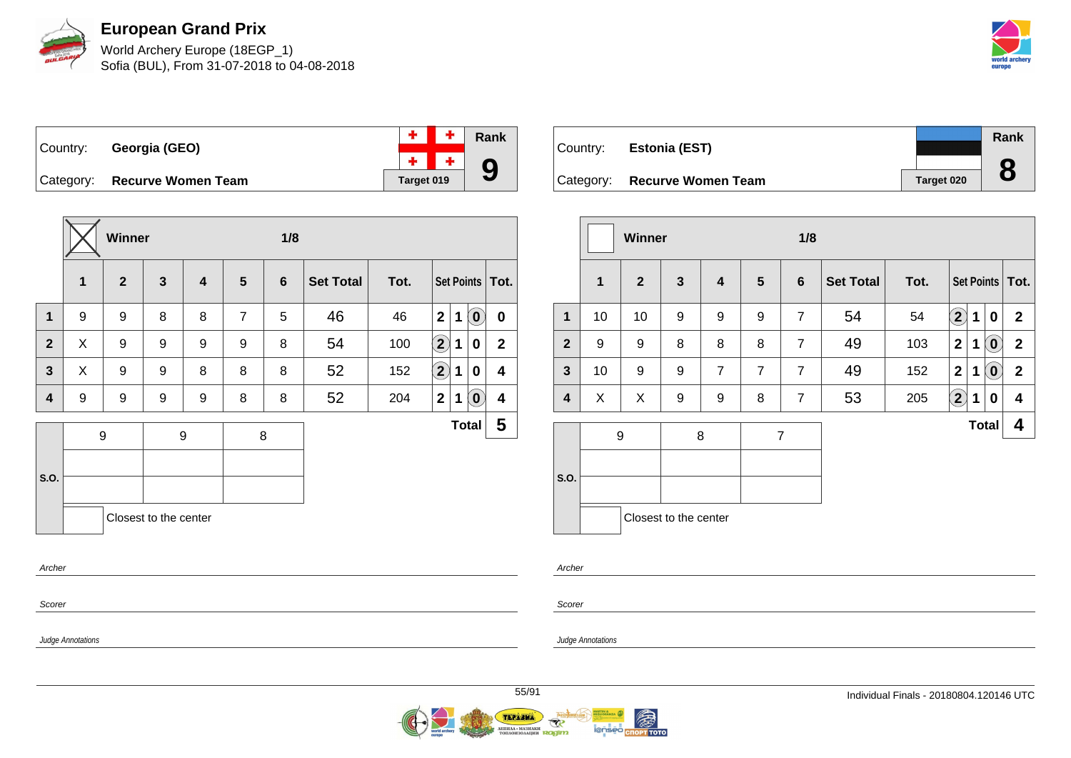# European Grand Prix

World Archery Europe (18EGP_1)
Sofia (BUL), From 31-07-2018 to 04-08-2018

Country: **Georgia (GEO)**
Category: **Recurve Women Team**
Target 019
Rank **9**

| | Winner | | | | | 1/8 | | | | | | |
|---|---|---|---|---|---|---|---|---|---|---|---|---|
| | 1 | 2 | 3 | 4 | 5 | 6 | Set Total | Tot. | Set Points | | | Tot. |
| 1 | 9 | 9 | 8 | 8 | 7 | 5 | 46 | 46 | 2 | 1 | (0) | 0 |
| 2 | X | 9 | 9 | 9 | 9 | 8 | 54 | 100 | (2) | 1 | 0 | 2 |
| 3 | X | 9 | 9 | 8 | 8 | 8 | 52 | 152 | (2) | 1 | 0 | 4 |
| 4 | 9 | 9 | 9 | 9 | 8 | 8 | 52 | 204 | 2 | 1 | (0) | 4 |
| | | | | | | | | | Total | | | 5 |

| S.O. | | |
|---|---|---|
| 9 | 9 | 8 |
| | | |
| | | |

Closest to the center

Archer

Scorer

Judge Annotations

Country: **Estonia (EST)**
Category: **Recurve Women Team**
Target 020
Rank **8**

| | Winner | | | | | 1/8 | | | | | | |
|---|---|---|---|---|---|---|---|---|---|---|---|---|
| | 1 | 2 | 3 | 4 | 5 | 6 | Set Total | Tot. | Set Points | | | Tot. |
| 1 | 10 | 10 | 9 | 9 | 9 | 7 | 54 | 54 | (2) | 1 | 0 | 2 |
| 2 | 9 | 9 | 8 | 8 | 8 | 7 | 49 | 103 | 2 | 1 | (0) | 2 |
| 3 | 10 | 9 | 9 | 7 | 7 | 7 | 49 | 152 | 2 | 1 | (0) | 2 |
| 4 | X | X | 9 | 9 | 8 | 7 | 53 | 205 | (2) | 1 | 0 | 4 |
| | | | | | | | | | Total | | | 4 |

| S.O. | | |
|---|---|---|
| 9 | 8 | 7 |
| | | |
| | | |

Closest to the center

Archer

Scorer

Judge Annotations

Individual Finals - 20180804.120146 UTC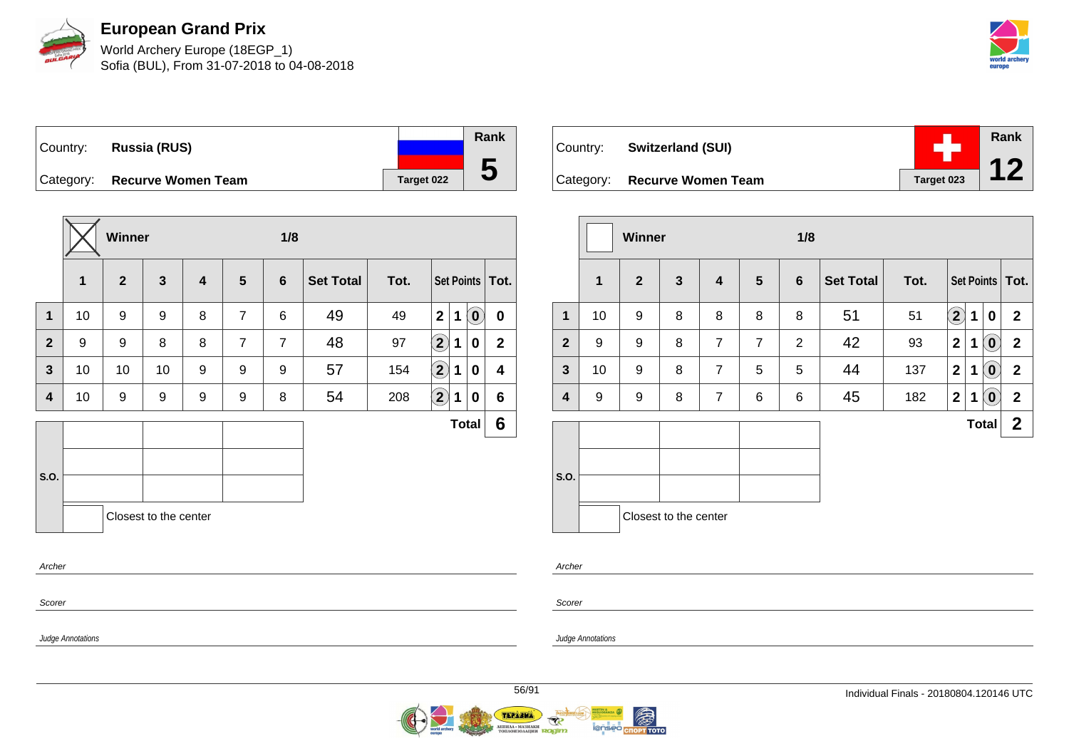# European Grand Prix

World Archery Europe (18EGP_1)
Sofia (BUL), From 31-07-2018 to 04-08-2018

| Country: | Russia (RUS) | Rank |
|---|---|---|
| Category: | Recurve Women Team | Target 022 | 5 |

**Winner** ☒ — 1/8

| | 1 | 2 | 3 | 4 | 5 | 6 | Set Total | Tot. | Set Points | | | Tot. |
|---|---|---|---|---|---|---|---|---|---|---|---|---|
| 1 | 10 | 9 | 9 | 8 | 7 | 6 | 49 | 49 | 2 | 1 | (0) | 0 |
| 2 | 9 | 9 | 8 | 8 | 7 | 7 | 48 | 97 | (2) | 1 | 0 | 2 |
| 3 | 10 | 10 | 10 | 9 | 9 | 9 | 57 | 154 | (2) | 1 | 0 | 4 |
| 4 | 10 | 9 | 9 | 9 | 9 | 8 | 54 | 208 | (2) | 1 | 0 | 6 |
| | | | | | | | | | | | Total | 6 |

S.O.

Closest to the center

Archer

Scorer

Judge Annotations

| Country: | Switzerland (SUI) | Rank |
|---|---|---|
| Category: | Recurve Women Team | Target 023 | 12 |

**Winner** ☐ — 1/8

| | 1 | 2 | 3 | 4 | 5 | 6 | Set Total | Tot. | Set Points | | | Tot. |
|---|---|---|---|---|---|---|---|---|---|---|---|---|
| 1 | 10 | 9 | 8 | 8 | 8 | 8 | 51 | 51 | (2) | 1 | 0 | 2 |
| 2 | 9 | 9 | 8 | 7 | 7 | 2 | 42 | 93 | 2 | 1 | (0) | 2 |
| 3 | 10 | 9 | 8 | 7 | 5 | 5 | 44 | 137 | 2 | 1 | (0) | 2 |
| 4 | 9 | 9 | 8 | 7 | 6 | 6 | 45 | 182 | 2 | 1 | (0) | 2 |
| | | | | | | | | | | | Total | 2 |

S.O.

Closest to the center

Archer

Scorer

Judge Annotations

Individual Finals - 20180804.120146 UTC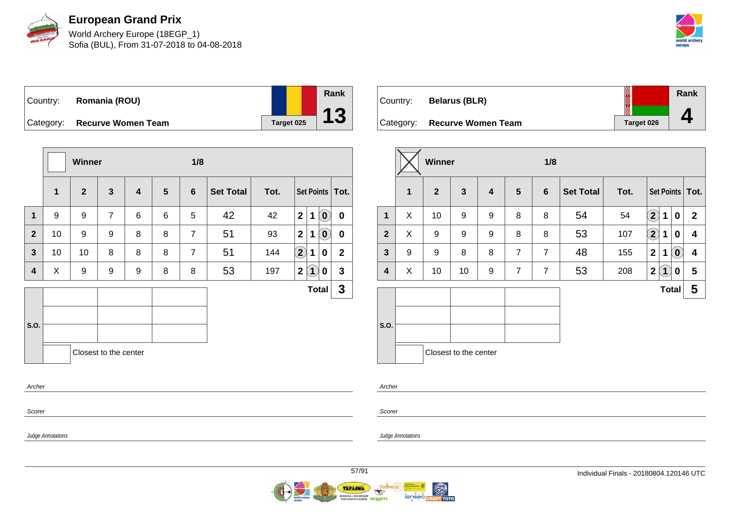# European Grand Prix

World Archery Europe (18EGP_1)
Sofia (BUL), From 31-07-2018 to 04-08-2018

| Country: | Romania (ROU) | Rank |
|---|---|---|
| Category: | Recurve Women Team | Target 025 — 13 |

| | Winner | | | | | 1/8 | | | | | | |
|---|---|---|---|---|---|---|---|---|---|---|---|---|
| | 1 | 2 | 3 | 4 | 5 | 6 | Set Total | Tot. | Set Points | | | Tot. |
| 1 | 9 | 9 | 7 | 6 | 6 | 5 | 42 | 42 | 2 | 1 | (0) | 0 |
| 2 | 10 | 9 | 9 | 8 | 8 | 7 | 51 | 93 | 2 | 1 | (0) | 0 |
| 3 | 10 | 10 | 8 | 8 | 8 | 7 | 51 | 144 | (2) | 1 | 0 | 2 |
| 4 | X | 9 | 9 | 9 | 8 | 8 | 53 | 197 | 2 | (1) | 0 | 3 |
| | | | | | | | | | | | Total | 3 |

S.O.

Closest to the center

Archer

Scorer

Judge Annotations

| Country: | Belarus (BLR) | Rank |
|---|---|---|
| Category: | Recurve Women Team | Target 026 — 4 |

| | Winner (X) | | | | | 1/8 | | | | | | |
|---|---|---|---|---|---|---|---|---|---|---|---|---|
| | 1 | 2 | 3 | 4 | 5 | 6 | Set Total | Tot. | Set Points | | | Tot. |
| 1 | X | 10 | 9 | 9 | 8 | 8 | 54 | 54 | (2) | 1 | 0 | 2 |
| 2 | X | 9 | 9 | 9 | 8 | 8 | 53 | 107 | (2) | 1 | 0 | 4 |
| 3 | 9 | 9 | 8 | 8 | 7 | 7 | 48 | 155 | 2 | 1 | (0) | 4 |
| 4 | X | 10 | 10 | 9 | 7 | 7 | 53 | 208 | 2 | (1) | 0 | 5 |
| | | | | | | | | | | | Total | 5 |

S.O.

Closest to the center

Archer

Scorer

Judge Annotations

Individual Finals - 20180804.120146 UTC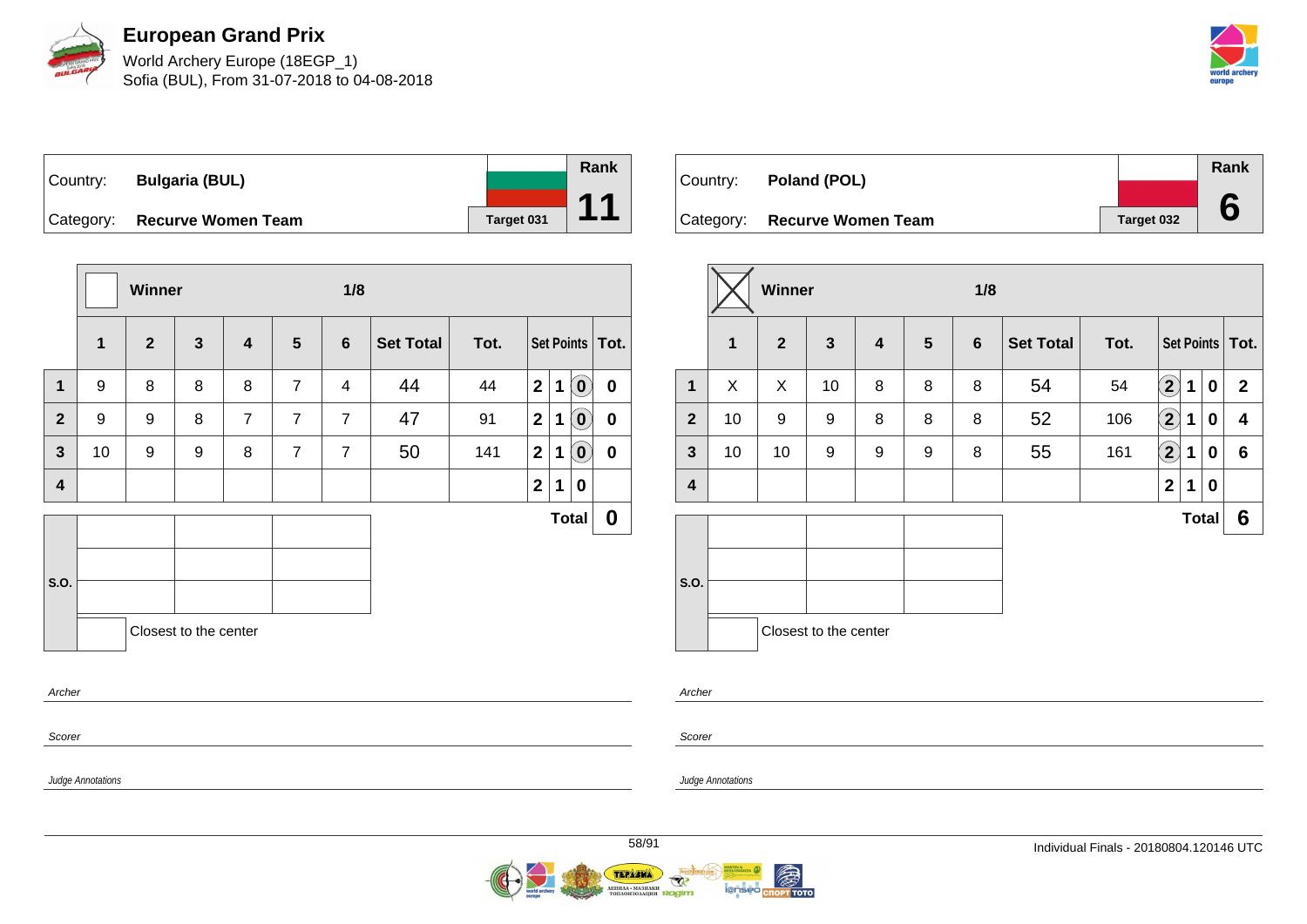# European Grand Prix

World Archery Europe (18EGP_1)
Sofia (BUL), From 31-07-2018 to 04-08-2018

| Country: | Bulgaria (BUL) | Rank |
|---|---|---|
| Category: | Recurve Women Team | 11 |
| | Target 031 | |

| | Winner | | | | | 1/8 | | | | | | |
|---|---|---|---|---|---|---|---|---|---|---|---|---|
| | 1 | 2 | 3 | 4 | 5 | 6 | Set Total | Tot. | Set Points | | | Tot. |
| 1 | 9 | 8 | 8 | 8 | 7 | 4 | 44 | 44 | 2 | 1 | 0 | 0 |
| 2 | 9 | 9 | 8 | 7 | 7 | 7 | 47 | 91 | 2 | 1 | 0 | 0 |
| 3 | 10 | 9 | 9 | 8 | 7 | 7 | 50 | 141 | 2 | 1 | 0 | 0 |
| 4 | | | | | | | | | 2 | 1 | 0 | |
| | | | | | | | | | | | Total | 0 |

S.O.

Closest to the center

Archer

Scorer

Judge Annotations

| Country: | Poland (POL) | Rank |
|---|---|---|
| Category: | Recurve Women Team | 6 |
| | Target 032 | |

| | Winner (X) | | | | | 1/8 | | | | | | |
|---|---|---|---|---|---|---|---|---|---|---|---|---|
| | 1 | 2 | 3 | 4 | 5 | 6 | Set Total | Tot. | Set Points | | | Tot. |
| 1 | X | X | 10 | 8 | 8 | 8 | 54 | 54 | 2 | 1 | 0 | 2 |
| 2 | 10 | 9 | 9 | 8 | 8 | 8 | 52 | 106 | 2 | 1 | 0 | 4 |
| 3 | 10 | 10 | 9 | 9 | 9 | 8 | 55 | 161 | 2 | 1 | 0 | 6 |
| 4 | | | | | | | | | 2 | 1 | 0 | |
| | | | | | | | | | | | Total | 6 |

S.O.

Closest to the center

Archer

Scorer

Judge Annotations

Individual Finals - 20180804.120146 UTC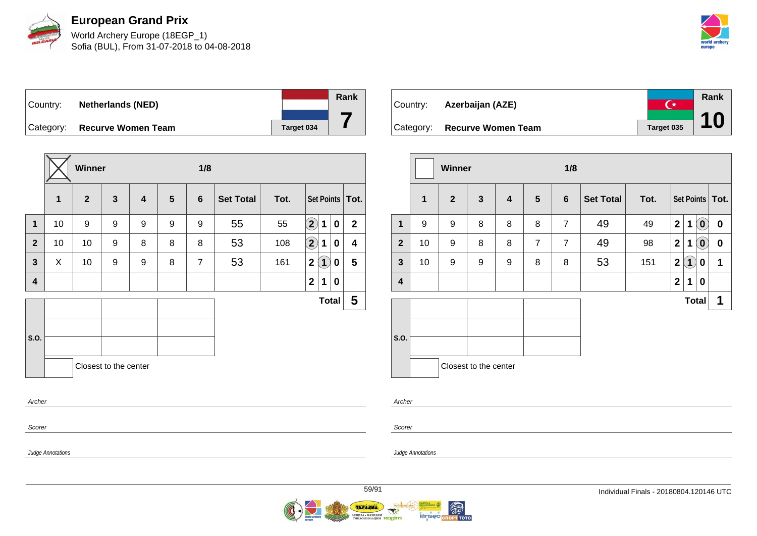# European Grand Prix

World Archery Europe (18EGP_1)
Sofia (BUL), From 31-07-2018 to 04-08-2018

| Country: | Netherlands (NED) | Rank |
|---|---|---|
| Category: | Recurve Women Team | 7 |
| | Target 034 | |

Winner: ☒ — 1/8

| | 1 | 2 | 3 | 4 | 5 | 6 | Set Total | Tot. | Set Points | | | Tot. |
|---|---|---|---|---|---|---|---|---|---|---|---|---|
| 1 | 10 | 9 | 9 | 9 | 9 | 9 | 55 | 55 | (2) | 1 | 0 | 2 |
| 2 | 10 | 10 | 9 | 8 | 8 | 8 | 53 | 108 | (2) | 1 | 0 | 4 |
| 3 | X | 10 | 9 | 9 | 8 | 7 | 53 | 161 | 2 | (1) | 0 | 5 |
| 4 | | | | | | | | | 2 | 1 | 0 | |
| | | | | | | | | | Total | | | 5 |

S.O.

| | | |
|---|---|---|
| | | |
| | | |
| | | |

☐ Closest to the center

Archer

Scorer

Judge Annotations

| Country: | Azerbaijan (AZE) | Rank |
|---|---|---|
| Category: | Recurve Women Team | 10 |
| | Target 035 | |

Winner: ☐ — 1/8

| | 1 | 2 | 3 | 4 | 5 | 6 | Set Total | Tot. | Set Points | | | Tot. |
|---|---|---|---|---|---|---|---|---|---|---|---|---|
| 1 | 9 | 9 | 8 | 8 | 8 | 7 | 49 | 49 | 2 | 1 | (0) | 0 |
| 2 | 10 | 9 | 8 | 8 | 7 | 7 | 49 | 98 | 2 | 1 | (0) | 0 |
| 3 | 10 | 9 | 9 | 9 | 8 | 8 | 53 | 151 | 2 | (1) | 0 | 1 |
| 4 | | | | | | | | | 2 | 1 | 0 | |
| | | | | | | | | | Total | | | 1 |

S.O.

| | | |
|---|---|---|
| | | |
| | | |
| | | |

☐ Closest to the center

Archer

Scorer

Judge Annotations

Individual Finals - 20180804.120146 UTC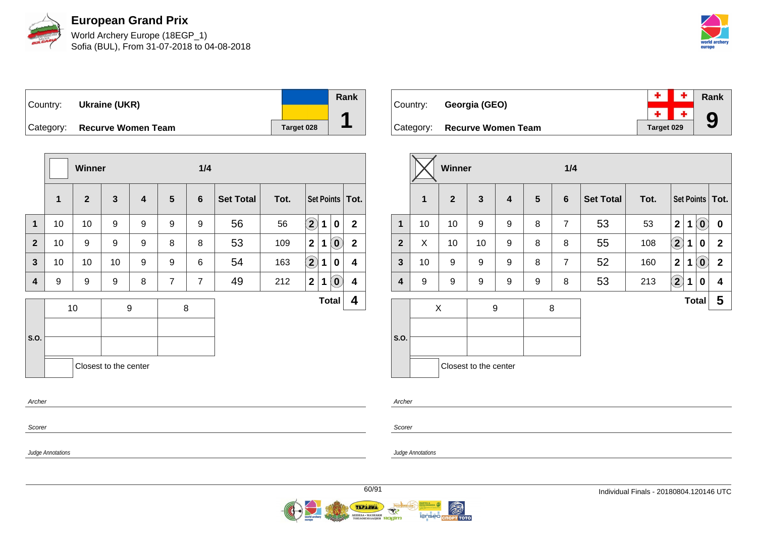# European Grand Prix

World Archery Europe (18EGP_1)
Sofia (BUL), From 31-07-2018 to 04-08-2018

| Country: | Ukraine (UKR) | Rank |
|---|---|---|
| Category: | Recurve Women Team | Target 028 | 1 |

| | Winner | | | | | 1/4 | | | | | | |
|---|---|---|---|---|---|---|---|---|---|---|---|---|
| | 1 | 2 | 3 | 4 | 5 | 6 | Set Total | Tot. | Set Points | | | Tot. |
| 1 | 10 | 10 | 9 | 9 | 9 | 9 | 56 | 56 | (2) | 1 | 0 | 2 |
| 2 | 10 | 9 | 9 | 9 | 8 | 8 | 53 | 109 | 2 | 1 | (0) | 2 |
| 3 | 10 | 10 | 10 | 9 | 9 | 6 | 54 | 163 | (2) | 1 | 0 | 4 |
| 4 | 9 | 9 | 9 | 8 | 7 | 7 | 49 | 212 | 2 | 1 | (0) | 4 |
| | | | | | | | | | | | Total | 4 |

| S.O. | | | |
|---|---|---|---|
| | 10 | 9 | 8 |
| | | | |
| | | | |
| | Closest to the center | | |

Archer

Scorer

Judge Annotations

| Country: | Georgia (GEO) | Rank |
|---|---|---|
| Category: | Recurve Women Team | Target 029 | 9 |

| | Winner ☒ | | | | | 1/4 | | | | | | |
|---|---|---|---|---|---|---|---|---|---|---|---|---|
| | 1 | 2 | 3 | 4 | 5 | 6 | Set Total | Tot. | Set Points | | | Tot. |
| 1 | 10 | 10 | 9 | 9 | 8 | 7 | 53 | 53 | 2 | 1 | (0) | 0 |
| 2 | X | 10 | 10 | 9 | 8 | 8 | 55 | 108 | (2) | 1 | 0 | 2 |
| 3 | 10 | 9 | 9 | 9 | 8 | 7 | 52 | 160 | 2 | 1 | (0) | 2 |
| 4 | 9 | 9 | 9 | 9 | 9 | 8 | 53 | 213 | (2) | 1 | 0 | 4 |
| | | | | | | | | | | | Total | 5 |

| S.O. | | | |
|---|---|---|---|
| | X | 9 | 8 |
| | | | |
| | | | |
| | Closest to the center | | |

Archer

Scorer

Judge Annotations

Individual Finals - 20180804.120146 UTC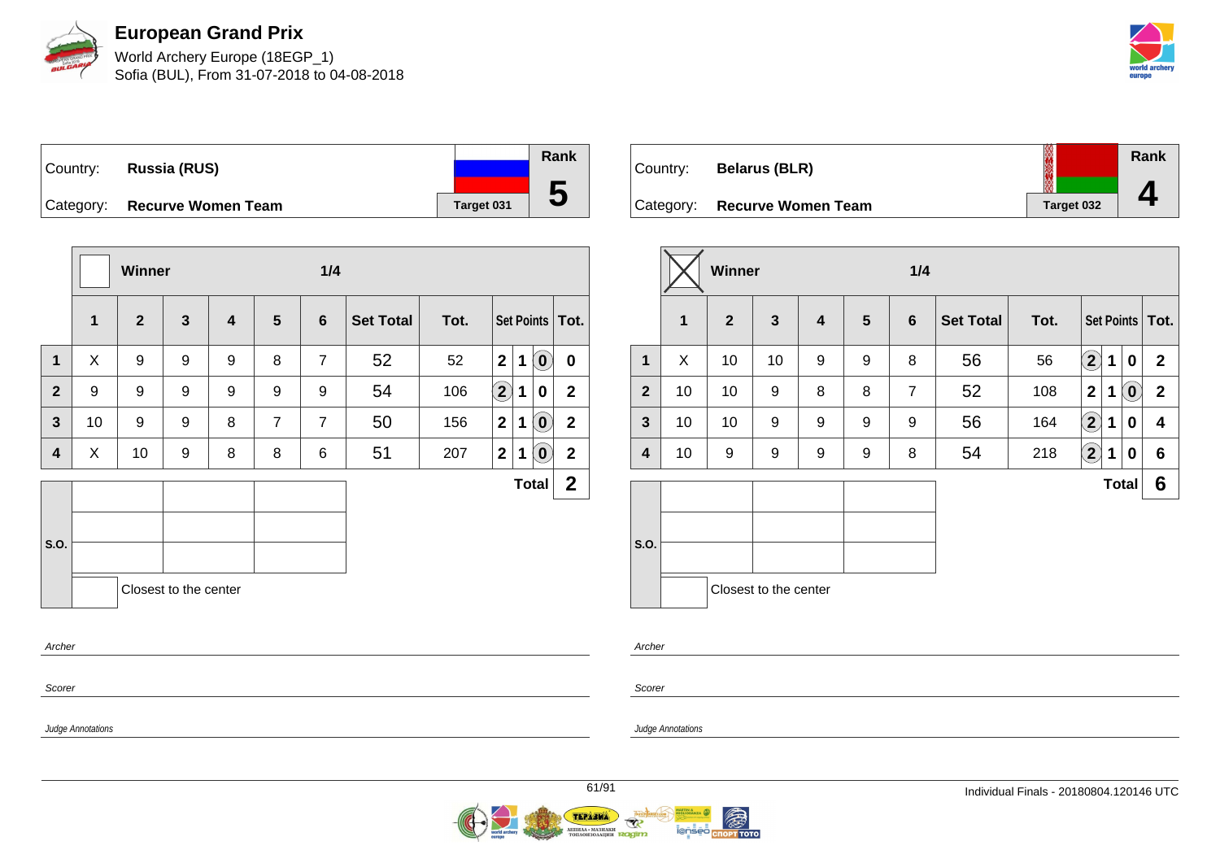# European Grand Prix

World Archery Europe (18EGP_1)
Sofia (BUL), From 31-07-2018 to 04-08-2018

| Country: | Russia (RUS) | | Rank |
|---|---|---|---|
| Category: | Recurve Women Team | Target 031 | 5 |

| | Winner | | | | | 1/4 | | | | | | |
|---|---|---|---|---|---|---|---|---|---|---|---|---|
| | 1 | 2 | 3 | 4 | 5 | 6 | Set Total | Tot. | Set Points | | | Tot. |
| 1 | X | 9 | 9 | 9 | 8 | 7 | 52 | 52 | 2 | 1 | (0) | 0 |
| 2 | 9 | 9 | 9 | 9 | 9 | 9 | 54 | 106 | (2) | 1 | 0 | 2 |
| 3 | 10 | 9 | 9 | 8 | 7 | 7 | 50 | 156 | 2 | 1 | (0) | 2 |
| 4 | X | 10 | 9 | 8 | 8 | 6 | 51 | 207 | 2 | 1 | (0) | 2 |
| | | | | | | | | | Total | | | 2 |

S.O.

Closest to the center

Archer

Scorer

Judge Annotations

| Country: | Belarus (BLR) | | Rank |
|---|---|---|---|
| Category: | Recurve Women Team | Target 032 | 4 |

| | Winner (X) | | | | | 1/4 | | | | | | |
|---|---|---|---|---|---|---|---|---|---|---|---|---|
| | 1 | 2 | 3 | 4 | 5 | 6 | Set Total | Tot. | Set Points | | | Tot. |
| 1 | X | 10 | 10 | 9 | 9 | 8 | 56 | 56 | (2) | 1 | 0 | 2 |
| 2 | 10 | 10 | 9 | 8 | 8 | 7 | 52 | 108 | 2 | 1 | (0) | 2 |
| 3 | 10 | 10 | 9 | 9 | 9 | 9 | 56 | 164 | (2) | 1 | 0 | 4 |
| 4 | 10 | 9 | 9 | 9 | 9 | 8 | 54 | 218 | (2) | 1 | 0 | 6 |
| | | | | | | | | | Total | | | 6 |

S.O.

Closest to the center

Archer

Scorer

Judge Annotations

Individual Finals - 20180804.120146 UTC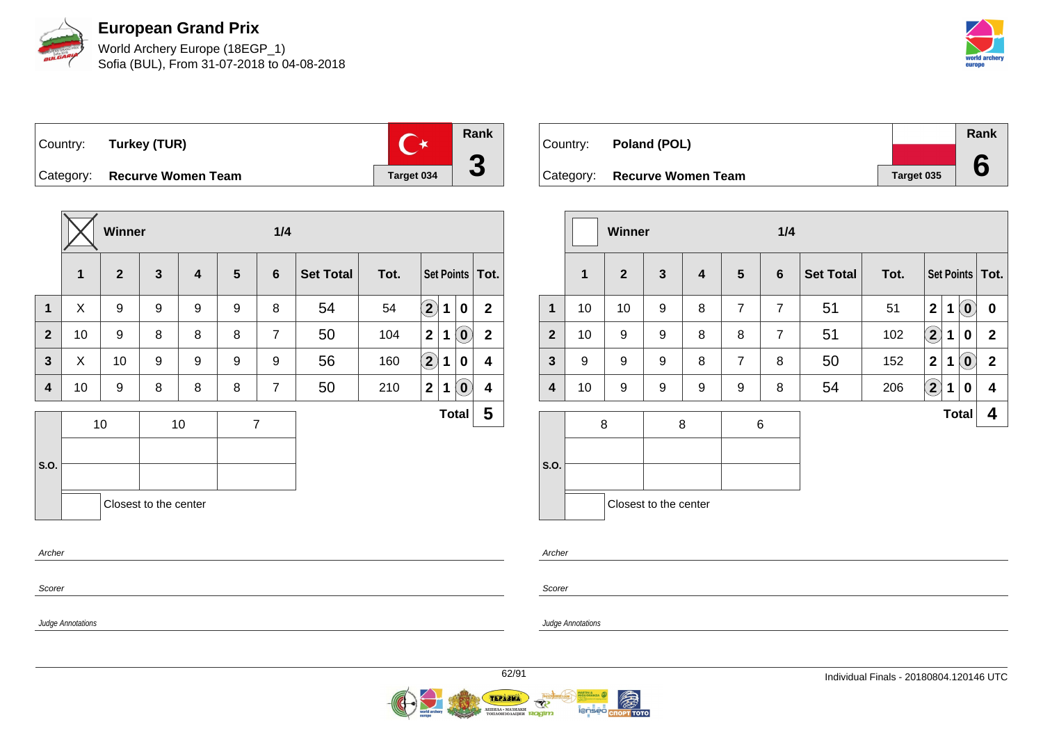# European Grand Prix

World Archery Europe (18EGP_1)
Sofia (BUL), From 31-07-2018 to 04-08-2018

| Country: | Turkey (TUR) | Rank |
|---|---|---|
| Category: | Recurve Women Team | 3 |
| | Target 034 | |

**Winner** ☒ — **1/4**

| | 1 | 2 | 3 | 4 | 5 | 6 | Set Total | Tot. | Set Points | | | Tot. |
|---|---|---|---|---|---|---|---|---|---|---|---|---|
| 1 | X | 9 | 9 | 9 | 9 | 8 | 54 | 54 | (2) | 1 | 0 | 2 |
| 2 | 10 | 9 | 8 | 8 | 8 | 7 | 50 | 104 | 2 | 1 | (0) | 2 |
| 3 | X | 10 | 9 | 9 | 9 | 9 | 56 | 160 | (2) | 1 | 0 | 4 |
| 4 | 10 | 9 | 8 | 8 | 8 | 7 | 50 | 210 | 2 | 1 | (0) | 4 |
| | | | | | | | | | | | **Total** | **5** |

| S.O. | | | |
|---|---|---|---|
| | 10 | 10 | 7 |
| | | | |
| | | | |

☐ Closest to the center

Archer

Scorer

Judge Annotations

| Country: | Poland (POL) | Rank |
|---|---|---|
| Category: | Recurve Women Team | 6 |
| | Target 035 | |

**Winner** ☐ — **1/4**

| | 1 | 2 | 3 | 4 | 5 | 6 | Set Total | Tot. | Set Points | | | Tot. |
|---|---|---|---|---|---|---|---|---|---|---|---|---|
| 1 | 10 | 10 | 9 | 8 | 7 | 7 | 51 | 51 | 2 | 1 | (0) | 0 |
| 2 | 10 | 9 | 9 | 8 | 8 | 7 | 51 | 102 | (2) | 1 | 0 | 2 |
| 3 | 9 | 9 | 9 | 8 | 7 | 8 | 50 | 152 | 2 | 1 | (0) | 2 |
| 4 | 10 | 9 | 9 | 9 | 9 | 8 | 54 | 206 | (2) | 1 | 0 | 4 |
| | | | | | | | | | | | **Total** | **4** |

| S.O. | | | |
|---|---|---|---|
| | 8 | 8 | 6 |
| | | | |
| | | | |

☐ Closest to the center

Archer

Scorer

Judge Annotations

Individual Finals - 20180804.120146 UTC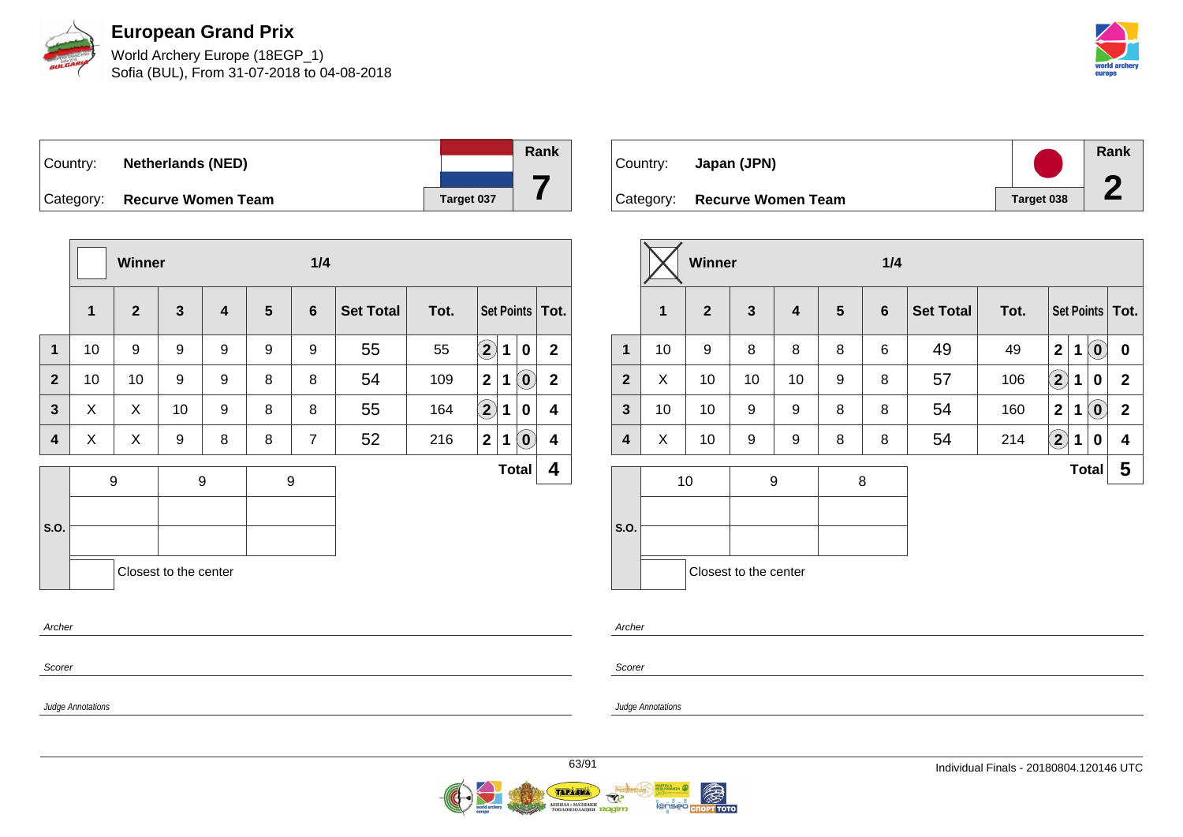# European Grand Prix

World Archery Europe (18EGP_1)
Sofia (BUL), From 31-07-2018 to 04-08-2018

| Country: | Netherlands (NED) | Rank |
|---|---|---|
| Category: | Recurve Women Team | 7 |
| | Target 037 | |

Winner: ☐ — 1/4

| | 1 | 2 | 3 | 4 | 5 | 6 | Set Total | Tot. | Set Points | | | Tot. |
|---|---|---|---|---|---|---|---|---|---|---|---|---|
| 1 | 10 | 9 | 9 | 9 | 9 | 9 | 55 | 55 | (2) | 1 | 0 | 2 |
| 2 | 10 | 10 | 9 | 9 | 8 | 8 | 54 | 109 | 2 | 1 | (0) | 2 |
| 3 | X | X | 10 | 9 | 8 | 8 | 55 | 164 | (2) | 1 | 0 | 4 |
| 4 | X | X | 9 | 8 | 8 | 7 | 52 | 216 | 2 | 1 | (0) | 4 |
| | | | | | | | | | | | Total | 4 |

| S.O. | | |
|---|---|---|
| 9 | 9 | 9 |
| | | |
| | | |

☐ Closest to the center

Archer

Scorer

Judge Annotations

| Country: | Japan (JPN) | Rank |
|---|---|---|
| Category: | Recurve Women Team | 2 |
| | Target 038 | |

Winner: ☒ — 1/4

| | 1 | 2 | 3 | 4 | 5 | 6 | Set Total | Tot. | Set Points | | | Tot. |
|---|---|---|---|---|---|---|---|---|---|---|---|---|
| 1 | 10 | 9 | 8 | 8 | 8 | 6 | 49 | 49 | 2 | 1 | (0) | 0 |
| 2 | X | 10 | 10 | 10 | 9 | 8 | 57 | 106 | (2) | 1 | 0 | 2 |
| 3 | 10 | 10 | 9 | 9 | 8 | 8 | 54 | 160 | 2 | 1 | (0) | 2 |
| 4 | X | 10 | 9 | 9 | 8 | 8 | 54 | 214 | (2) | 1 | 0 | 4 |
| | | | | | | | | | | | Total | 5 |

| S.O. | | |
|---|---|---|
| 10 | 9 | 8 |
| | | |
| | | |

☐ Closest to the center

Archer

Scorer

Judge Annotations

Individual Finals - 20180804.120146 UTC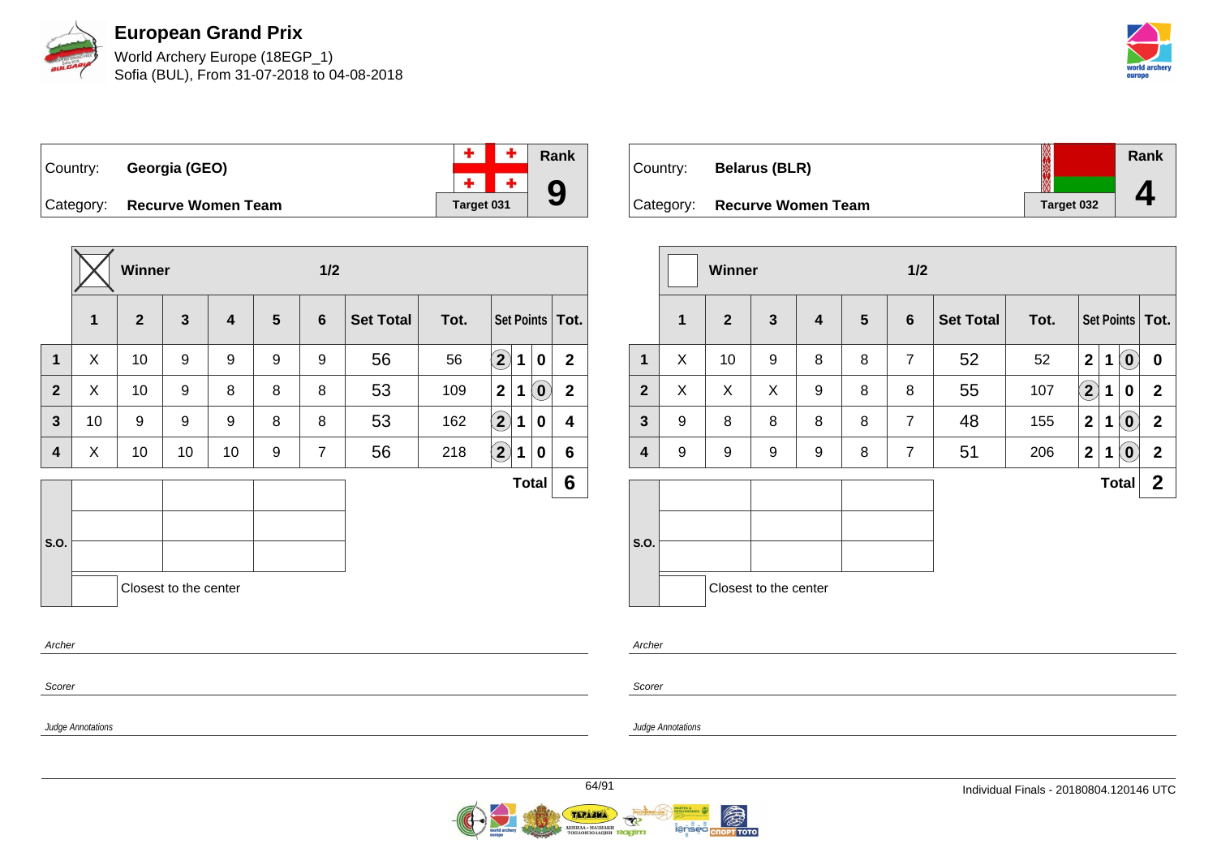# European Grand Prix

World Archery Europe (18EGP_1)
Sofia (BUL), From 31-07-2018 to 04-08-2018

| Country: | Georgia (GEO) | Rank |
|---|---|---|
| Category: | Recurve Women Team | 9 |
| | Target 031 | |

Winner: X — 1/2

| | 1 | 2 | 3 | 4 | 5 | 6 | Set Total | Tot. | Set Points | | | Tot. |
|---|---|---|---|---|---|---|---|---|---|---|---|---|
| 1 | X | 10 | 9 | 9 | 9 | 9 | 56 | 56 | (2) | 1 | 0 | 2 |
| 2 | X | 10 | 9 | 8 | 8 | 8 | 53 | 109 | 2 | 1 | (0) | 2 |
| 3 | 10 | 9 | 9 | 9 | 8 | 8 | 53 | 162 | (2) | 1 | 0 | 4 |
| 4 | X | 10 | 10 | 10 | 9 | 7 | 56 | 218 | (2) | 1 | 0 | 6 |
| | | | | | | | | | | | **Total** | **6** |

S.O.

Closest to the center

Archer

Scorer

Judge Annotations

| Country: | Belarus (BLR) | Rank |
|---|---|---|
| Category: | Recurve Women Team | 4 |
| | Target 032 | |

Winner: — 1/2

| | 1 | 2 | 3 | 4 | 5 | 6 | Set Total | Tot. | Set Points | | | Tot. |
|---|---|---|---|---|---|---|---|---|---|---|---|---|
| 1 | X | 10 | 9 | 8 | 8 | 7 | 52 | 52 | 2 | 1 | (0) | 0 |
| 2 | X | X | X | 9 | 8 | 8 | 55 | 107 | (2) | 1 | 0 | 2 |
| 3 | 9 | 8 | 8 | 8 | 8 | 7 | 48 | 155 | 2 | 1 | (0) | 2 |
| 4 | 9 | 9 | 9 | 9 | 8 | 7 | 51 | 206 | 2 | 1 | (0) | 2 |
| | | | | | | | | | | | **Total** | **2** |

S.O.

Closest to the center

Archer

Scorer

Judge Annotations

Individual Finals - 20180804.120146 UTC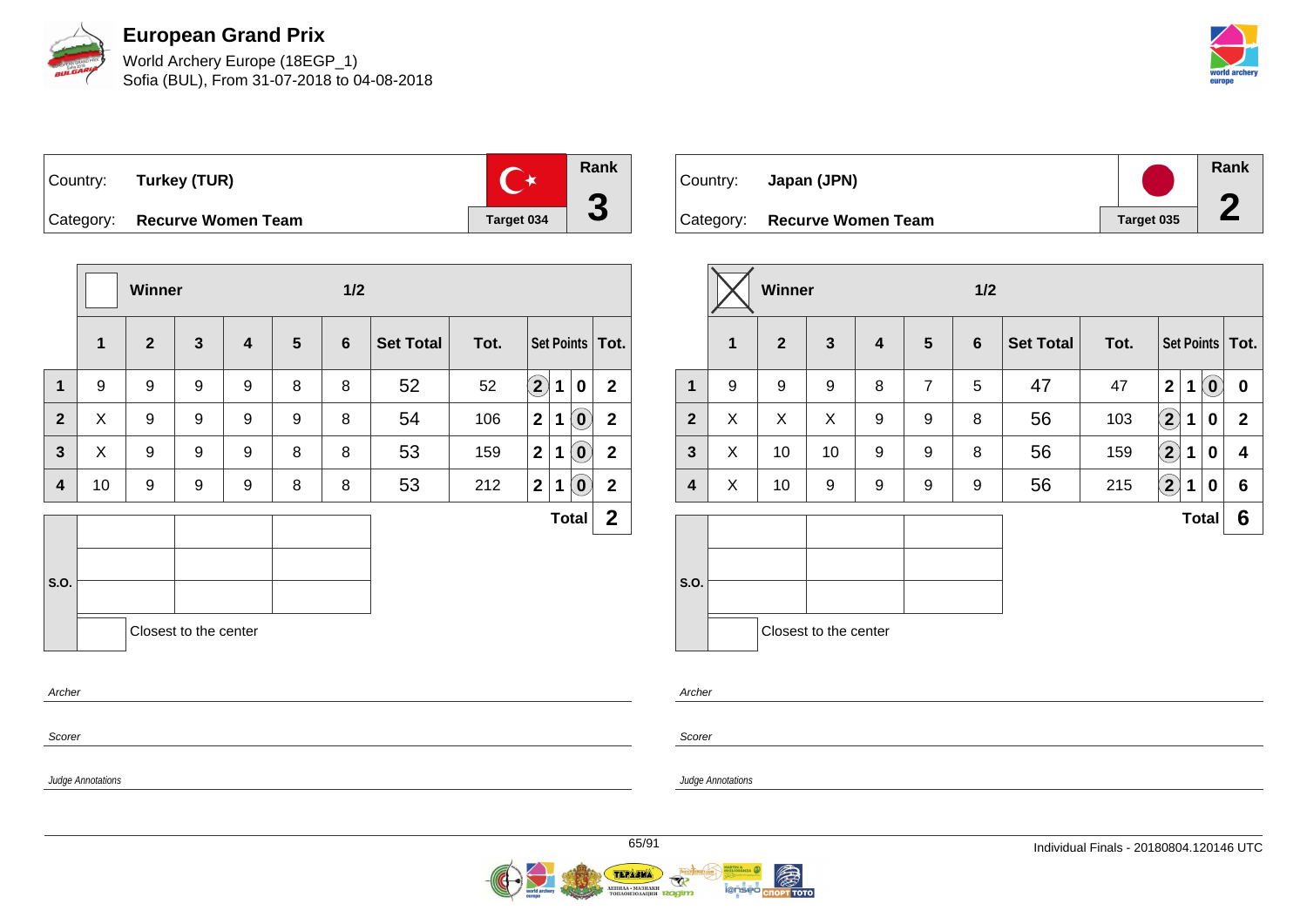# European Grand Prix

World Archery Europe (18EGP_1)
Sofia (BUL), From 31-07-2018 to 04-08-2018

| Country: | Turkey (TUR) | Rank |
|---|---|---|
| Category: | Recurve Women Team | 3 |
| | Target 034 | |

Winner — 1/2

| | 1 | 2 | 3 | 4 | 5 | 6 | Set Total | Tot. | Set Points | | | Tot. |
|---|---|---|---|---|---|---|---|---|---|---|---|---|
| 1 | 9 | 9 | 9 | 9 | 8 | 8 | 52 | 52 | (2) | 1 | 0 | 2 |
| 2 | X | 9 | 9 | 9 | 9 | 8 | 54 | 106 | 2 | 1 | (0) | 2 |
| 3 | X | 9 | 9 | 9 | 8 | 8 | 53 | 159 | 2 | 1 | (0) | 2 |
| 4 | 10 | 9 | 9 | 9 | 8 | 8 | 53 | 212 | 2 | 1 | (0) | 2 |
| | | | | | | | | | | | Total | 2 |

S.O.

Closest to the center

Archer

Scorer

Judge Annotations

| Country: | Japan (JPN) | Rank |
|---|---|---|
| Category: | Recurve Women Team | 2 |
| | Target 035 | |

Winner ☒ — 1/2

| | 1 | 2 | 3 | 4 | 5 | 6 | Set Total | Tot. | Set Points | | | Tot. |
|---|---|---|---|---|---|---|---|---|---|---|---|---|
| 1 | 9 | 9 | 9 | 8 | 7 | 5 | 47 | 47 | 2 | 1 | (0) | 0 |
| 2 | X | X | X | 9 | 9 | 8 | 56 | 103 | (2) | 1 | 0 | 2 |
| 3 | X | 10 | 10 | 9 | 9 | 8 | 56 | 159 | (2) | 1 | 0 | 4 |
| 4 | X | 10 | 9 | 9 | 9 | 9 | 56 | 215 | (2) | 1 | 0 | 6 |
| | | | | | | | | | | | Total | 6 |

S.O.

Closest to the center

Archer

Scorer

Judge Annotations

Individual Finals - 20180804.120146 UTC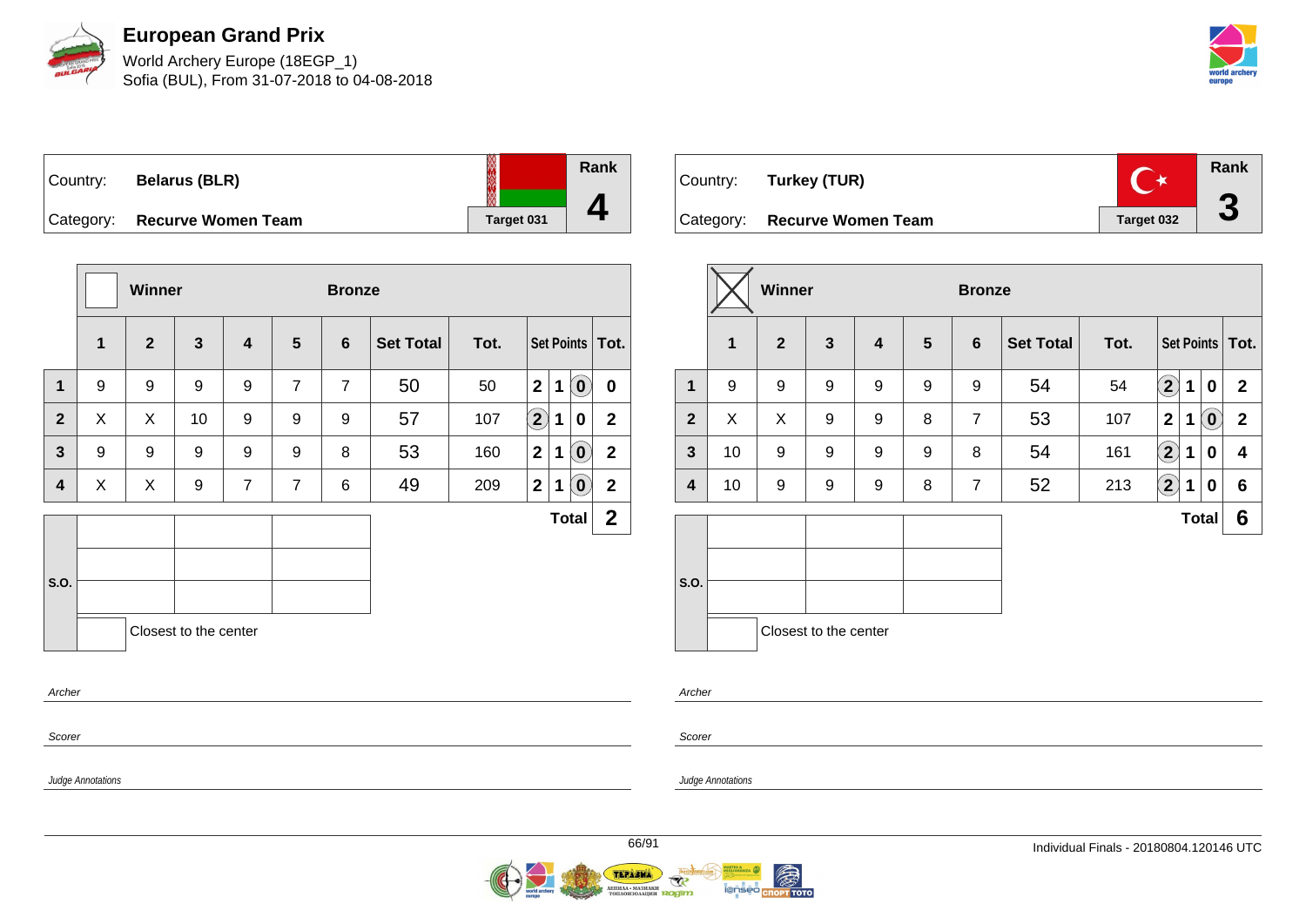# European Grand Prix

World Archery Europe (18EGP_1)
Sofia (BUL), From 31-07-2018 to 04-08-2018

| Country: | Belarus (BLR) | Rank |
|---|---|---|
| Category: | Recurve Women Team | 4 |
| | Target 031 | |

| | Winner | | | | | Bronze | | | | | | |
|---|---|---|---|---|---|---|---|---|---|---|---|---|
| | 1 | 2 | 3 | 4 | 5 | 6 | Set Total | Tot. | Set Points | | | Tot. |
| 1 | 9 | 9 | 9 | 9 | 7 | 7 | 50 | 50 | 2 | 1 | (0) | 0 |
| 2 | X | X | 10 | 9 | 9 | 9 | 57 | 107 | (2) | 1 | 0 | 2 |
| 3 | 9 | 9 | 9 | 9 | 9 | 8 | 53 | 160 | 2 | 1 | (0) | 2 |
| 4 | X | X | 9 | 7 | 7 | 6 | 49 | 209 | 2 | 1 | (0) | 2 |
| | | | | | | | | | | | Total | 2 |

S.O.

Closest to the center

Archer

Scorer

Judge Annotations

| Country: | Turkey (TUR) | Rank |
|---|---|---|
| Category: | Recurve Women Team | 3 |
| | Target 032 | |

| | Winner (X) | | | | | Bronze | | | | | | |
|---|---|---|---|---|---|---|---|---|---|---|---|---|
| | 1 | 2 | 3 | 4 | 5 | 6 | Set Total | Tot. | Set Points | | | Tot. |
| 1 | 9 | 9 | 9 | 9 | 9 | 9 | 54 | 54 | (2) | 1 | 0 | 2 |
| 2 | X | X | 9 | 9 | 8 | 7 | 53 | 107 | 2 | 1 | (0) | 2 |
| 3 | 10 | 9 | 9 | 9 | 9 | 8 | 54 | 161 | (2) | 1 | 0 | 4 |
| 4 | 10 | 9 | 9 | 9 | 8 | 7 | 52 | 213 | (2) | 1 | 0 | 6 |
| | | | | | | | | | | | Total | 6 |

S.O.

Closest to the center

Archer

Scorer

Judge Annotations

Individual Finals - 20180804.120146 UTC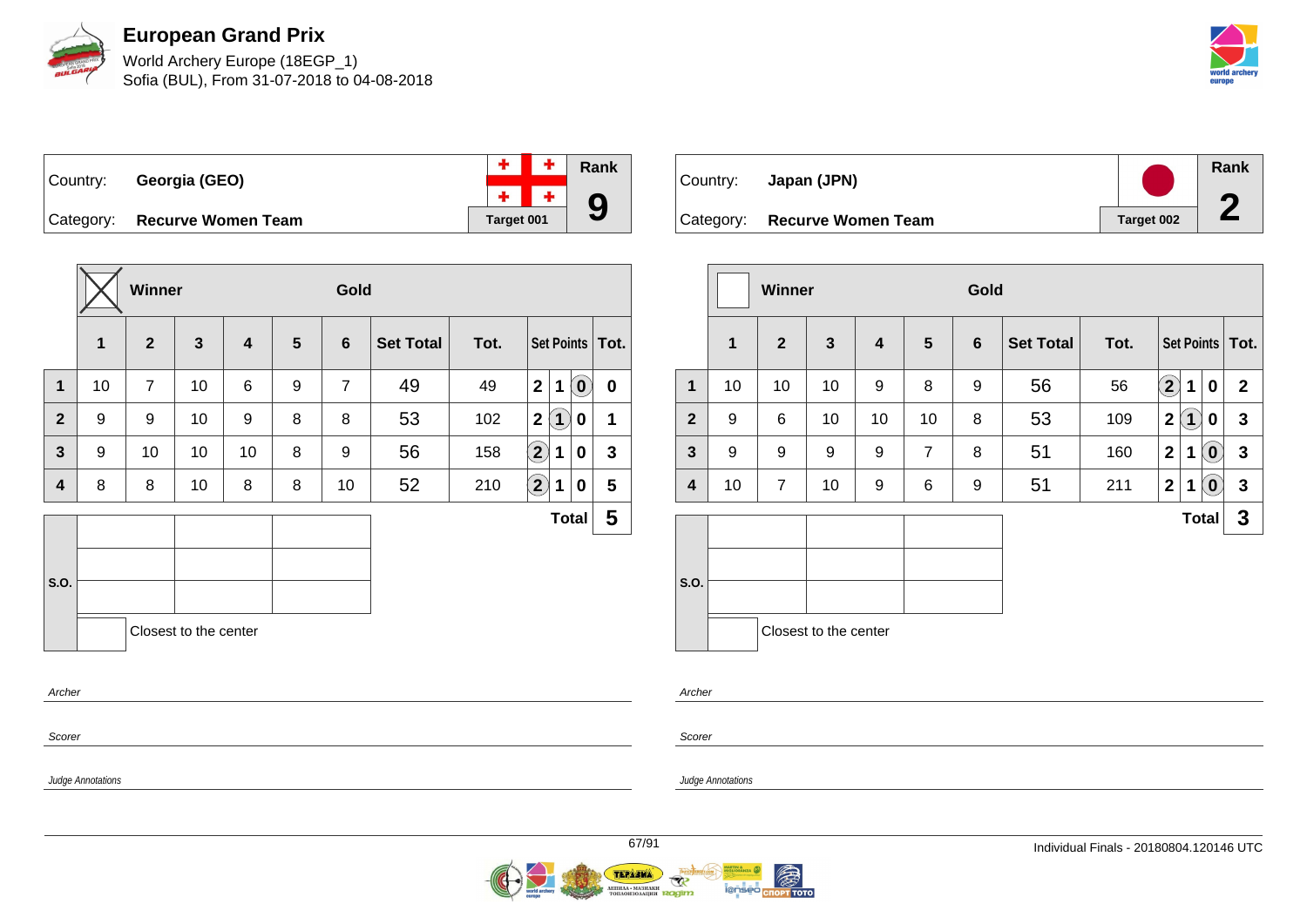# European Grand Prix

World Archery Europe (18EGP_1)
Sofia (BUL), From 31-07-2018 to 04-08-2018

| Country: | Georgia (GEO) | Rank |
| --- | --- | --- |
| Category: | Recurve Women Team | 9 |
| | Target 001 | |

Winner: ☒ — Gold

| | 1 | 2 | 3 | 4 | 5 | 6 | Set Total | Tot. | Set Points | | | Tot. |
| --- | --- | --- | --- | --- | --- | --- | --- | --- | --- | --- | --- | --- |
| 1 | 10 | 7 | 10 | 6 | 9 | 7 | 49 | 49 | 2 | 1 | (0) | 0 |
| 2 | 9 | 9 | 10 | 9 | 8 | 8 | 53 | 102 | 2 | (1) | 0 | 1 |
| 3 | 9 | 10 | 10 | 10 | 8 | 9 | 56 | 158 | (2) | 1 | 0 | 3 |
| 4 | 8 | 8 | 10 | 8 | 8 | 10 | 52 | 210 | (2) | 1 | 0 | 5 |
| | | | | | | | | | | | Total | 5 |

S.O.

Closest to the center

Archer

Scorer

Judge Annotations

| Country: | Japan (JPN) | Rank |
| --- | --- | --- |
| Category: | Recurve Women Team | 2 |
| | Target 002 | |

Winner: ☐ — Gold

| | 1 | 2 | 3 | 4 | 5 | 6 | Set Total | Tot. | Set Points | | | Tot. |
| --- | --- | --- | --- | --- | --- | --- | --- | --- | --- | --- | --- | --- |
| 1 | 10 | 10 | 10 | 9 | 8 | 9 | 56 | 56 | (2) | 1 | 0 | 2 |
| 2 | 9 | 6 | 10 | 10 | 10 | 8 | 53 | 109 | 2 | (1) | 0 | 3 |
| 3 | 9 | 9 | 9 | 9 | 7 | 8 | 51 | 160 | 2 | 1 | (0) | 3 |
| 4 | 10 | 7 | 10 | 9 | 6 | 9 | 51 | 211 | 2 | 1 | (0) | 3 |
| | | | | | | | | | | | Total | 3 |

S.O.

Closest to the center

Archer

Scorer

Judge Annotations

Individual Finals - 20180804.120146 UTC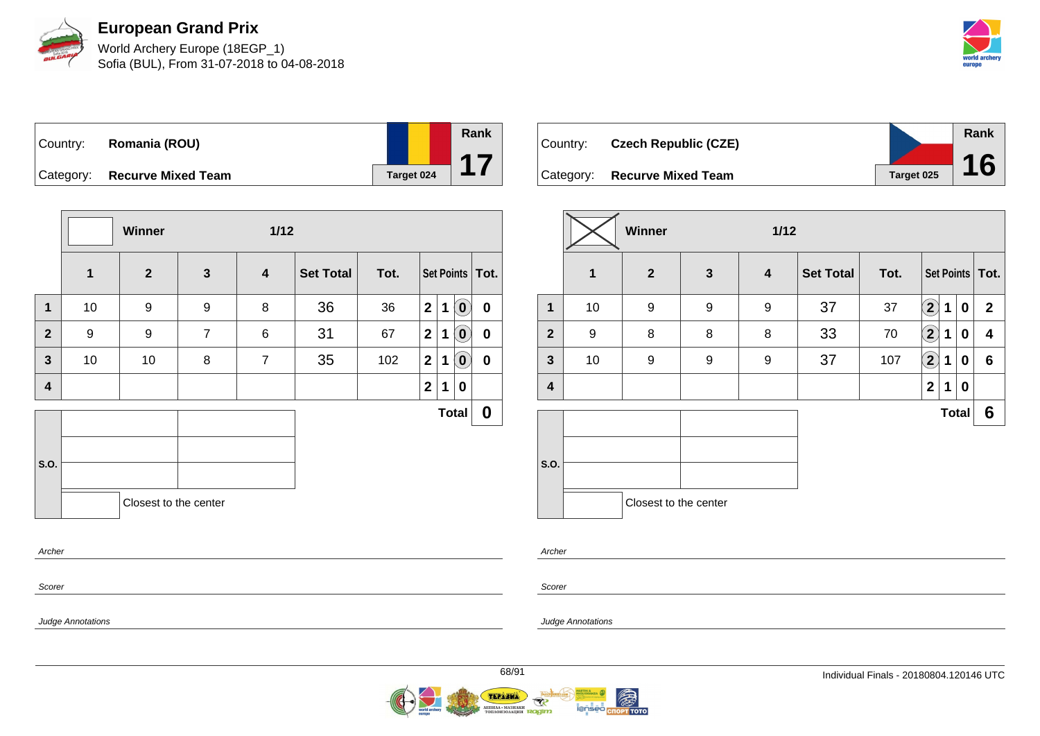# European Grand Prix

World Archery Europe (18EGP_1)
Sofia (BUL), From 31-07-2018 to 04-08-2018

| Country: | Romania (ROU) | Rank |
|---|---|---|
| Category: | Recurve Mixed Team | Target 024 | 17 |

Winner 1/12

| | 1 | 2 | 3 | 4 | Set Total | Tot. | Set Points | | | Tot. |
|---|---|---|---|---|---|---|---|---|---|---|
| 1 | 10 | 9 | 9 | 8 | 36 | 36 | 2 | 1 | 0 | 0 |
| 2 | 9 | 9 | 7 | 6 | 31 | 67 | 2 | 1 | 0 | 0 |
| 3 | 10 | 10 | 8 | 7 | 35 | 102 | 2 | 1 | 0 | 0 |
| 4 | | | | | | | 2 | 1 | 0 | |

Total: 0

S.O.

Closest to the center

Archer

Scorer

Judge Annotations

| Country: | Czech Republic (CZE) | Rank |
|---|---|---|
| Category: | Recurve Mixed Team | Target 025 | 16 |

Winner 1/12

| | 1 | 2 | 3 | 4 | Set Total | Tot. | Set Points | | | Tot. |
|---|---|---|---|---|---|---|---|---|---|---|
| 1 | 10 | 9 | 9 | 9 | 37 | 37 | 2 | 1 | 0 | 2 |
| 2 | 9 | 8 | 8 | 8 | 33 | 70 | 2 | 1 | 0 | 4 |
| 3 | 10 | 9 | 9 | 9 | 37 | 107 | 2 | 1 | 0 | 6 |
| 4 | | | | | | | 2 | 1 | 0 | |

Total: 6

S.O.

Closest to the center

Archer

Scorer

Judge Annotations

Individual Finals - 20180804.120146 UTC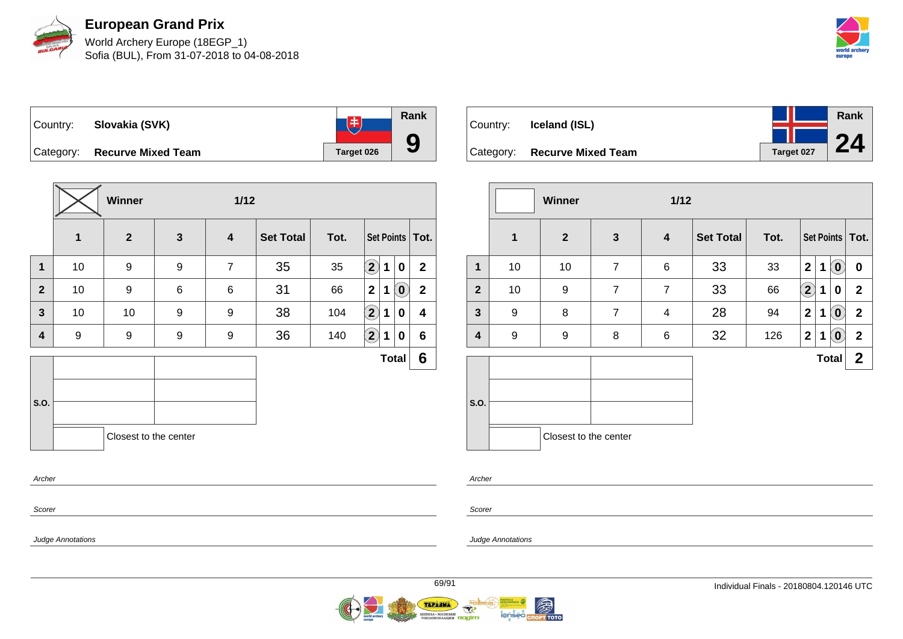# European Grand Prix

World Archery Europe (18EGP_1)
Sofia (BUL), From 31-07-2018 to 04-08-2018

| Country: | Slovakia (SVK) | Target 026 | Rank |
|---|---|---|---|
| Category: | Recurve Mixed Team | | 9 |

**Winner** (X) — 1/12

| | 1 | 2 | 3 | 4 | Set Total | Tot. | Set Points | | | Tot. |
|---|---|---|---|---|---|---|---|---|---|---|
| 1 | 10 | 9 | 9 | 7 | 35 | 35 | (2) | 1 | 0 | 2 |
| 2 | 10 | 9 | 6 | 6 | 31 | 66 | 2 | 1 | (0) | 2 |
| 3 | 10 | 10 | 9 | 9 | 38 | 104 | (2) | 1 | 0 | 4 |
| 4 | 9 | 9 | 9 | 9 | 36 | 140 | (2) | 1 | 0 | 6 |
| | | | | | | | | | Total | 6 |

S.O.

Closest to the center

Archer

Scorer

Judge Annotations

| Country: | Iceland (ISL) | Target 027 | Rank |
|---|---|---|---|
| Category: | Recurve Mixed Team | | 24 |

**Winner** — 1/12

| | 1 | 2 | 3 | 4 | Set Total | Tot. | Set Points | | | Tot. |
|---|---|---|---|---|---|---|---|---|---|---|
| 1 | 10 | 10 | 7 | 6 | 33 | 33 | 2 | 1 | (0) | 0 |
| 2 | 10 | 9 | 7 | 7 | 33 | 66 | (2) | 1 | 0 | 2 |
| 3 | 9 | 8 | 7 | 4 | 28 | 94 | 2 | 1 | (0) | 2 |
| 4 | 9 | 9 | 8 | 6 | 32 | 126 | 2 | 1 | (0) | 2 |
| | | | | | | | | | Total | 2 |

S.O.

Closest to the center

Archer

Scorer

Judge Annotations

Individual Finals - 20180804.120146 UTC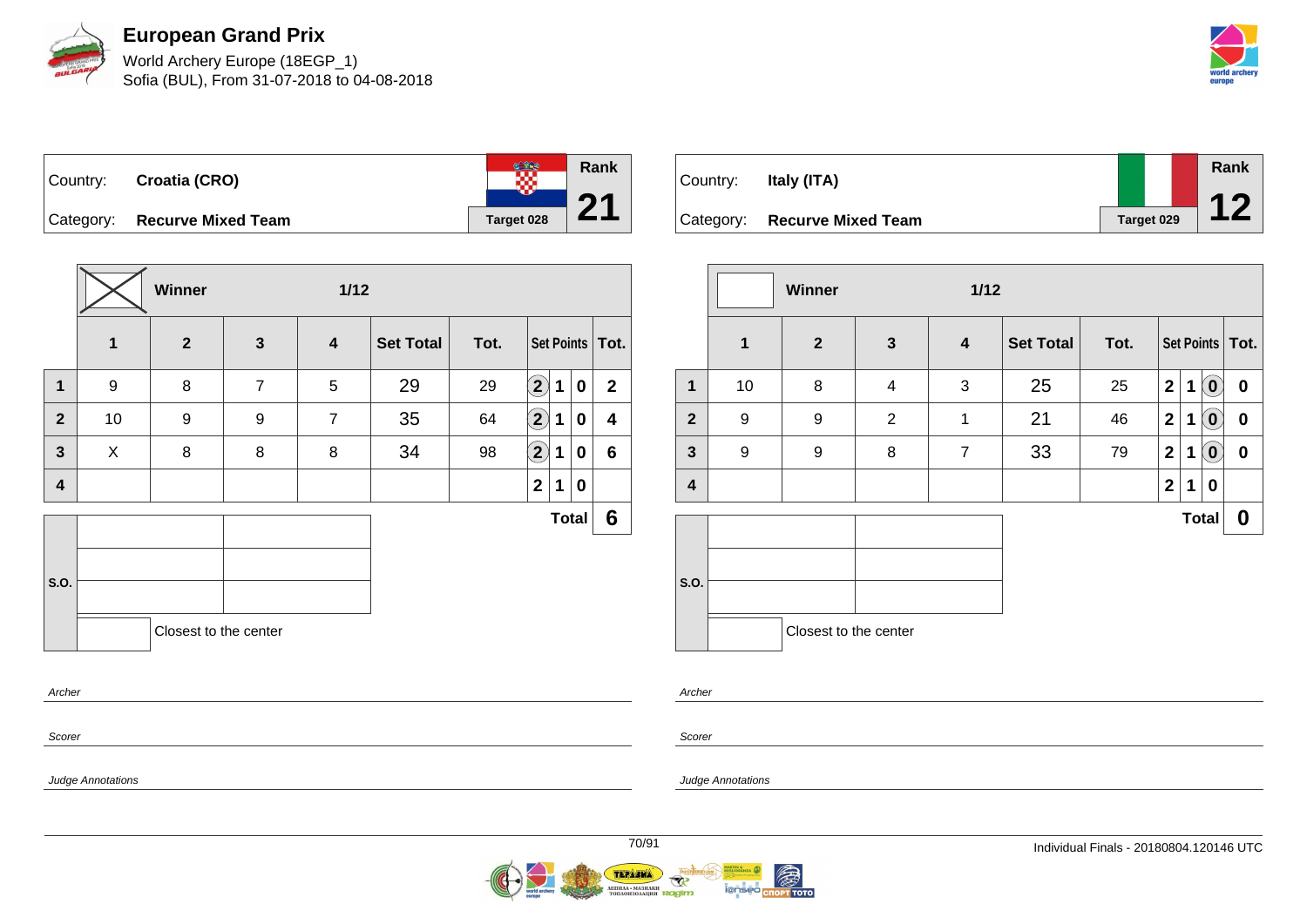# European Grand Prix

World Archery Europe (18EGP_1)
Sofia (BUL), From 31-07-2018 to 04-08-2018

| Country: | Croatia (CRO) | Rank |
|---|---|---|
| Category: | Recurve Mixed Team | 21 |
| | Target 028 | |

Winner — 1/12

| | 1 | 2 | 3 | 4 | Set Total | Tot. | Set Points | | | Tot. |
|---|---|---|---|---|---|---|---|---|---|---|
| 1 | 9 | 8 | 7 | 5 | 29 | 29 | (2) | 1 | 0 | 2 |
| 2 | 10 | 9 | 9 | 7 | 35 | 64 | (2) | 1 | 0 | 4 |
| 3 | X | 8 | 8 | 8 | 34 | 98 | (2) | 1 | 0 | 6 |
| 4 | | | | | | | 2 | 1 | 0 | |
| | | | | | | | | | Total | 6 |

S.O.

Closest to the center

Archer

Scorer

Judge Annotations

| Country: | Italy (ITA) | Rank |
|---|---|---|
| Category: | Recurve Mixed Team | 12 |
| | Target 029 | |

Winner — 1/12

| | 1 | 2 | 3 | 4 | Set Total | Tot. | Set Points | | | Tot. |
|---|---|---|---|---|---|---|---|---|---|---|
| 1 | 10 | 8 | 4 | 3 | 25 | 25 | 2 | 1 | (0) | 0 |
| 2 | 9 | 9 | 2 | 1 | 21 | 46 | 2 | 1 | (0) | 0 |
| 3 | 9 | 9 | 8 | 7 | 33 | 79 | 2 | 1 | (0) | 0 |
| 4 | | | | | | | 2 | 1 | 0 | |
| | | | | | | | | | Total | 0 |

S.O.

Closest to the center

Archer

Scorer

Judge Annotations

Individual Finals - 20180804.120146 UTC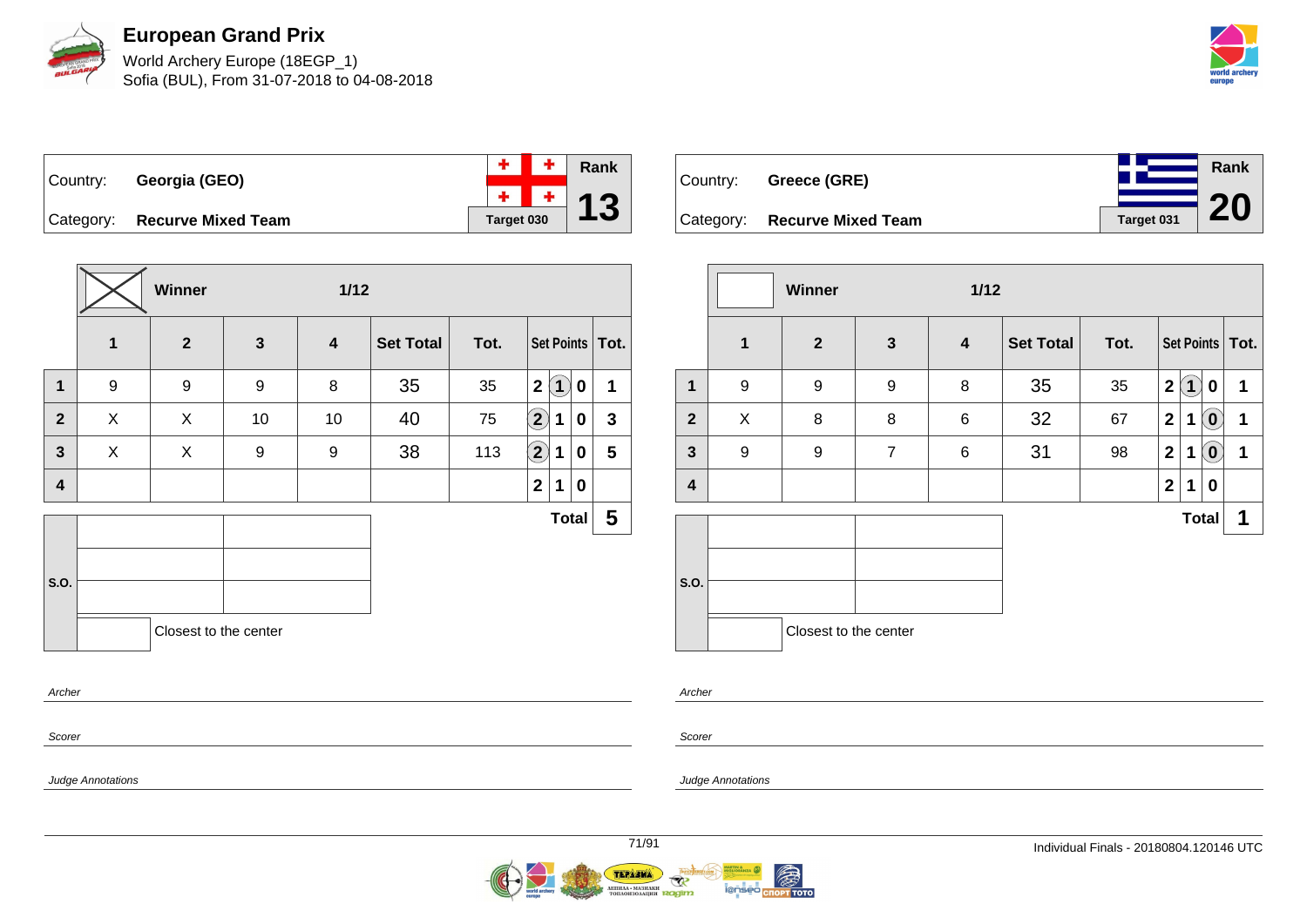# European Grand Prix

World Archery Europe (18EGP_1)
Sofia (BUL), From 31-07-2018 to 04-08-2018

| Country: | Georgia (GEO) | Rank |
|---|---|---|
| Category: | Recurve Mixed Team | 13 |
| | Target 030 | |

| | Winner (X) | | 1/12 | | | | | | | |
|---|---|---|---|---|---|---|---|---|---|---|
| | 1 | 2 | 3 | 4 | Set Total | Tot. | Set Points | | | Tot. |
| 1 | 9 | 9 | 9 | 8 | 35 | 35 | 2 | (1) | 0 | 1 |
| 2 | X | X | 10 | 10 | 40 | 75 | (2) | 1 | 0 | 3 |
| 3 | X | X | 9 | 9 | 38 | 113 | (2) | 1 | 0 | 5 |
| 4 | | | | | | | 2 | 1 | 0 | |
| | | | | | | | | | Total | 5 |

S.O.: Closest to the center

Archer

Scorer

Judge Annotations

| Country: | Greece (GRE) | Rank |
|---|---|---|
| Category: | Recurve Mixed Team | 20 |
| | Target 031 | |

| | Winner | | 1/12 | | | | | | | |
|---|---|---|---|---|---|---|---|---|---|---|
| | 1 | 2 | 3 | 4 | Set Total | Tot. | Set Points | | | Tot. |
| 1 | 9 | 9 | 9 | 8 | 35 | 35 | 2 | (1) | 0 | 1 |
| 2 | X | 8 | 8 | 6 | 32 | 67 | 2 | 1 | (0) | 1 |
| 3 | 9 | 9 | 7 | 6 | 31 | 98 | 2 | 1 | (0) | 1 |
| 4 | | | | | | | 2 | 1 | 0 | |
| | | | | | | | | | Total | 1 |

S.O.: Closest to the center

Archer

Scorer

Judge Annotations

Individual Finals - 20180804.120146 UTC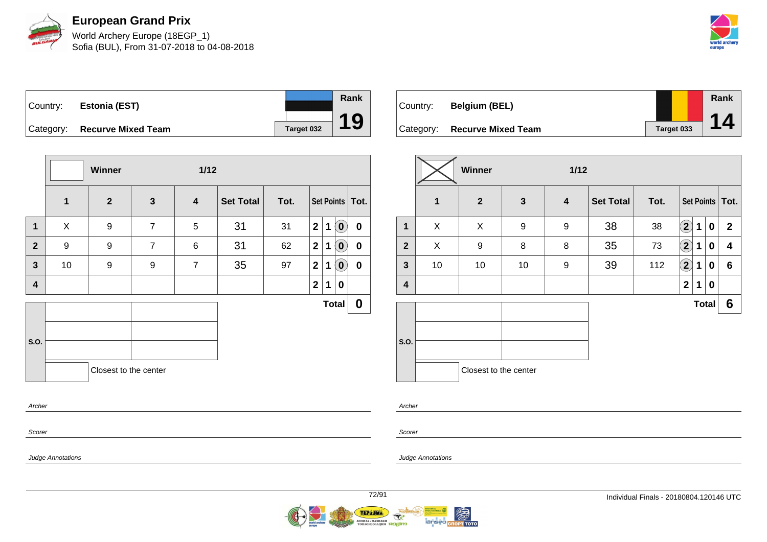# European Grand Prix

World Archery Europe (18EGP_1)
Sofia (BUL), From 31-07-2018 to 04-08-2018

| Country: | Estonia (EST) | Rank |
|---|---|---|
| Category: | Recurve Mixed Team | Target 032 | 19 |

| | Winner | | | 1/12 | | | | | | |
|---|---|---|---|---|---|---|---|---|---|---|
| | 1 | 2 | 3 | 4 | Set Total | Tot. | Set Points | | | Tot. |
| 1 | X | 9 | 7 | 5 | 31 | 31 | 2 | 1 | (0) | 0 |
| 2 | 9 | 9 | 7 | 6 | 31 | 62 | 2 | 1 | (0) | 0 |
| 3 | 10 | 9 | 9 | 7 | 35 | 97 | 2 | 1 | (0) | 0 |
| 4 | | | | | | | 2 | 1 | 0 | |
| | | | | | | | | | Total | 0 |

S.O.

Closest to the center

Archer

Scorer

Judge Annotations

| Country: | Belgium (BEL) | Rank |
|---|---|---|
| Category: | Recurve Mixed Team | Target 033 | 14 |

| | Winner (X) | | | 1/12 | | | | | | |
|---|---|---|---|---|---|---|---|---|---|---|
| | 1 | 2 | 3 | 4 | Set Total | Tot. | Set Points | | | Tot. |
| 1 | X | X | 9 | 9 | 38 | 38 | (2) | 1 | 0 | 2 |
| 2 | X | 9 | 8 | 8 | 35 | 73 | (2) | 1 | 0 | 4 |
| 3 | 10 | 10 | 10 | 9 | 39 | 112 | (2) | 1 | 0 | 6 |
| 4 | | | | | | | 2 | 1 | 0 | |
| | | | | | | | | | Total | 6 |

S.O.

Closest to the center

Archer

Scorer

Judge Annotations

Individual Finals - 20180804.120146 UTC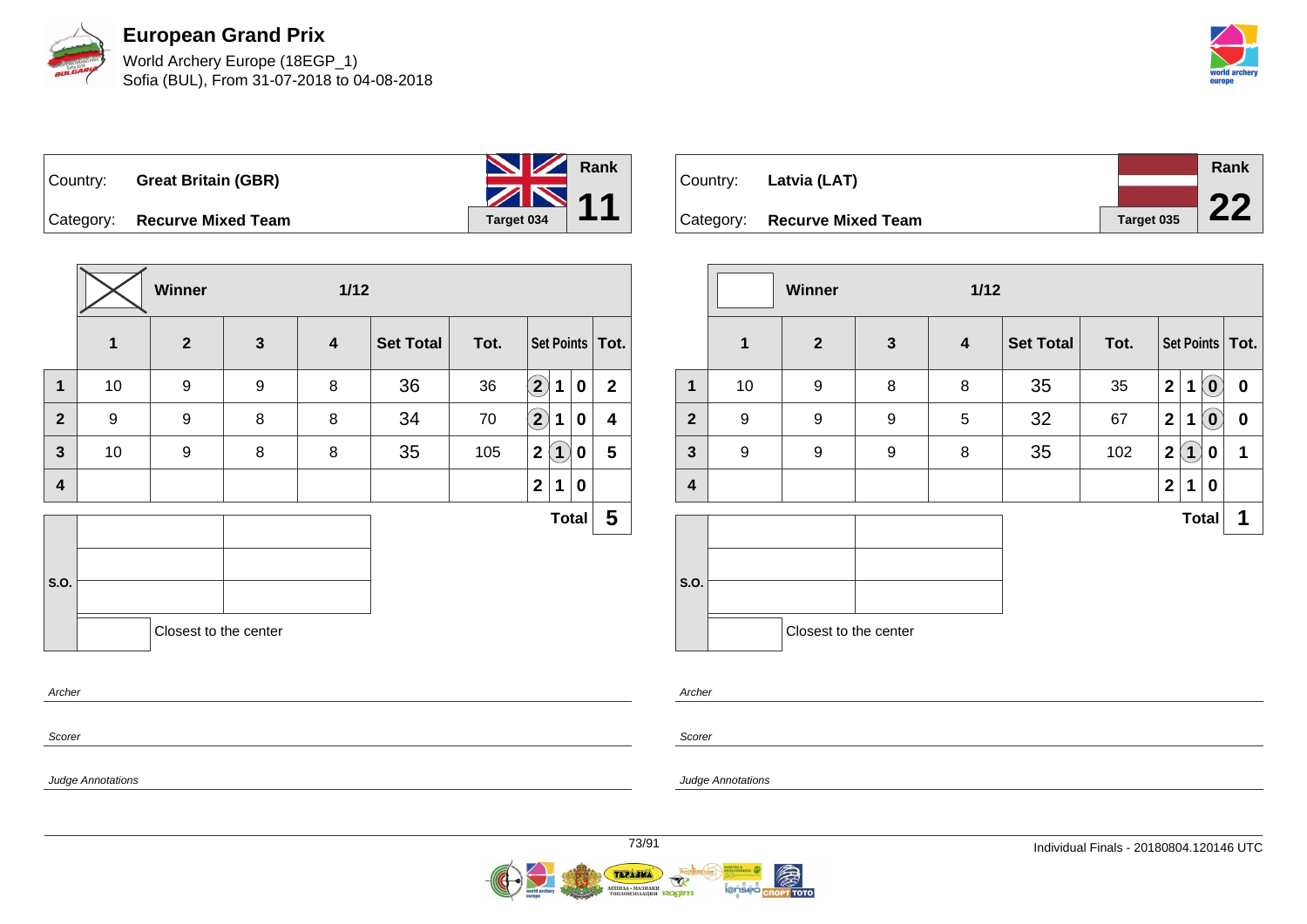# European Grand Prix

World Archery Europe (18EGP_1)
Sofia (BUL), From 31-07-2018 to 04-08-2018

| Country: | **Great Britain (GBR)** | Rank |
|---|---|---|
| Category: | **Recurve Mixed Team** | **11** |
| | Target 034 | |

**Winner** — 1/12

| | 1 | 2 | 3 | 4 | Set Total | Tot. | Set Points | | | Tot. |
|---|---|---|---|---|---|---|---|---|---|---|
| 1 | 10 | 9 | 9 | 8 | 36 | 36 | (2) | 1 | 0 | 2 |
| 2 | 9 | 9 | 8 | 8 | 34 | 70 | (2) | 1 | 0 | 4 |
| 3 | 10 | 9 | 8 | 8 | 35 | 105 | 2 | (1) | 0 | 5 |
| 4 | | | | | | | 2 | 1 | 0 | |
| | | | | | | | | | **Total** | **5** |

S.O.: Closest to the center

Archer

Scorer

Judge Annotations

| Country: | **Latvia (LAT)** | Rank |
|---|---|---|
| Category: | **Recurve Mixed Team** | **22** |
| | Target 035 | |

**Winner** — 1/12

| | 1 | 2 | 3 | 4 | Set Total | Tot. | Set Points | | | Tot. |
|---|---|---|---|---|---|---|---|---|---|---|
| 1 | 10 | 9 | 8 | 8 | 35 | 35 | 2 | 1 | (0) | 0 |
| 2 | 9 | 9 | 9 | 5 | 32 | 67 | 2 | 1 | (0) | 0 |
| 3 | 9 | 9 | 9 | 8 | 35 | 102 | 2 | (1) | 0 | 1 |
| 4 | | | | | | | 2 | 1 | 0 | |
| | | | | | | | | | **Total** | **1** |

S.O.: Closest to the center

Archer

Scorer

Judge Annotations

Individual Finals - 20180804.120146 UTC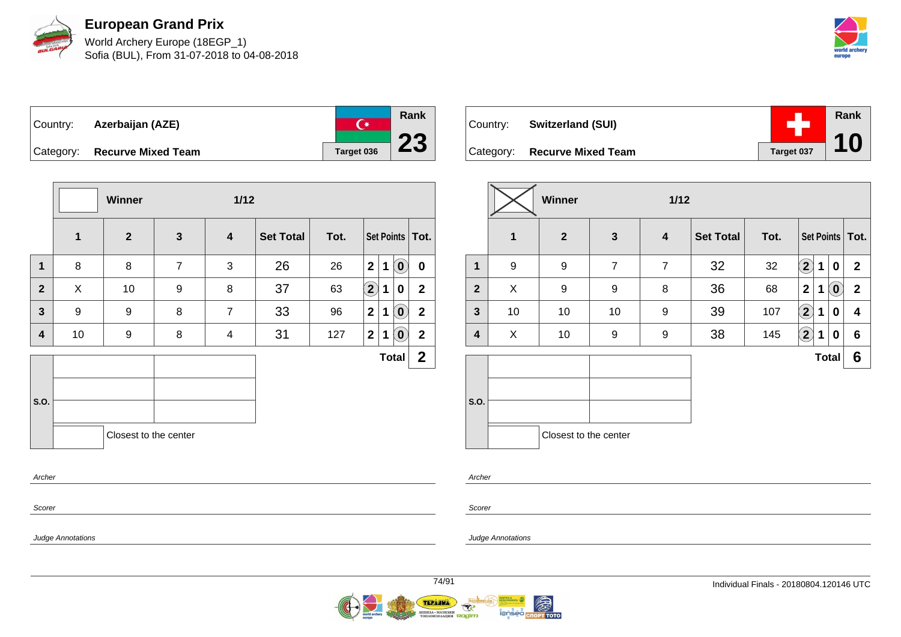# European Grand Prix

World Archery Europe (18EGP_1)
Sofia (BUL), From 31-07-2018 to 04-08-2018

| Country: | Azerbaijan (AZE) | Rank |
|---|---|---|
| Category: | Recurve Mixed Team | Target 036 | 23 |

**Winner** 1/12

| | 1 | 2 | 3 | 4 | Set Total | Tot. | Set Points | | | Tot. |
|---|---|---|---|---|---|---|---|---|---|---|
| 1 | 8 | 8 | 7 | 3 | 26 | 26 | 2 | 1 | (0) | 0 |
| 2 | X | 10 | 9 | 8 | 37 | 63 | (2) | 1 | 0 | 2 |
| 3 | 9 | 9 | 8 | 7 | 33 | 96 | 2 | 1 | (0) | 2 |
| 4 | 10 | 9 | 8 | 4 | 31 | 127 | 2 | 1 | (0) | 2 |
| | | | | | | | | | Total | 2 |

S.O.

Closest to the center

Archer

Scorer

Judge Annotations

| Country: | Switzerland (SUI) | Rank |
|---|---|---|
| Category: | Recurve Mixed Team | Target 037 | 10 |

**Winner** (X) 1/12

| | 1 | 2 | 3 | 4 | Set Total | Tot. | Set Points | | | Tot. |
|---|---|---|---|---|---|---|---|---|---|---|
| 1 | 9 | 9 | 7 | 7 | 32 | 32 | (2) | 1 | 0 | 2 |
| 2 | X | 9 | 9 | 8 | 36 | 68 | 2 | 1 | (0) | 2 |
| 3 | 10 | 10 | 10 | 9 | 39 | 107 | (2) | 1 | 0 | 4 |
| 4 | X | 10 | 9 | 9 | 38 | 145 | (2) | 1 | 0 | 6 |
| | | | | | | | | | Total | 6 |

S.O.

Closest to the center

Archer

Scorer

Judge Annotations

Individual Finals - 20180804.120146 UTC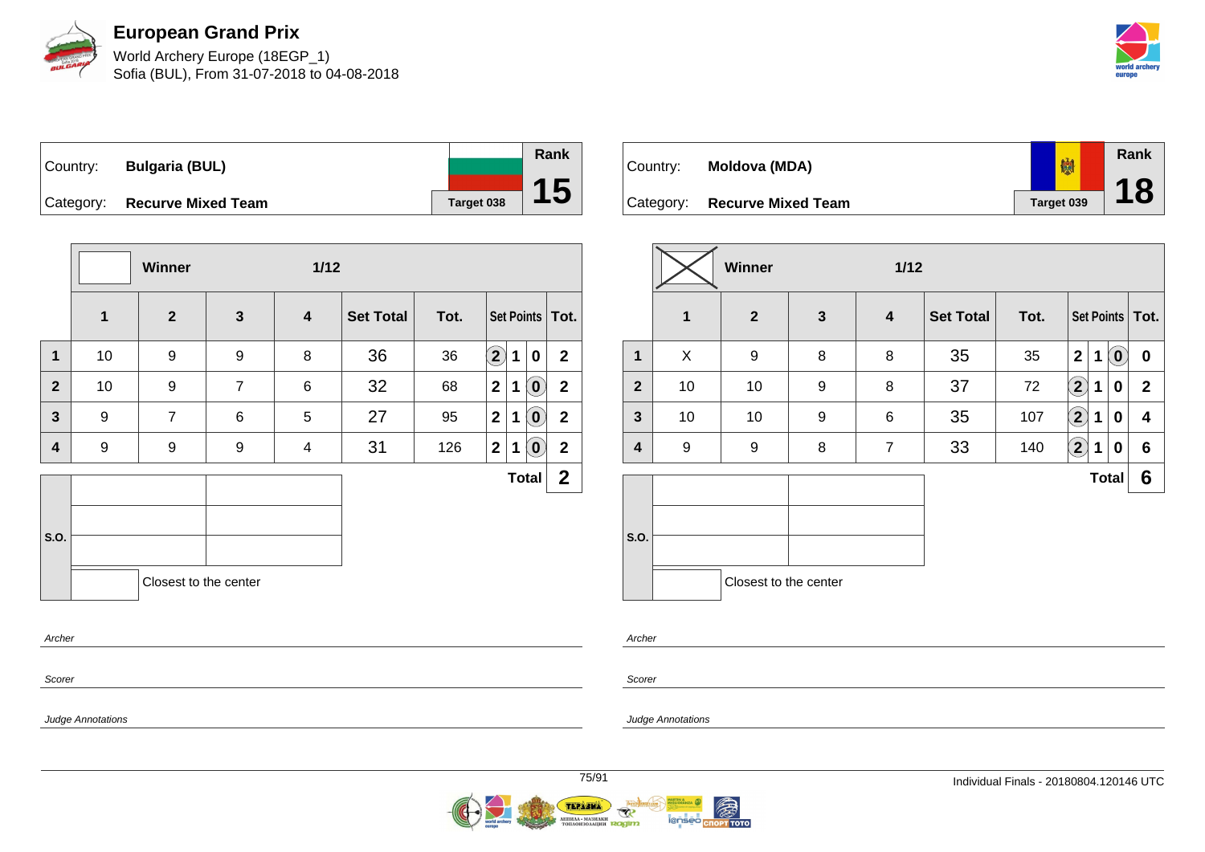# European Grand Prix

World Archery Europe (18EGP_1)
Sofia (BUL), From 31-07-2018 to 04-08-2018

| Country: | Bulgaria (BUL) | Rank |
|---|---|---|
| Category: | Recurve Mixed Team | Target 038 | 15 |

**Winner** 1/12

| | 1 | 2 | 3 | 4 | Set Total | Tot. | Set Points | | | Tot. |
|---|---|---|---|---|---|---|---|---|---|---|
| 1 | 10 | 9 | 9 | 8 | 36 | 36 | 2 | 1 | 0 | 2 |
| 2 | 10 | 9 | 7 | 6 | 32 | 68 | 2 | 1 | 0 | 2 |
| 3 | 9 | 7 | 6 | 5 | 27 | 95 | 2 | 1 | 0 | 2 |
| 4 | 9 | 9 | 9 | 4 | 31 | 126 | 2 | 1 | 0 | 2 |
| | | | | | | | | | **Total** | **2** |

S.O.

Closest to the center

| Country: | Moldova (MDA) | Rank |
|---|---|---|
| Category: | Recurve Mixed Team | Target 039 | 18 |

**Winner** 1/12

| | 1 | 2 | 3 | 4 | Set Total | Tot. | Set Points | | | Tot. |
|---|---|---|---|---|---|---|---|---|---|---|
| 1 | X | 9 | 8 | 8 | 35 | 35 | 2 | 1 | 0 | 0 |
| 2 | 10 | 10 | 9 | 8 | 37 | 72 | 2 | 1 | 0 | 2 |
| 3 | 10 | 10 | 9 | 6 | 35 | 107 | 2 | 1 | 0 | 4 |
| 4 | 9 | 9 | 8 | 7 | 33 | 140 | 2 | 1 | 0 | 6 |
| | | | | | | | | | **Total** | **6** |

S.O.

Closest to the center

Archer

Scorer

Judge Annotations

Individual Finals - 20180804.120146 UTC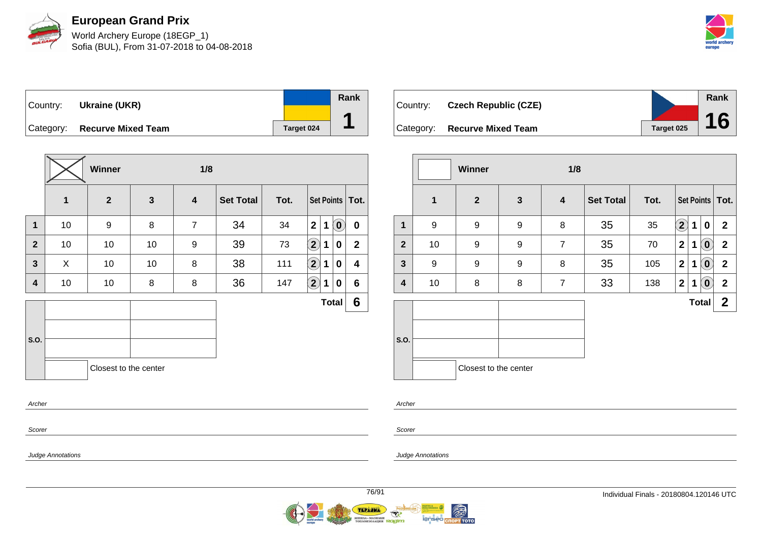# European Grand Prix

World Archery Europe (18EGP_1)
Sofia (BUL), From 31-07-2018 to 04-08-2018

| Country: | Ukraine (UKR) | Rank |
|---|---|---|
| Category: | Recurve Mixed Team | Target 024 | 1 |

| | Winner | | | 1/8 | | | | | | |
|---|---|---|---|---|---|---|---|---|---|---|
| | 1 | 2 | 3 | 4 | Set Total | Tot. | Set Points | | | Tot. |
| 1 | 10 | 9 | 8 | 7 | 34 | 34 | 2 | 1 | (0) | 0 |
| 2 | 10 | 10 | 10 | 9 | 39 | 73 | (2) | 1 | 0 | 2 |
| 3 | X | 10 | 10 | 8 | 38 | 111 | (2) | 1 | 0 | 4 |
| 4 | 10 | 10 | 8 | 8 | 36 | 147 | (2) | 1 | 0 | 6 |
| | | | | | | | | Total | | 6 |

S.O.

Closest to the center

Archer

Scorer

Judge Annotations

| Country: | Czech Republic (CZE) | Rank |
|---|---|---|
| Category: | Recurve Mixed Team | Target 025 | 16 |

| | Winner | | | 1/8 | | | | | | |
|---|---|---|---|---|---|---|---|---|---|---|
| | 1 | 2 | 3 | 4 | Set Total | Tot. | Set Points | | | Tot. |
| 1 | 9 | 9 | 9 | 8 | 35 | 35 | (2) | 1 | 0 | 2 |
| 2 | 10 | 9 | 9 | 7 | 35 | 70 | 2 | 1 | (0) | 2 |
| 3 | 9 | 9 | 9 | 8 | 35 | 105 | 2 | 1 | (0) | 2 |
| 4 | 10 | 8 | 8 | 7 | 33 | 138 | 2 | 1 | (0) | 2 |
| | | | | | | | | Total | | 2 |

S.O.

Closest to the center

Archer

Scorer

Judge Annotations

Individual Finals - 20180804.120146 UTC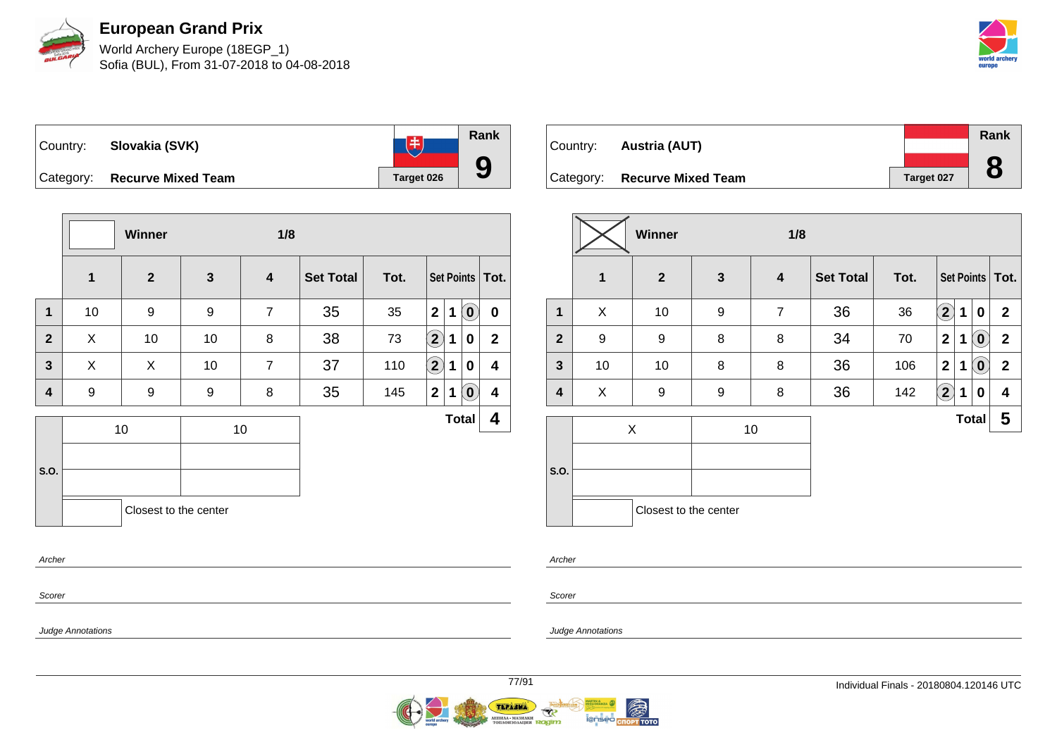# European Grand Prix

World Archery Europe (18EGP_1)
Sofia (BUL), From 31-07-2018 to 04-08-2018

| Country: | Slovakia (SVK) | | Rank |
|---|---|---|---|
| Category: | Recurve Mixed Team | Target 026 | 9 |

| | Winner | | 1/8 | | | | | | | |
|---|---|---|---|---|---|---|---|---|---|---|
| | 1 | 2 | 3 | 4 | Set Total | Tot. | Set Points | | | Tot. |
| 1 | 10 | 9 | 9 | 7 | 35 | 35 | 2 | 1 | (0) | 0 |
| 2 | X | 10 | 10 | 8 | 38 | 73 | (2) | 1 | 0 | 2 |
| 3 | X | X | 10 | 7 | 37 | 110 | (2) | 1 | 0 | 4 |
| 4 | 9 | 9 | 9 | 8 | 35 | 145 | 2 | 1 | (0) | 4 |
| | | | | | | | | | Total | 4 |

| S.O. | | |
|---|---|---|
| | 10 | 10 |
| | | |
| | | |
| | Closest to the center | |

Archer

Scorer

Judge Annotations

| Country: | Austria (AUT) | | Rank |
|---|---|---|---|
| Category: | Recurve Mixed Team | Target 027 | 8 |

| | Winner (X) | | 1/8 | | | | | | | |
|---|---|---|---|---|---|---|---|---|---|---|
| | 1 | 2 | 3 | 4 | Set Total | Tot. | Set Points | | | Tot. |
| 1 | X | 10 | 9 | 7 | 36 | 36 | (2) | 1 | 0 | 2 |
| 2 | 9 | 9 | 8 | 8 | 34 | 70 | 2 | 1 | (0) | 2 |
| 3 | 10 | 10 | 8 | 8 | 36 | 106 | 2 | 1 | (0) | 2 |
| 4 | X | 9 | 9 | 8 | 36 | 142 | (2) | 1 | 0 | 4 |
| | | | | | | | | | Total | 5 |

| S.O. | | |
|---|---|---|
| | X | 10 |
| | | |
| | | |
| | Closest to the center | |

Archer

Scorer

Judge Annotations

Individual Finals - 20180804.120146 UTC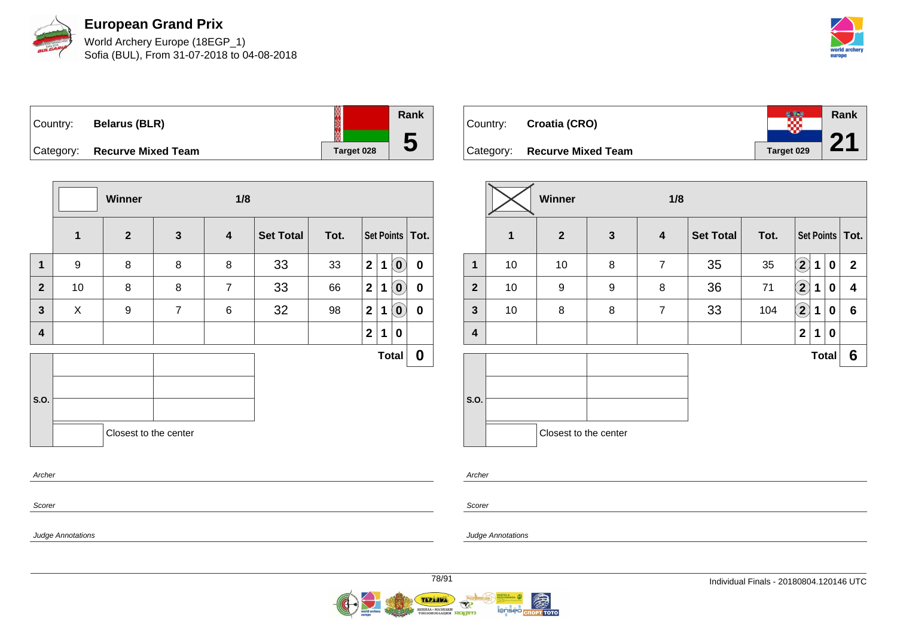# European Grand Prix

World Archery Europe (18EGP_1)
Sofia (BUL), From 31-07-2018 to 04-08-2018

| Country: | Belarus (BLR) | Rank |
|---|---|---|
| Category: | Recurve Mixed Team | 5 |
| | Target 028 | |

| | Winner | | 1/8 | | | | | | | |
|---|---|---|---|---|---|---|---|---|---|---|
| | 1 | 2 | 3 | 4 | Set Total | Tot. | Set Points | | | Tot. |
| 1 | 9 | 8 | 8 | 8 | 33 | 33 | 2 | 1 | (0) | 0 |
| 2 | 10 | 8 | 8 | 7 | 33 | 66 | 2 | 1 | (0) | 0 |
| 3 | X | 9 | 7 | 6 | 32 | 98 | 2 | 1 | (0) | 0 |
| 4 | | | | | | | 2 | 1 | 0 | |
| | | | | | | | | | Total | 0 |

S.O.

Closest to the center

Archer

Scorer

Judge Annotations

| Country: | Croatia (CRO) | Rank |
|---|---|---|
| Category: | Recurve Mixed Team | 21 |
| | Target 029 | |

| | Winner (X) | | 1/8 | | | | | | | |
|---|---|---|---|---|---|---|---|---|---|---|
| | 1 | 2 | 3 | 4 | Set Total | Tot. | Set Points | | | Tot. |
| 1 | 10 | 10 | 8 | 7 | 35 | 35 | (2) | 1 | 0 | 2 |
| 2 | 10 | 9 | 9 | 8 | 36 | 71 | (2) | 1 | 0 | 4 |
| 3 | 10 | 8 | 8 | 7 | 33 | 104 | (2) | 1 | 0 | 6 |
| 4 | | | | | | | 2 | 1 | 0 | |
| | | | | | | | | | Total | 6 |

S.O.

Closest to the center

Archer

Scorer

Judge Annotations

Individual Finals - 20180804.120146 UTC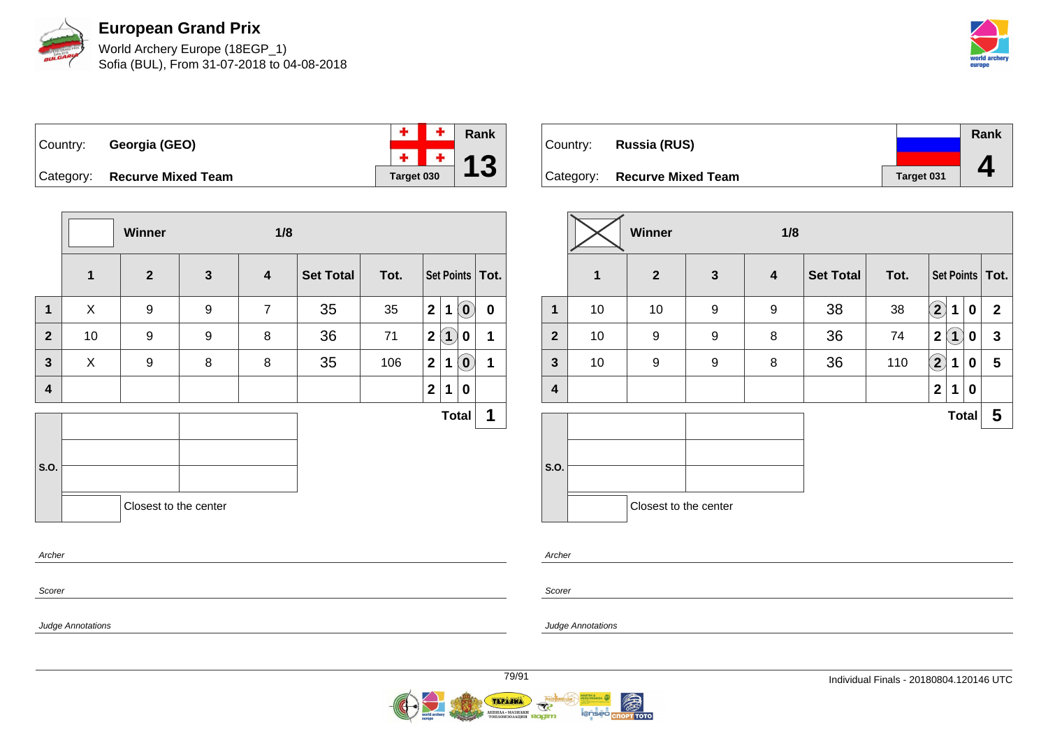# European Grand Prix

World Archery Europe (18EGP_1)
Sofia (BUL), From 31-07-2018 to 04-08-2018

| Country: | Georgia (GEO) | Target 030 | Rank |
|---|---|---|---|
| Category: | Recurve Mixed Team | | 13 |

| | Winner | | | 1/8 | | | | | | |
|---|---|---|---|---|---|---|---|---|---|---|
| | 1 | 2 | 3 | 4 | Set Total | Tot. | Set Points | | | Tot. |
| 1 | X | 9 | 9 | 7 | 35 | 35 | 2 | 1 | (0) | 0 |
| 2 | 10 | 9 | 9 | 8 | 36 | 71 | 2 | (1) | 0 | 1 |
| 3 | X | 9 | 8 | 8 | 35 | 106 | 2 | 1 | (0) | 1 |
| 4 | | | | | | | 2 | 1 | 0 | |
| | | | | | | | | | Total | 1 |

S.O.

Closest to the center

Archer

Scorer

Judge Annotations

| Country: | Russia (RUS) | Target 031 | Rank |
|---|---|---|---|
| Category: | Recurve Mixed Team | | 4 |

| | Winner (X) | | | 1/8 | | | | | | |
|---|---|---|---|---|---|---|---|---|---|---|
| | 1 | 2 | 3 | 4 | Set Total | Tot. | Set Points | | | Tot. |
| 1 | 10 | 10 | 9 | 9 | 38 | 38 | (2) | 1 | 0 | 2 |
| 2 | 10 | 9 | 9 | 8 | 36 | 74 | 2 | (1) | 0 | 3 |
| 3 | 10 | 9 | 9 | 8 | 36 | 110 | (2) | 1 | 0 | 5 |
| 4 | | | | | | | 2 | 1 | 0 | |
| | | | | | | | | | Total | 5 |

S.O.

Closest to the center

Archer

Scorer

Judge Annotations

Individual Finals - 20180804.120146 UTC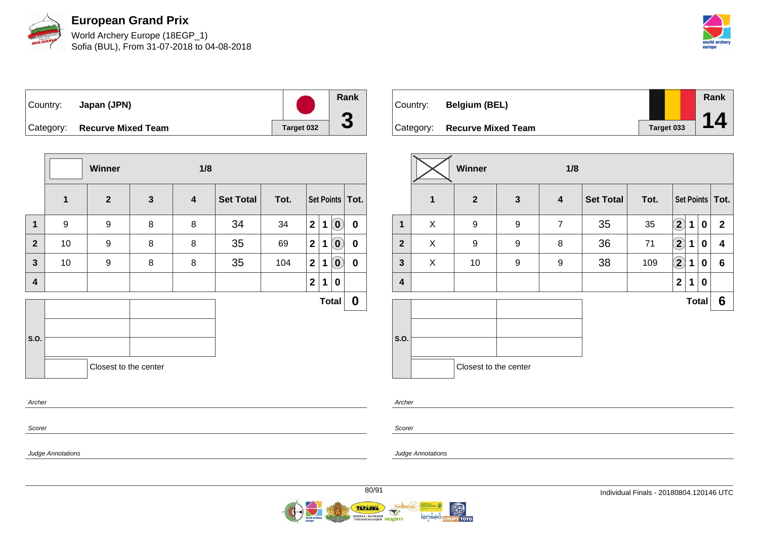# European Grand Prix

World Archery Europe (18EGP_1)
Sofia (BUL), From 31-07-2018 to 04-08-2018

| Country: | Japan (JPN) | | Rank |
|---|---|---|---|
| Category: | Recurve Mixed Team | Target 032 | 3 |

| | Winner | | 1/8 | | | | | | | |
|---|---|---|---|---|---|---|---|---|---|---|
| | 1 | 2 | 3 | 4 | Set Total | Tot. | Set Points | | | Tot. |
| 1 | 9 | 9 | 8 | 8 | 34 | 34 | 2 | 1 | (0) | 0 |
| 2 | 10 | 9 | 8 | 8 | 35 | 69 | 2 | 1 | (0) | 0 |
| 3 | 10 | 9 | 8 | 8 | 35 | 104 | 2 | 1 | (0) | 0 |
| 4 | | | | | | | 2 | 1 | 0 | |
| | | | | | | | | | Total | 0 |

S.O.

Closest to the center

Archer

Scorer

Judge Annotations

| Country: | Belgium (BEL) | | Rank |
|---|---|---|---|
| Category: | Recurve Mixed Team | Target 033 | 14 |

| | Winner | | 1/8 | | | | | | | |
|---|---|---|---|---|---|---|---|---|---|---|
| | 1 | 2 | 3 | 4 | Set Total | Tot. | Set Points | | | Tot. |
| 1 | X | 9 | 9 | 7 | 35 | 35 | (2) | 1 | 0 | 2 |
| 2 | X | 9 | 9 | 8 | 36 | 71 | (2) | 1 | 0 | 4 |
| 3 | X | 10 | 9 | 9 | 38 | 109 | (2) | 1 | 0 | 6 |
| 4 | | | | | | | 2 | 1 | 0 | |
| | | | | | | | | | Total | 6 |

S.O.

Closest to the center

Archer

Scorer

Judge Annotations

Individual Finals - 20180804.120146 UTC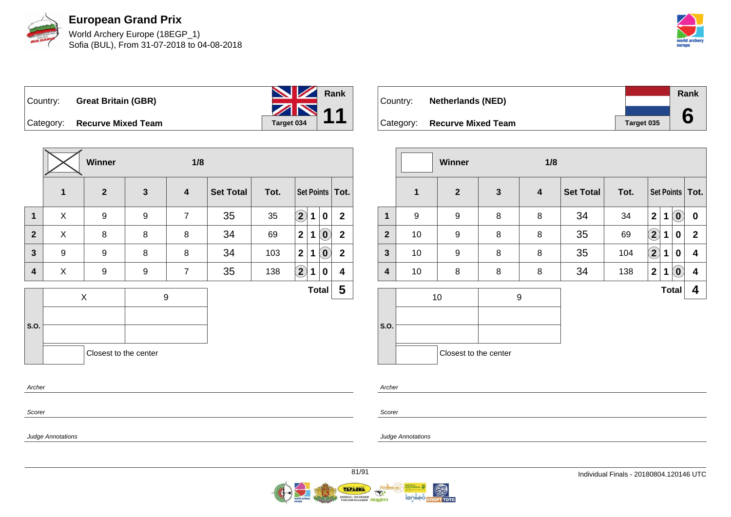# European Grand Prix

World Archery Europe (18EGP_1)
Sofia (BUL), From 31-07-2018 to 04-08-2018

| Country: | Great Britain (GBR) | Rank |
|---|---|---|
| Category: | Recurve Mixed Team | Target 034 | 11 |

Winner — 1/8

| | 1 | 2 | 3 | 4 | Set Total | Tot. | Set Points | | | Tot. |
|---|---|---|---|---|---|---|---|---|---|---|
| 1 | X | 9 | 9 | 7 | 35 | 35 | (2) | 1 | 0 | 2 |
| 2 | X | 8 | 8 | 8 | 34 | 69 | 2 | 1 | (0) | 2 |
| 3 | 9 | 9 | 8 | 8 | 34 | 103 | 2 | 1 | (0) | 2 |
| 4 | X | 9 | 9 | 7 | 35 | 138 | (2) | 1 | 0 | 4 |
| | | | | | | | | | Total | 5 |

| S.O. | | |
|---|---|---|
| | X | 9 |
| | | |
| | | |

Closest to the center

Archer

Scorer

Judge Annotations

| Country: | Netherlands (NED) | Rank |
|---|---|---|
| Category: | Recurve Mixed Team | Target 035 | 6 |

Winner — 1/8

| | 1 | 2 | 3 | 4 | Set Total | Tot. | Set Points | | | Tot. |
|---|---|---|---|---|---|---|---|---|---|---|
| 1 | 9 | 9 | 8 | 8 | 34 | 34 | 2 | 1 | (0) | 0 |
| 2 | 10 | 9 | 8 | 8 | 35 | 69 | (2) | 1 | 0 | 2 |
| 3 | 10 | 9 | 8 | 8 | 35 | 104 | (2) | 1 | 0 | 4 |
| 4 | 10 | 8 | 8 | 8 | 34 | 138 | 2 | 1 | (0) | 4 |
| | | | | | | | | | Total | 4 |

| S.O. | | |
|---|---|---|
| | 10 | 9 |
| | | |
| | | |

Closest to the center

Archer

Scorer

Judge Annotations

Individual Finals - 20180804.120146 UTC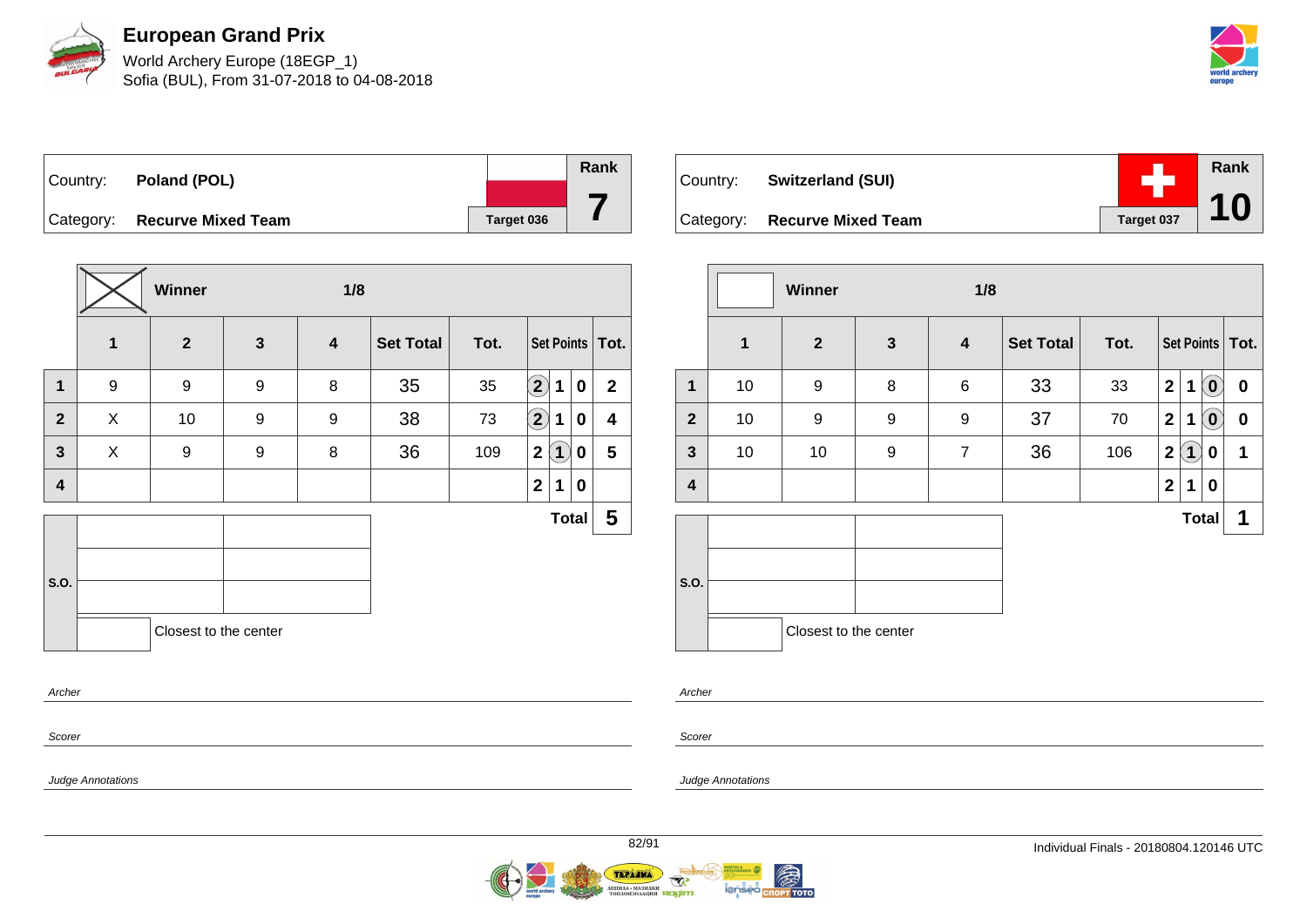# European Grand Prix

World Archery Europe (18EGP_1)
Sofia (BUL), From 31-07-2018 to 04-08-2018

| Country: | Poland (POL) | Rank |
|---|---|---|
| Category: | Recurve Mixed Team | Target 036 | 7 |

Winner — 1/8

| | 1 | 2 | 3 | 4 | Set Total | Tot. | Set Points | | | Tot. |
|---|---|---|---|---|---|---|---|---|---|---|
| 1 | 9 | 9 | 9 | 8 | 35 | 35 | (2) | 1 | 0 | 2 |
| 2 | X | 10 | 9 | 9 | 38 | 73 | (2) | 1 | 0 | 4 |
| 3 | X | 9 | 9 | 8 | 36 | 109 | 2 | (1) | 0 | 5 |
| 4 | | | | | | | 2 | 1 | 0 | |
| | | | | | | | | | Total | 5 |

S.O.

Closest to the center

Archer

Scorer

Judge Annotations

| Country: | Switzerland (SUI) | Rank |
|---|---|---|
| Category: | Recurve Mixed Team | Target 037 | 10 |

Winner — 1/8

| | 1 | 2 | 3 | 4 | Set Total | Tot. | Set Points | | | Tot. |
|---|---|---|---|---|---|---|---|---|---|---|
| 1 | 10 | 9 | 8 | 6 | 33 | 33 | 2 | 1 | (0) | 0 |
| 2 | 10 | 9 | 9 | 9 | 37 | 70 | 2 | 1 | (0) | 0 |
| 3 | 10 | 10 | 9 | 7 | 36 | 106 | 2 | (1) | 0 | 1 |
| 4 | | | | | | | 2 | 1 | 0 | |
| | | | | | | | | | Total | 1 |

S.O.

Closest to the center

Archer

Scorer

Judge Annotations

Individual Finals - 20180804.120146 UTC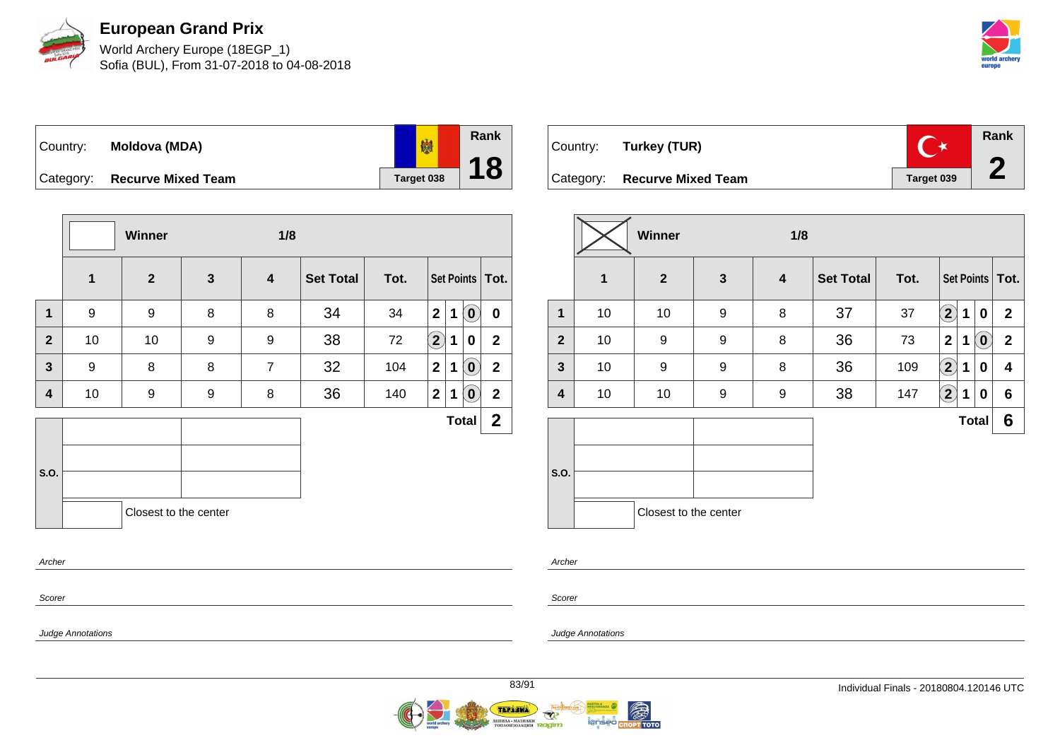# European Grand Prix

World Archery Europe (18EGP_1)
Sofia (BUL), From 31-07-2018 to 04-08-2018

| Country: | Moldova (MDA) | | Rank |
|---|---|---|---|
| Category: | Recurve Mixed Team | Target 038 | 18 |

| | Winner | | 1/8 | | | | | | | |
|---|---|---|---|---|---|---|---|---|---|---|
| | 1 | 2 | 3 | 4 | Set Total | Tot. | Set Points | | | Tot. |
| 1 | 9 | 9 | 8 | 8 | 34 | 34 | 2 | 1 | (0) | 0 |
| 2 | 10 | 10 | 9 | 9 | 38 | 72 | (2) | 1 | 0 | 2 |
| 3 | 9 | 8 | 8 | 7 | 32 | 104 | 2 | 1 | (0) | 2 |
| 4 | 10 | 9 | 9 | 8 | 36 | 140 | 2 | 1 | (0) | 2 |
| | | | | | | | | Total | | 2 |

S.O.

Closest to the center

| Country: | Turkey (TUR) | | Rank |
|---|---|---|---|
| Category: | Recurve Mixed Team | Target 039 | 2 |

| | Winner (X) | | 1/8 | | | | | | | |
|---|---|---|---|---|---|---|---|---|---|---|
| | 1 | 2 | 3 | 4 | Set Total | Tot. | Set Points | | | Tot. |
| 1 | 10 | 10 | 9 | 8 | 37 | 37 | (2) | 1 | 0 | 2 |
| 2 | 10 | 9 | 9 | 8 | 36 | 73 | 2 | 1 | (0) | 2 |
| 3 | 10 | 9 | 9 | 8 | 36 | 109 | (2) | 1 | 0 | 4 |
| 4 | 10 | 10 | 9 | 9 | 38 | 147 | (2) | 1 | 0 | 6 |
| | | | | | | | | Total | | 6 |

S.O.

Closest to the center

*Archer*

*Scorer*

*Judge Annotations*

Individual Finals - 20180804.120146 UTC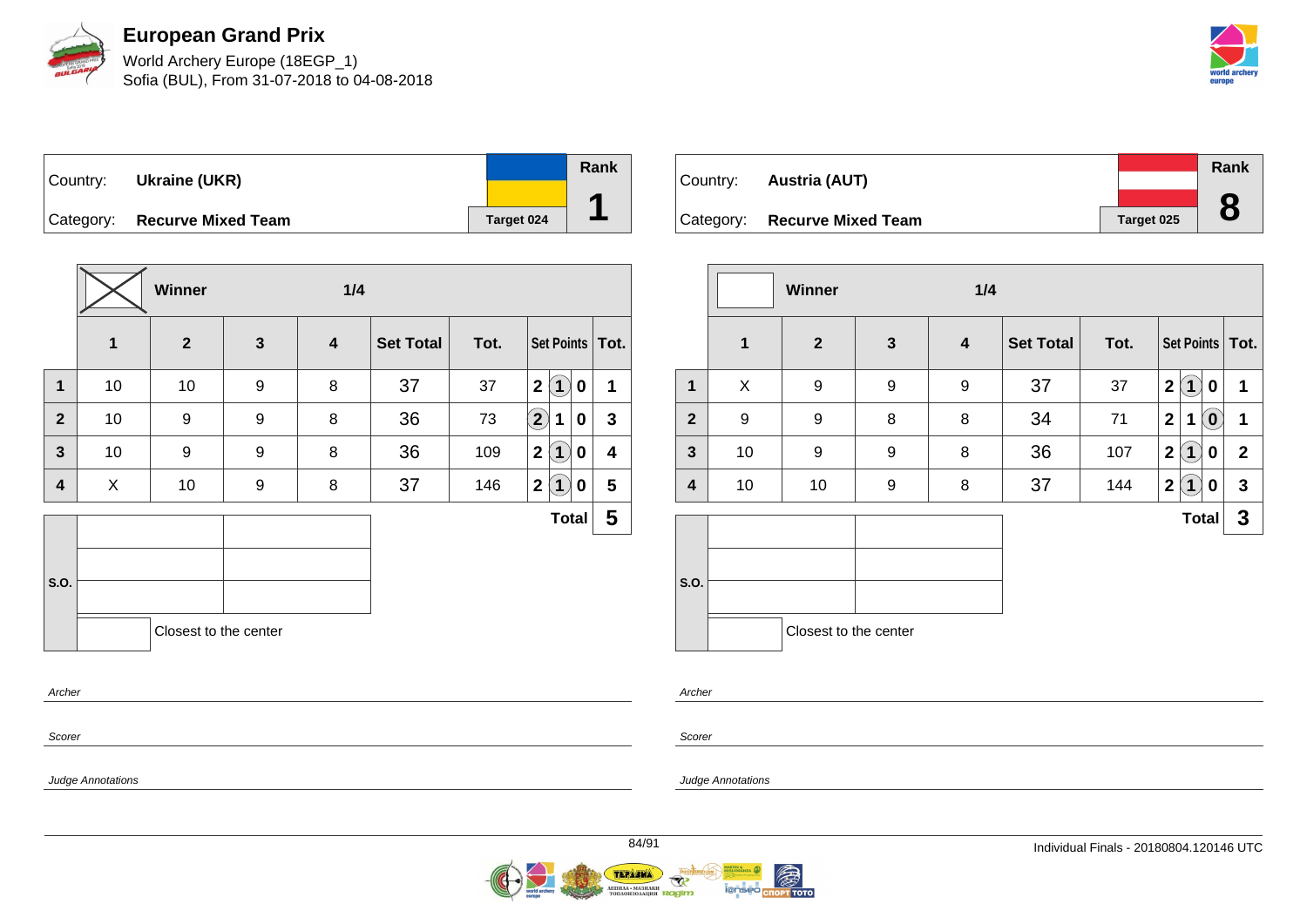# European Grand Prix

World Archery Europe (18EGP_1)
Sofia (BUL), From 31-07-2018 to 04-08-2018

| Country: | Ukraine (UKR) | Rank |
|---|---|---|
| Category: | Recurve Mixed Team | Target 024 | 1 |

Winner — 1/4

| | 1 | 2 | 3 | 4 | Set Total | Tot. | Set Points | | | Tot. |
|---|---|---|---|---|---|---|---|---|---|---|
| 1 | 10 | 10 | 9 | 8 | 37 | 37 | 2 | (1) | 0 | 1 |
| 2 | 10 | 9 | 9 | 8 | 36 | 73 | (2) | 1 | 0 | 3 |
| 3 | 10 | 9 | 9 | 8 | 36 | 109 | 2 | (1) | 0 | 4 |
| 4 | X | 10 | 9 | 8 | 37 | 146 | 2 | (1) | 0 | 5 |
| | | | | | | | | | **Total** | **5** |

S.O.

Closest to the center

Archer

Scorer

Judge Annotations

| Country: | Austria (AUT) | Rank |
|---|---|---|
| Category: | Recurve Mixed Team | Target 025 | 8 |

Winner — 1/4

| | 1 | 2 | 3 | 4 | Set Total | Tot. | Set Points | | | Tot. |
|---|---|---|---|---|---|---|---|---|---|---|
| 1 | X | 9 | 9 | 9 | 37 | 37 | 2 | (1) | 0 | 1 |
| 2 | 9 | 9 | 8 | 8 | 34 | 71 | 2 | 1 | (0) | 1 |
| 3 | 10 | 9 | 9 | 8 | 36 | 107 | 2 | (1) | 0 | 2 |
| 4 | 10 | 10 | 9 | 8 | 37 | 144 | 2 | (1) | 0 | 3 |
| | | | | | | | | | **Total** | **3** |

S.O.

Closest to the center

Archer

Scorer

Judge Annotations

Individual Finals - 20180804.120146 UTC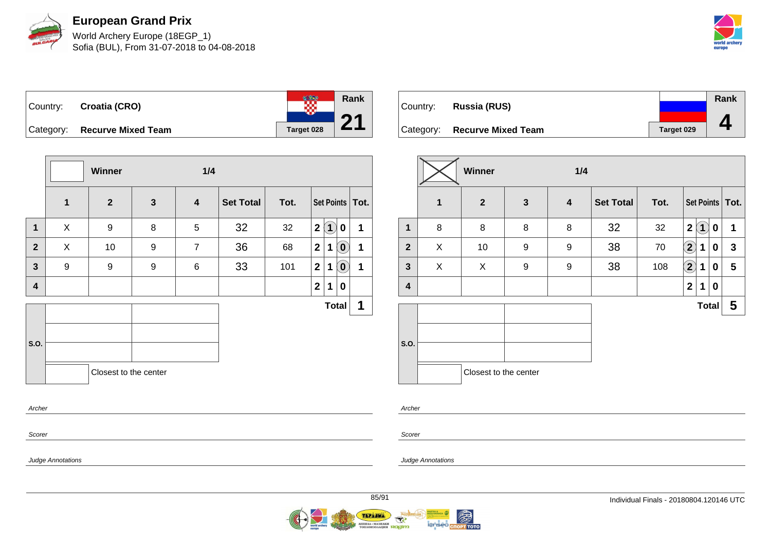# European Grand Prix

World Archery Europe (18EGP_1)
Sofia (BUL), From 31-07-2018 to 04-08-2018

| Country: | Croatia (CRO) | Rank |
|---|---|---|
| Category: | Recurve Mixed Team | 21 |
| | Target 028 | |

| | Winner | | 1/4 | | | | | | | |
|---|---|---|---|---|---|---|---|---|---|---|
| | 1 | 2 | 3 | 4 | Set Total | Tot. | Set Points | | | Tot. |
| 1 | X | 9 | 8 | 5 | 32 | 32 | 2 | (1) | 0 | 1 |
| 2 | X | 10 | 9 | 7 | 36 | 68 | 2 | 1 | (0) | 1 |
| 3 | 9 | 9 | 9 | 6 | 33 | 101 | 2 | 1 | (0) | 1 |
| 4 | | | | | | | 2 | 1 | 0 | |
| | | | | | | | | | Total | 1 |

S.O.

Closest to the center

| Country: | Russia (RUS) | Rank |
|---|---|---|
| Category: | Recurve Mixed Team | 4 |
| | Target 029 | |

| | Winner (X) | | 1/4 | | | | | | | |
|---|---|---|---|---|---|---|---|---|---|---|
| | 1 | 2 | 3 | 4 | Set Total | Tot. | Set Points | | | Tot. |
| 1 | 8 | 8 | 8 | 8 | 32 | 32 | 2 | (1) | 0 | 1 |
| 2 | X | 10 | 9 | 9 | 38 | 70 | (2) | 1 | 0 | 3 |
| 3 | X | X | 9 | 9 | 38 | 108 | (2) | 1 | 0 | 5 |
| 4 | | | | | | | 2 | 1 | 0 | |
| | | | | | | | | | Total | 5 |

S.O.

Closest to the center

*Archer*

*Scorer*

*Judge Annotations*

Individual Finals - 20180804.120146 UTC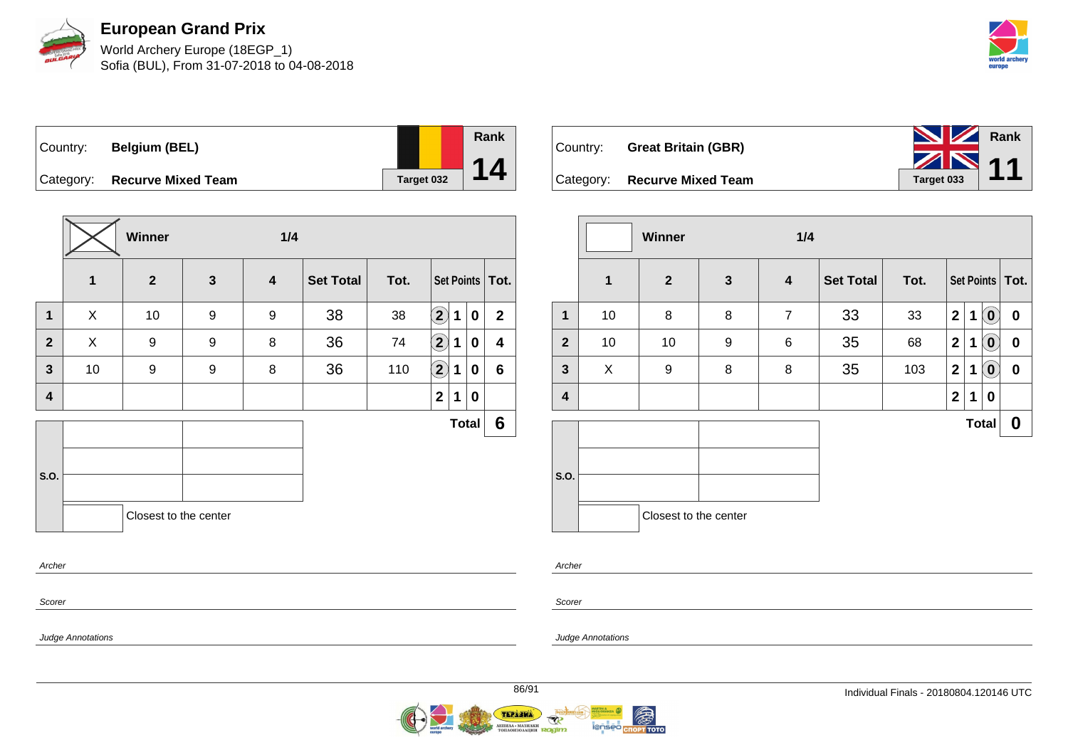# European Grand Prix

World Archery Europe (18EGP_1)
Sofia (BUL), From 31-07-2018 to 04-08-2018

| Country: | **Belgium (BEL)** | Target 032 | Rank **14** |
|---|---|---|---|
| Category: | **Recurve Mixed Team** | | |

| | Winner (X) | | | 1/4 | | | | | | |
|---|---|---|---|---|---|---|---|---|---|---|
| | **1** | **2** | **3** | **4** | **Set Total** | **Tot.** | **Set Points** | | | **Tot.** |
| **1** | X | 10 | 9 | 9 | 38 | 38 | (2) | 1 | 0 | 2 |
| **2** | X | 9 | 9 | 8 | 36 | 74 | (2) | 1 | 0 | 4 |
| **3** | 10 | 9 | 9 | 8 | 36 | 110 | (2) | 1 | 0 | 6 |
| **4** | | | | | | | 2 | 1 | 0 | |
| | | | | | | | | | **Total** | **6** |

S.O.

Closest to the center

Archer

Scorer

Judge Annotations

| Country: | **Great Britain (GBR)** | Target 033 | Rank **11** |
|---|---|---|---|
| Category: | **Recurve Mixed Team** | | |

| | Winner | | | 1/4 | | | | | | |
|---|---|---|---|---|---|---|---|---|---|---|
| | **1** | **2** | **3** | **4** | **Set Total** | **Tot.** | **Set Points** | | | **Tot.** |
| **1** | 10 | 8 | 8 | 7 | 33 | 33 | 2 | 1 | (0) | 0 |
| **2** | 10 | 10 | 9 | 6 | 35 | 68 | 2 | 1 | (0) | 0 |
| **3** | X | 9 | 8 | 8 | 35 | 103 | 2 | 1 | (0) | 0 |
| **4** | | | | | | | 2 | 1 | 0 | |
| | | | | | | | | | **Total** | **0** |

S.O.

Closest to the center

Archer

Scorer

Judge Annotations

Individual Finals - 20180804.120146 UTC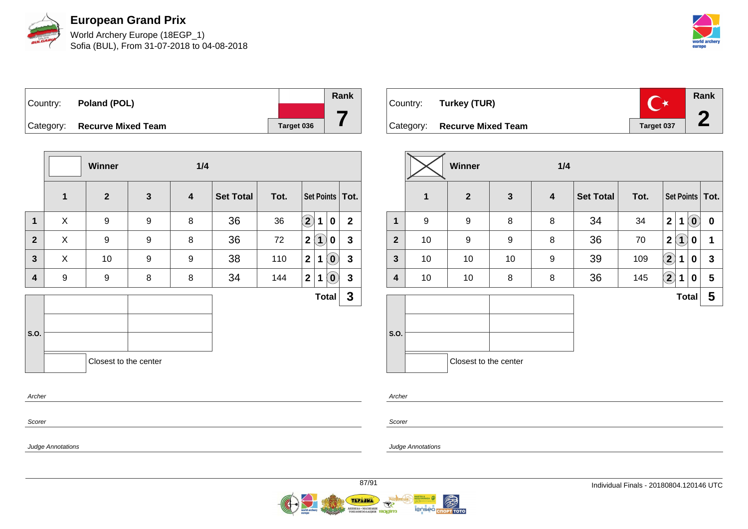# European Grand Prix

World Archery Europe (18EGP_1)
Sofia (BUL), From 31-07-2018 to 04-08-2018

| Country: | Poland (POL) | | Rank |
|---|---|---|---|
| Category: | Recurve Mixed Team | Target 036 | 7 |

| | Winner | | 1/4 | | | | | | | |
|---|---|---|---|---|---|---|---|---|---|---|
| | 1 | 2 | 3 | 4 | Set Total | Tot. | Set Points | | | Tot. |
| 1 | X | 9 | 9 | 8 | 36 | 36 | (2) | 1 | 0 | 2 |
| 2 | X | 9 | 9 | 8 | 36 | 72 | 2 | (1) | 0 | 3 |
| 3 | X | 10 | 9 | 9 | 38 | 110 | 2 | 1 | (0) | 3 |
| 4 | 9 | 9 | 8 | 8 | 34 | 144 | 2 | 1 | (0) | 3 |
| | | | | | | | | | Total | 3 |

S.O.

Closest to the center

Archer

Scorer

Judge Annotations

| Country: | Turkey (TUR) | | Rank |
|---|---|---|---|
| Category: | Recurve Mixed Team | Target 037 | 2 |

| | Winner (X) | | 1/4 | | | | | | | |
|---|---|---|---|---|---|---|---|---|---|---|
| | 1 | 2 | 3 | 4 | Set Total | Tot. | Set Points | | | Tot. |
| 1 | 9 | 9 | 8 | 8 | 34 | 34 | 2 | 1 | (0) | 0 |
| 2 | 10 | 9 | 9 | 8 | 36 | 70 | 2 | (1) | 0 | 1 |
| 3 | 10 | 10 | 10 | 9 | 39 | 109 | (2) | 1 | 0 | 3 |
| 4 | 10 | 10 | 8 | 8 | 36 | 145 | (2) | 1 | 0 | 5 |
| | | | | | | | | | Total | 5 |

S.O.

Closest to the center

Archer

Scorer

Judge Annotations

Individual Finals - 20180804.120146 UTC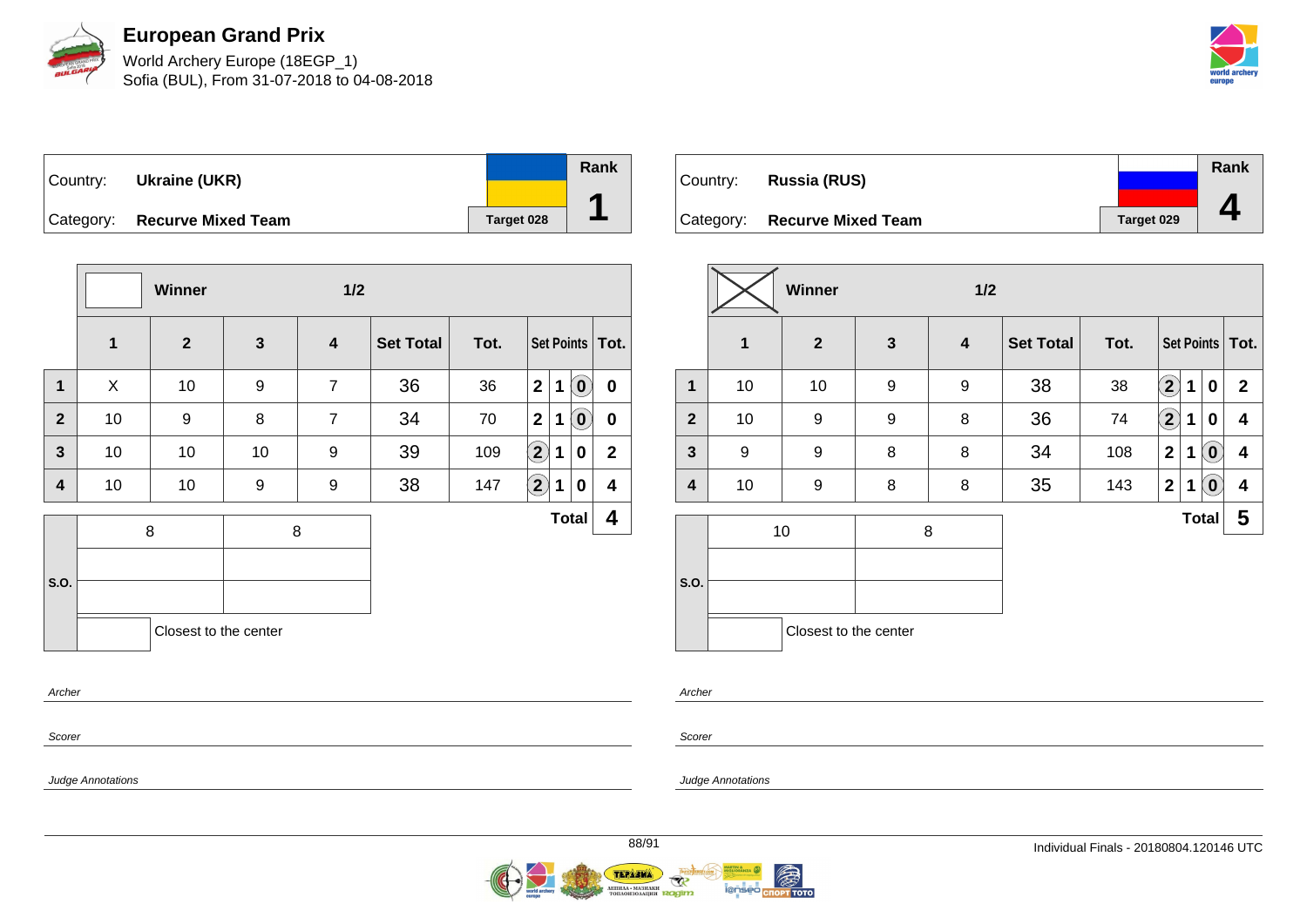# European Grand Prix

World Archery Europe (18EGP_1)
Sofia (BUL), From 31-07-2018 to 04-08-2018

| Country: | Ukraine (UKR) | Rank |
|---|---|---|
| Category: | Recurve Mixed Team | Target 028 |
| | | 1 |

| | Winner | | 1/2 | | | | | | | |
|---|---|---|---|---|---|---|---|---|---|---|
| | 1 | 2 | 3 | 4 | Set Total | Tot. | Set Points | | | Tot. |
| 1 | X | 10 | 9 | 7 | 36 | 36 | 2 | 1 | (0) | 0 |
| 2 | 10 | 9 | 8 | 7 | 34 | 70 | 2 | 1 | (0) | 0 |
| 3 | 10 | 10 | 10 | 9 | 39 | 109 | (2) | 1 | 0 | 2 |
| 4 | 10 | 10 | 9 | 9 | 38 | 147 | (2) | 1 | 0 | 4 |
| | | | | | | | | | Total | 4 |

| S.O. | | |
|---|---|---|
| | 8 | 8 |
| | | |
| | | |
| | | Closest to the center |

Archer

Scorer

Judge Annotations

| Country: | Russia (RUS) | Rank |
|---|---|---|
| Category: | Recurve Mixed Team | Target 029 |
| | | 4 |

| | Winner | | 1/2 | | | | | | | |
|---|---|---|---|---|---|---|---|---|---|---|
| | 1 | 2 | 3 | 4 | Set Total | Tot. | Set Points | | | Tot. |
| 1 | 10 | 10 | 9 | 9 | 38 | 38 | (2) | 1 | 0 | 2 |
| 2 | 10 | 9 | 9 | 8 | 36 | 74 | (2) | 1 | 0 | 4 |
| 3 | 9 | 9 | 8 | 8 | 34 | 108 | 2 | 1 | (0) | 4 |
| 4 | 10 | 9 | 8 | 8 | 35 | 143 | 2 | 1 | (0) | 4 |
| | | | | | | | | | Total | 5 |

| S.O. | | |
|---|---|---|
| | 10 | 8 |
| | | |
| | | |
| | | Closest to the center |

Archer

Scorer

Judge Annotations

Individual Finals - 20180804.120146 UTC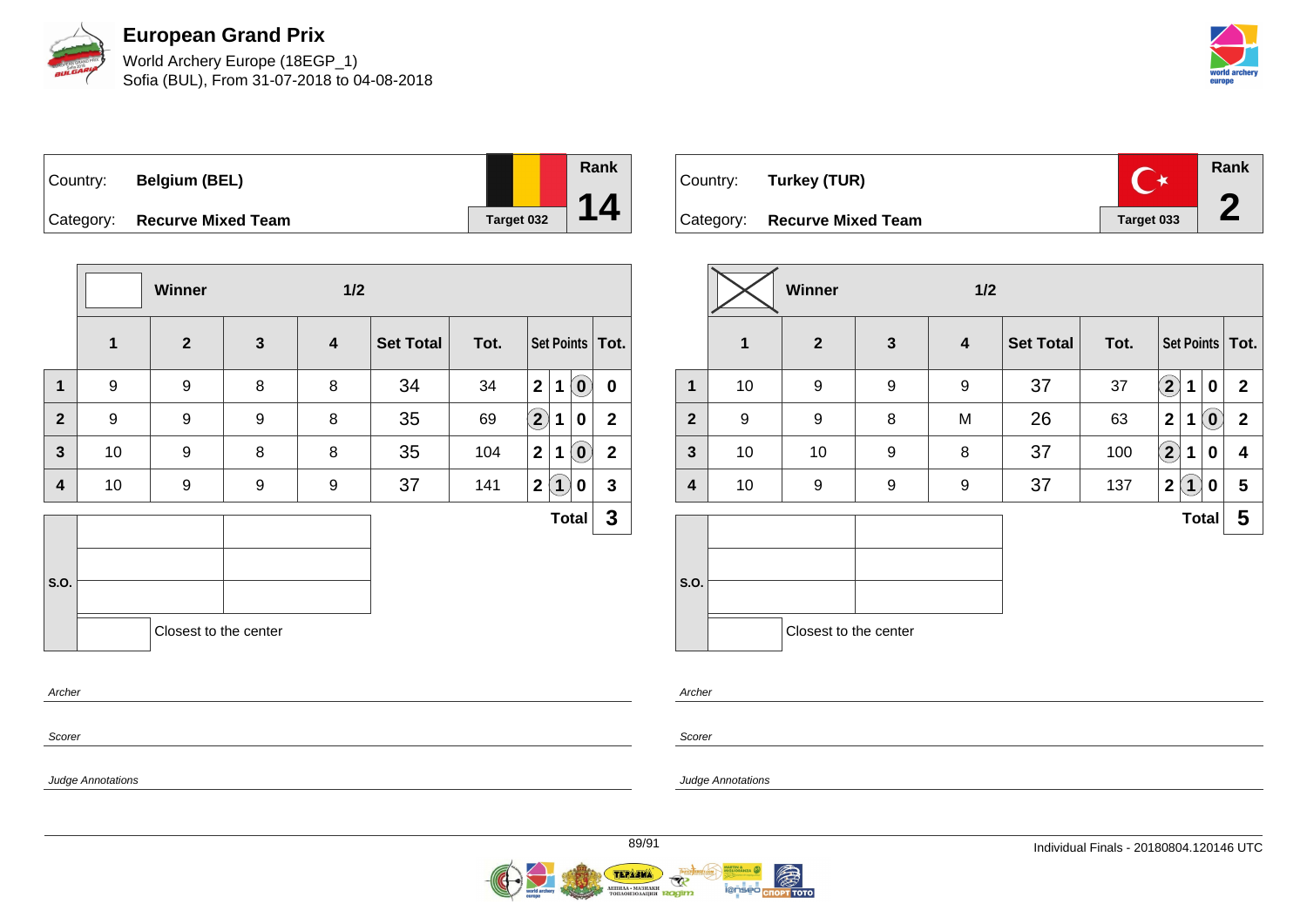# European Grand Prix

World Archery Europe (18EGP_1)
Sofia (BUL), From 31-07-2018 to 04-08-2018

| Country: | Belgium (BEL) | Target 032 | Rank |
|---|---|---|---|
| Category: | Recurve Mixed Team | | 14 |

| | Winner | | | 1/2 | | | | | | |
|---|---|---|---|---|---|---|---|---|---|---|
| | 1 | 2 | 3 | 4 | Set Total | Tot. | Set Points | | | Tot. |
| 1 | 9 | 9 | 8 | 8 | 34 | 34 | 2 | 1 | (0) | 0 |
| 2 | 9 | 9 | 9 | 8 | 35 | 69 | (2) | 1 | 0 | 2 |
| 3 | 10 | 9 | 8 | 8 | 35 | 104 | 2 | 1 | (0) | 2 |
| 4 | 10 | 9 | 9 | 9 | 37 | 141 | 2 | (1) | 0 | 3 |
| | | | | | | | | | Total | 3 |

S.O.

Closest to the center

Archer

Scorer

Judge Annotations

| Country: | Turkey (TUR) | Target 033 | Rank |
|---|---|---|---|
| Category: | Recurve Mixed Team | | 2 |

| | Winner (X) | | | 1/2 | | | | | | |
|---|---|---|---|---|---|---|---|---|---|---|
| | 1 | 2 | 3 | 4 | Set Total | Tot. | Set Points | | | Tot. |
| 1 | 10 | 9 | 9 | 9 | 37 | 37 | (2) | 1 | 0 | 2 |
| 2 | 9 | 9 | 8 | M | 26 | 63 | 2 | 1 | (0) | 2 |
| 3 | 10 | 10 | 9 | 8 | 37 | 100 | (2) | 1 | 0 | 4 |
| 4 | 10 | 9 | 9 | 9 | 37 | 137 | 2 | (1) | 0 | 5 |
| | | | | | | | | | Total | 5 |

S.O.

Closest to the center

Archer

Scorer

Judge Annotations

Individual Finals - 20180804.120146 UTC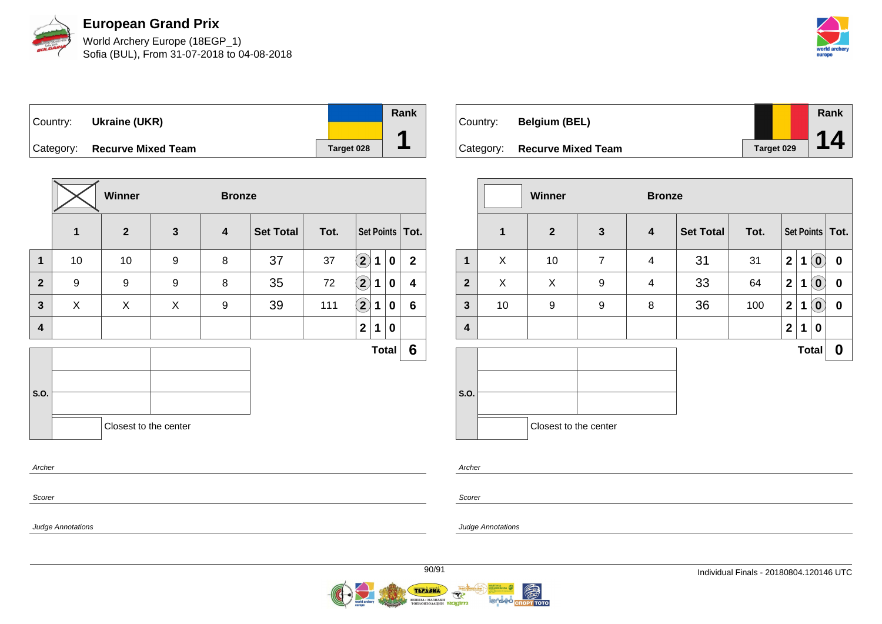# European Grand Prix

World Archery Europe (18EGP_1)
Sofia (BUL), From 31-07-2018 to 04-08-2018

| Country: | Ukraine (UKR) | Target 028 | Rank |
|---|---|---|---|
| Category: | Recurve Mixed Team | | 1 |

| | 1 | 2 | 3 | 4 | Set Total | Tot. | Set Points | | | Tot. |
|---|---|---|---|---|---|---|---|---|---|---|
| 1 | 10 | 10 | 9 | 8 | 37 | 37 | (2) | 1 | 0 | 2 |
| 2 | 9 | 9 | 9 | 8 | 35 | 72 | (2) | 1 | 0 | 4 |
| 3 | X | X | X | 9 | 39 | 111 | (2) | 1 | 0 | 6 |
| 4 | | | | | | | 2 | 1 | 0 | |
| | | | | | | | | | Total | 6 |

Winner: X — Bronze

S.O.

Closest to the center

Archer

Scorer

Judge Annotations

| Country: | Belgium (BEL) | Target 029 | Rank |
|---|---|---|---|
| Category: | Recurve Mixed Team | | 14 |

| | 1 | 2 | 3 | 4 | Set Total | Tot. | Set Points | | | Tot. |
|---|---|---|---|---|---|---|---|---|---|---|
| 1 | X | 10 | 7 | 4 | 31 | 31 | 2 | 1 | (0) | 0 |
| 2 | X | X | 9 | 4 | 33 | 64 | 2 | 1 | (0) | 0 |
| 3 | 10 | 9 | 9 | 8 | 36 | 100 | 2 | 1 | (0) | 0 |
| 4 | | | | | | | 2 | 1 | 0 | |
| | | | | | | | | | Total | 0 |

Winner — Bronze

S.O.

Closest to the center

Archer

Scorer

Judge Annotations

Individual Finals - 20180804.120146 UTC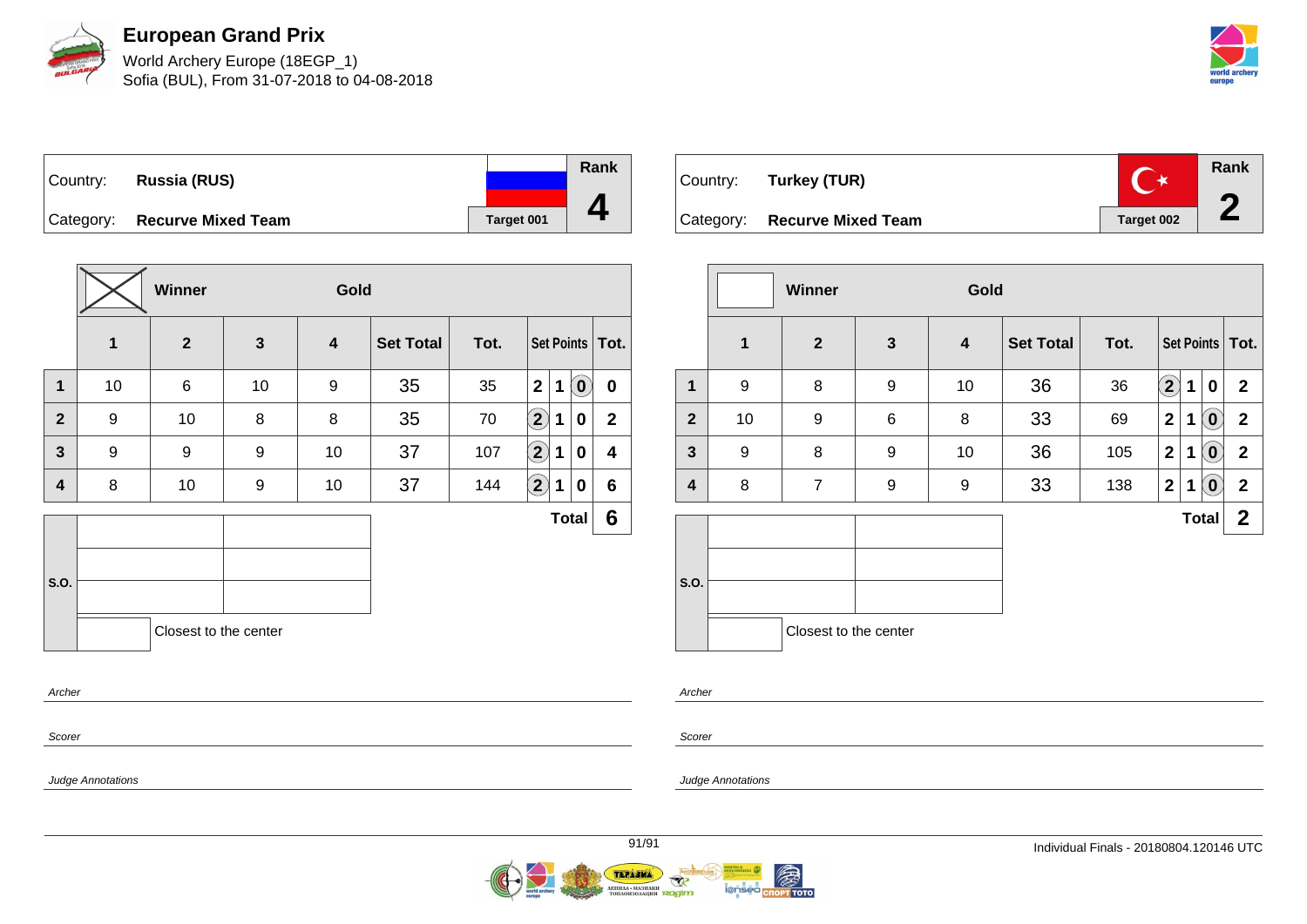# European Grand Prix

World Archery Europe (18EGP_1)
Sofia (BUL), From 31-07-2018 to 04-08-2018

| | | |
|---|---|---|
| Country: | **Russia (RUS)** | **Rank** |
| Category: | **Recurve Mixed Team** | **4** |
| | Target 001 | |

| | Winner | | | Gold | | | | | | |
|---|---|---|---|---|---|---|---|---|---|---|
| | **1** | **2** | **3** | **4** | **Set Total** | **Tot.** | **Set Points** | | | **Tot.** |
| **1** | 10 | 6 | 10 | 9 | 35 | 35 | 2 | 1 | (0) | 0 |
| **2** | 9 | 10 | 8 | 8 | 35 | 70 | (2) | 1 | 0 | 2 |
| **3** | 9 | 9 | 9 | 10 | 37 | 107 | (2) | 1 | 0 | 4 |
| **4** | 8 | 10 | 9 | 10 | 37 | 144 | (2) | 1 | 0 | 6 |
| | | | | | | | | | **Total** | **6** |

S.O.

Closest to the center

*Archer*

*Scorer*

*Judge Annotations*

| | | |
|---|---|---|
| Country: | **Turkey (TUR)** | **Rank** |
| Category: | **Recurve Mixed Team** | **2** |
| | Target 002 | |

| | Winner | | | Gold | | | | | | |
|---|---|---|---|---|---|---|---|---|---|---|
| | **1** | **2** | **3** | **4** | **Set Total** | **Tot.** | **Set Points** | | | **Tot.** |
| **1** | 9 | 8 | 9 | 10 | 36 | 36 | (2) | 1 | 0 | 2 |
| **2** | 10 | 9 | 6 | 8 | 33 | 69 | 2 | 1 | (0) | 2 |
| **3** | 9 | 8 | 9 | 10 | 36 | 105 | 2 | 1 | (0) | 2 |
| **4** | 8 | 7 | 9 | 9 | 33 | 138 | 2 | 1 | (0) | 2 |
| | | | | | | | | | **Total** | **2** |

S.O.

Closest to the center

*Archer*

*Scorer*

*Judge Annotations*

Individual Finals - 20180804.120146 UTC